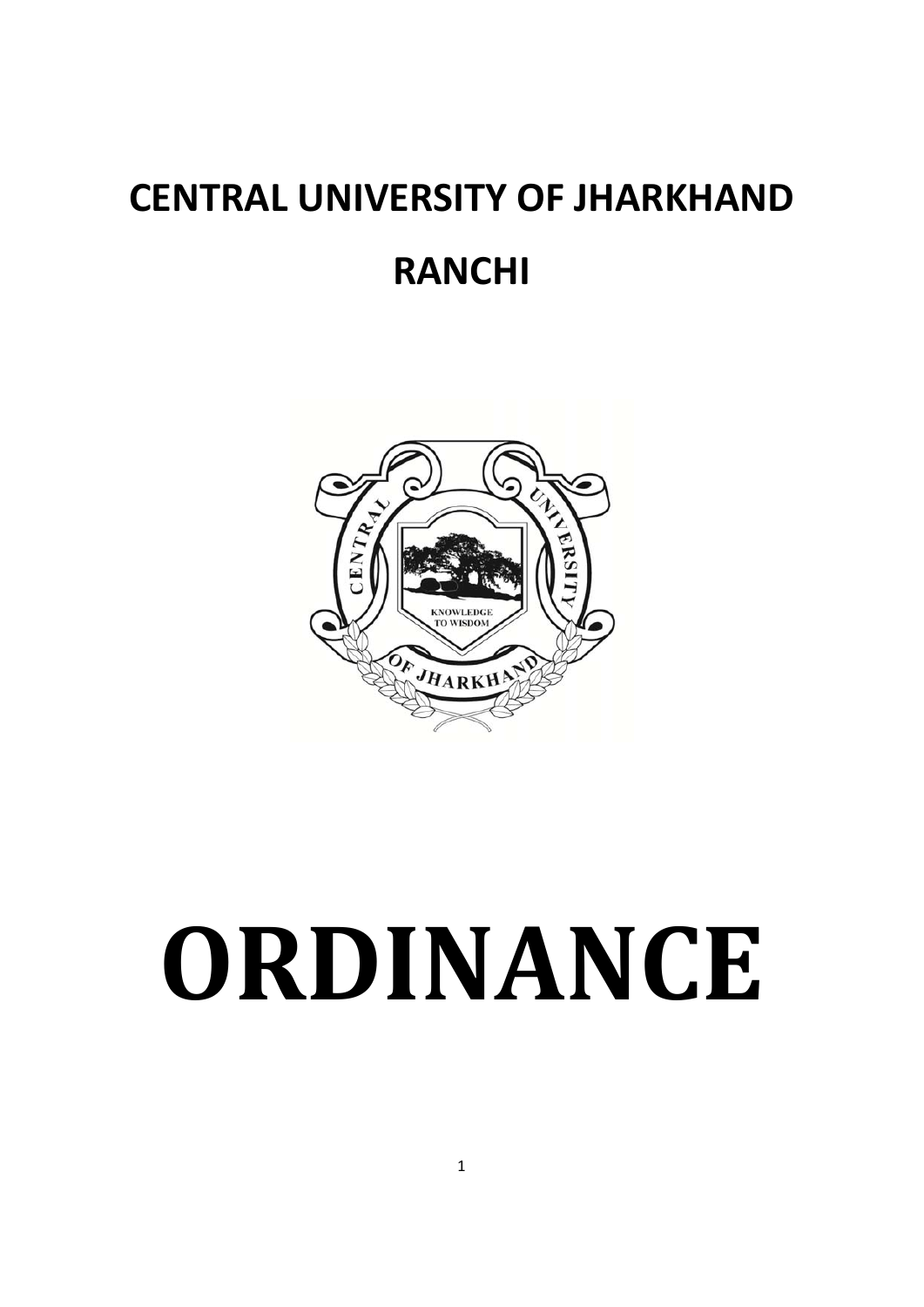# CENTRAL UNIVERSITY OF JHARKHAND

# RANCHI

# ORDINANCE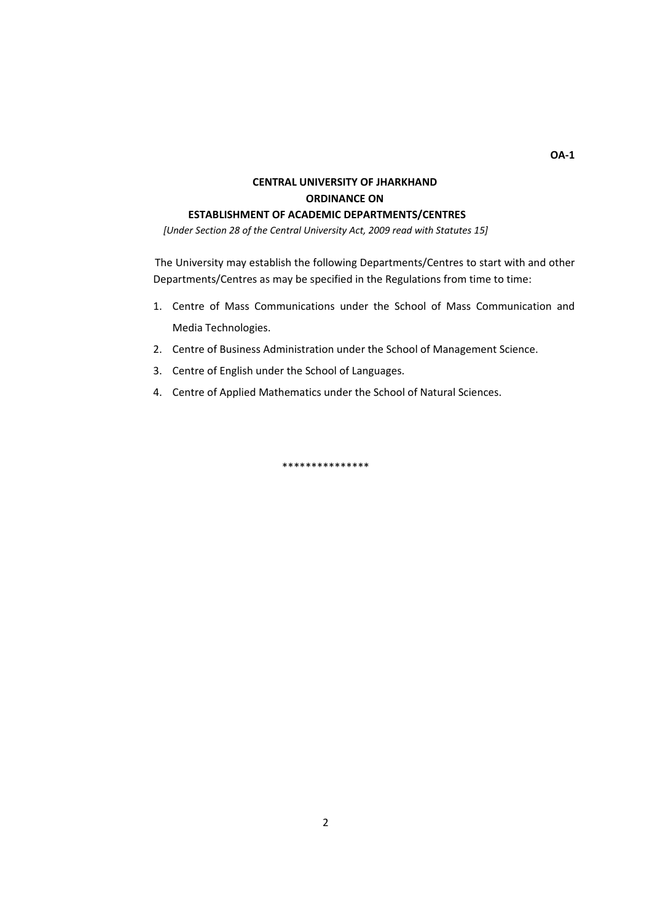**OA-1**

# CENTRAL UNIVERSITY OF JHARKHAND
## ORDINANCE ON
## ESTABLISHMENT OF ACADEMIC DEPARTMENTS/CENTRES

*[Under Section 28 of the Central University Act, 2009 read with Statutes 15]*

The University may establish the following Departments/Centres to start with and other Departments/Centres as may be specified in the Regulations from time to time:

1. Centre of Mass Communications under the School of Mass Communication and Media Technologies.
2. Centre of Business Administration under the School of Management Science.
3. Centre of English under the School of Languages.
4. Centre of Applied Mathematics under the School of Natural Sciences.

***************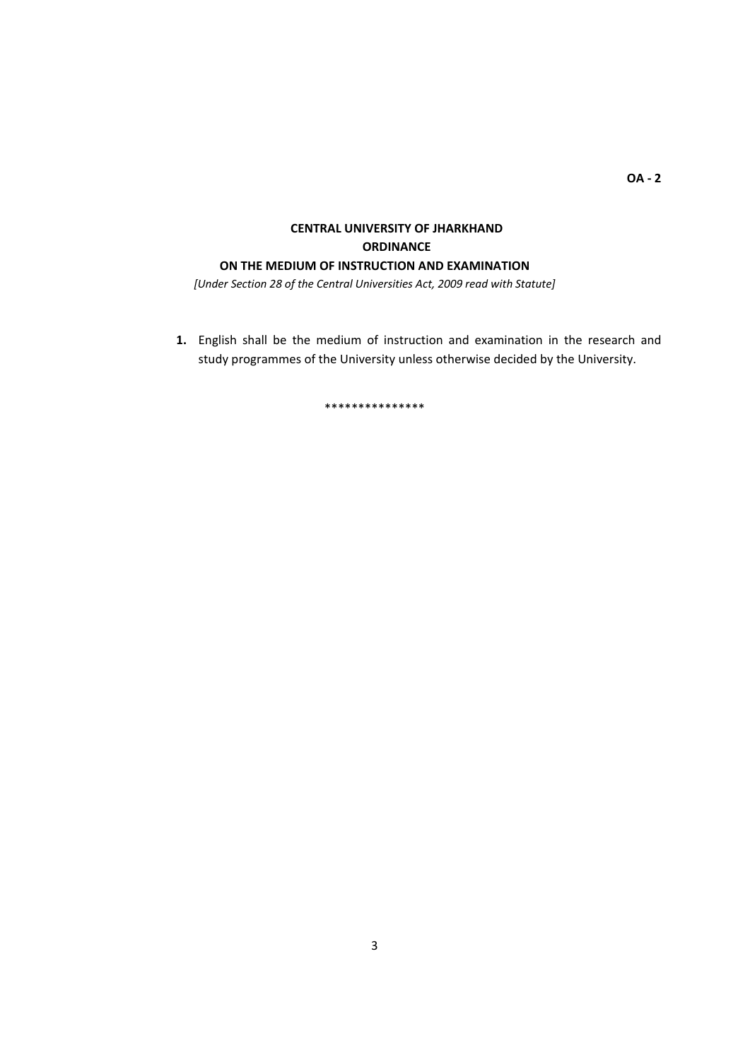**OA - 2**

# CENTRAL UNIVERSITY OF JHARKHAND
## ORDINANCE
## ON THE MEDIUM OF INSTRUCTION AND EXAMINATION

*[Under Section 28 of the Central Universities Act, 2009 read with Statute]*

1. English shall be the medium of instruction and examination in the research and study programmes of the University unless otherwise decided by the University.

***************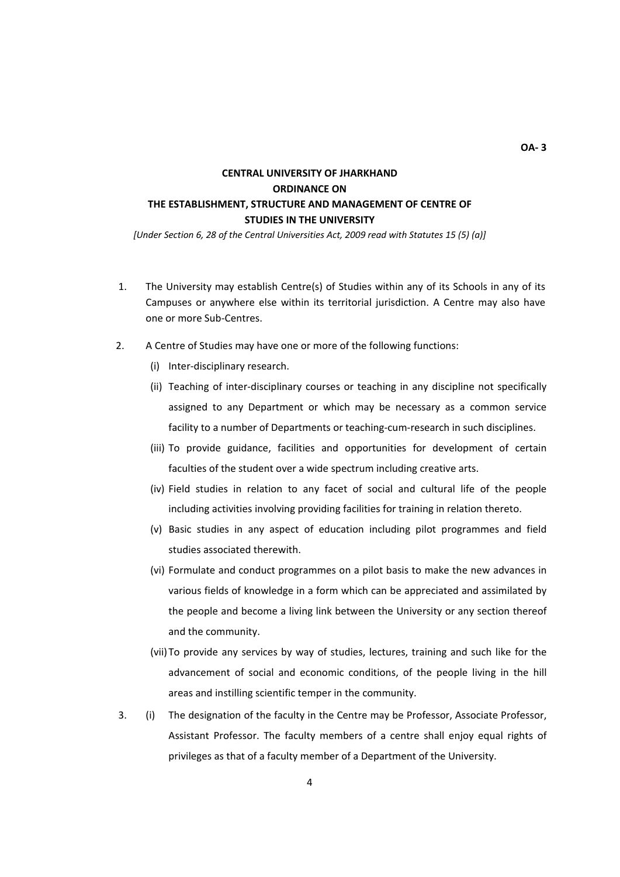**OA- 3**

# CENTRAL UNIVERSITY OF JHARKHAND
## ORDINANCE ON
## THE ESTABLISHMENT, STRUCTURE AND MANAGEMENT OF CENTRE OF STUDIES IN THE UNIVERSITY

*[Under Section 6, 28 of the Central Universities Act, 2009 read with Statutes 15 (5) (a)]*

1. The University may establish Centre(s) of Studies within any of its Schools in any of its Campuses or anywhere else within its territorial jurisdiction. A Centre may also have one or more Sub-Centres.

2. A Centre of Studies may have one or more of the following functions:

   (i) Inter-disciplinary research.

   (ii) Teaching of inter-disciplinary courses or teaching in any discipline not specifically assigned to any Department or which may be necessary as a common service facility to a number of Departments or teaching-cum-research in such disciplines.

   (iii) To provide guidance, facilities and opportunities for development of certain faculties of the student over a wide spectrum including creative arts.

   (iv) Field studies in relation to any facet of social and cultural life of the people including activities involving providing facilities for training in relation thereto.

   (v) Basic studies in any aspect of education including pilot programmes and field studies associated therewith.

   (vi) Formulate and conduct programmes on a pilot basis to make the new advances in various fields of knowledge in a form which can be appreciated and assimilated by the people and become a living link between the University or any section thereof and the community.

   (vii) To provide any services by way of studies, lectures, training and such like for the advancement of social and economic conditions, of the people living in the hill areas and instilling scientific temper in the community.

3. (i) The designation of the faculty in the Centre may be Professor, Associate Professor, Assistant Professor. The faculty members of a centre shall enjoy equal rights of privileges as that of a faculty member of a Department of the University.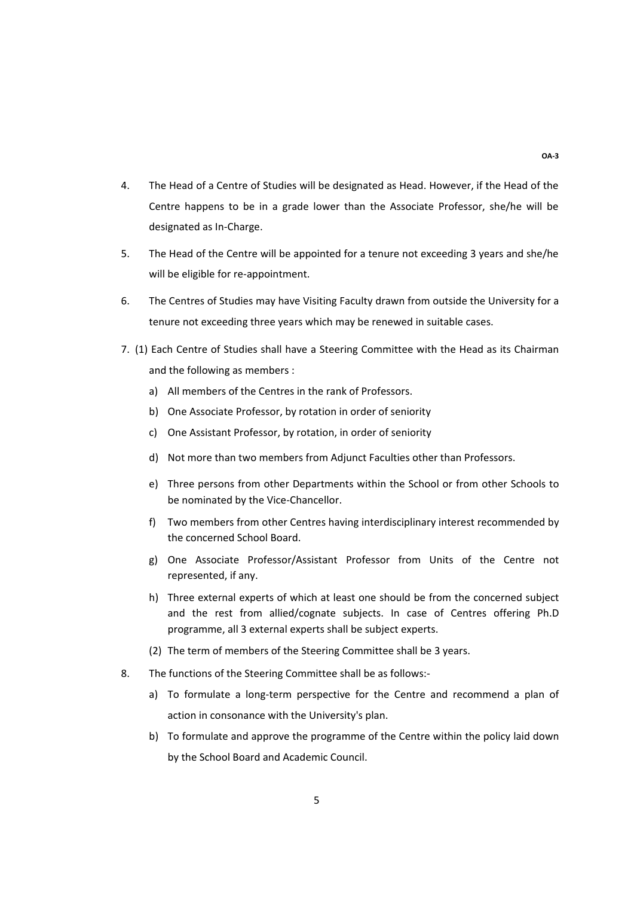4. The Head of a Centre of Studies will be designated as Head. However, if the Head of the Centre happens to be in a grade lower than the Associate Professor, she/he will be designated as In-Charge.

5. The Head of the Centre will be appointed for a tenure not exceeding 3 years and she/he will be eligible for re-appointment.

6. The Centres of Studies may have Visiting Faculty drawn from outside the University for a tenure not exceeding three years which may be renewed in suitable cases.

7. (1) Each Centre of Studies shall have a Steering Committee with the Head as its Chairman and the following as members :

   a) All members of the Centres in the rank of Professors.
   b) One Associate Professor, by rotation in order of seniority
   c) One Assistant Professor, by rotation, in order of seniority
   d) Not more than two members from Adjunct Faculties other than Professors.
   e) Three persons from other Departments within the School or from other Schools to be nominated by the Vice-Chancellor.
   f) Two members from other Centres having interdisciplinary interest recommended by the concerned School Board.
   g) One Associate Professor/Assistant Professor from Units of the Centre not represented, if any.
   h) Three external experts of which at least one should be from the concerned subject and the rest from allied/cognate subjects. In case of Centres offering Ph.D programme, all 3 external experts shall be subject experts.

   (2) The term of members of the Steering Committee shall be 3 years.

8. The functions of the Steering Committee shall be as follows:-

   a) To formulate a long-term perspective for the Centre and recommend a plan of action in consonance with the University's plan.
   b) To formulate and approve the programme of the Centre within the policy laid down by the School Board and Academic Council.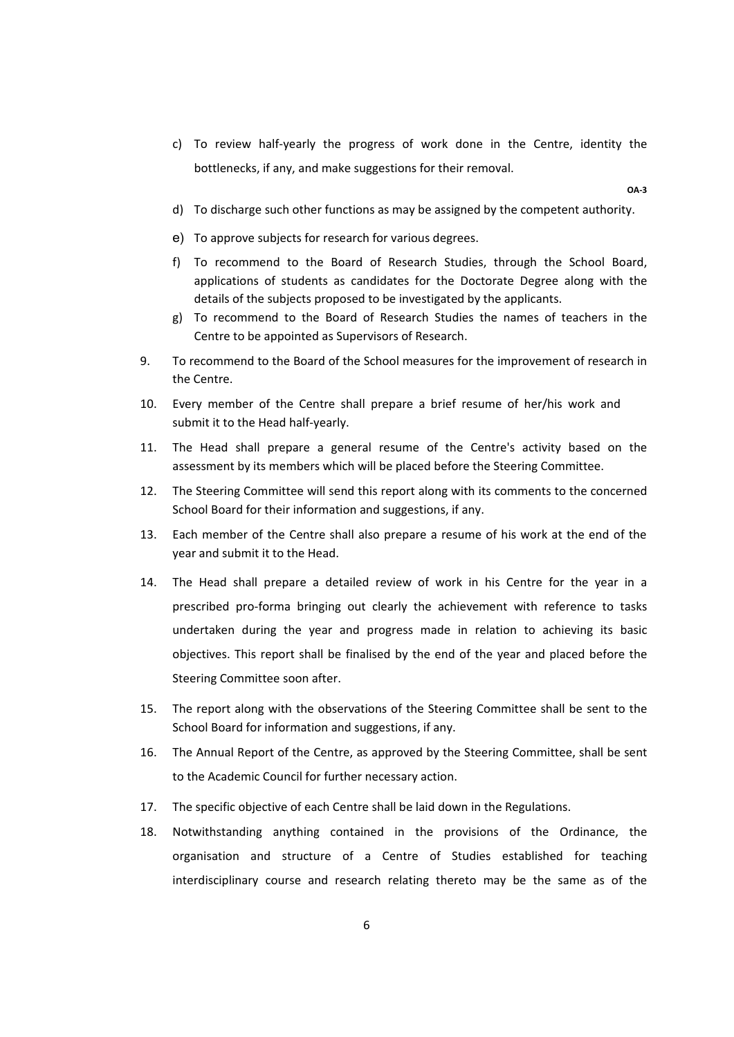c) To review half-yearly the progress of work done in the Centre, identity the bottlenecks, if any, and make suggestions for their removal.

**OA-3**

d) To discharge such other functions as may be assigned by the competent authority.

e) To approve subjects for research for various degrees.

f) To recommend to the Board of Research Studies, through the School Board, applications of students as candidates for the Doctorate Degree along with the details of the subjects proposed to be investigated by the applicants.

g) To recommend to the Board of Research Studies the names of teachers in the Centre to be appointed as Supervisors of Research.

9. To recommend to the Board of the School measures for the improvement of research in the Centre.

10. Every member of the Centre shall prepare a brief resume of her/his work and submit it to the Head half-yearly.

11. The Head shall prepare a general resume of the Centre's activity based on the assessment by its members which will be placed before the Steering Committee.

12. The Steering Committee will send this report along with its comments to the concerned School Board for their information and suggestions, if any.

13. Each member of the Centre shall also prepare a resume of his work at the end of the year and submit it to the Head.

14. The Head shall prepare a detailed review of work in his Centre for the year in a prescribed pro-forma bringing out clearly the achievement with reference to tasks undertaken during the year and progress made in relation to achieving its basic objectives. This report shall be finalised by the end of the year and placed before the Steering Committee soon after.

15. The report along with the observations of the Steering Committee shall be sent to the School Board for information and suggestions, if any.

16. The Annual Report of the Centre, as approved by the Steering Committee, shall be sent to the Academic Council for further necessary action.

17. The specific objective of each Centre shall be laid down in the Regulations.

18. Notwithstanding anything contained in the provisions of the Ordinance, the organisation and structure of a Centre of Studies established for teaching interdisciplinary course and research relating thereto may be the same as of the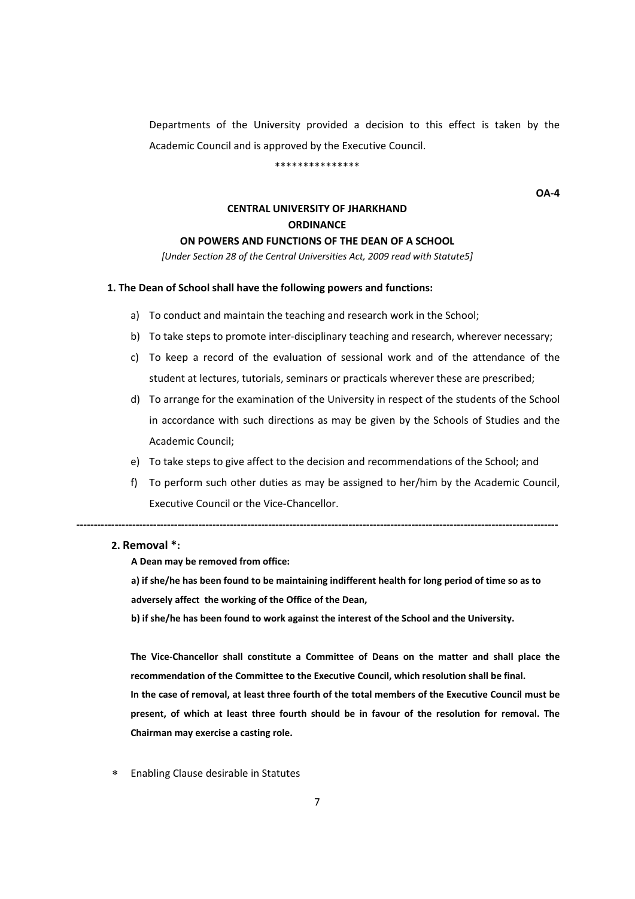Departments of the University provided a decision to this effect is taken by the Academic Council and is approved by the Executive Council.

***************

**OA-4**

## CENTRAL UNIVERSITY OF JHARKHAND
## ORDINANCE
## ON POWERS AND FUNCTIONS OF THE DEAN OF A SCHOOL

*[Under Section 28 of the Central Universities Act, 2009 read with Statute5]*

**1. The Dean of School shall have the following powers and functions:**

a) To conduct and maintain the teaching and research work in the School;

b) To take steps to promote inter-disciplinary teaching and research, wherever necessary;

c) To keep a record of the evaluation of sessional work and of the attendance of the student at lectures, tutorials, seminars or practicals wherever these are prescribed;

d) To arrange for the examination of the University in respect of the students of the School in accordance with such directions as may be given by the Schools of Studies and the Academic Council;

e) To take steps to give affect to the decision and recommendations of the School; and

f) To perform such other duties as may be assigned to her/him by the Academic Council, Executive Council or the Vice-Chancellor.

---

**2. Removal *:**

**A Dean may be removed from office:**

**a) if she/he has been found to be maintaining indifferent health for long period of time so as to adversely affect the working of the Office of the Dean,**

**b) if she/he has been found to work against the interest of the School and the University.**

**The Vice-Chancellor shall constitute a Committee of Deans on the matter and shall place the recommendation of the Committee to the Executive Council, which resolution shall be final.**

**In the case of removal, at least three fourth of the total members of the Executive Council must be present, of which at least three fourth should be in favour of the resolution for removal. The Chairman may exercise a casting role.**

* Enabling Clause desirable in Statutes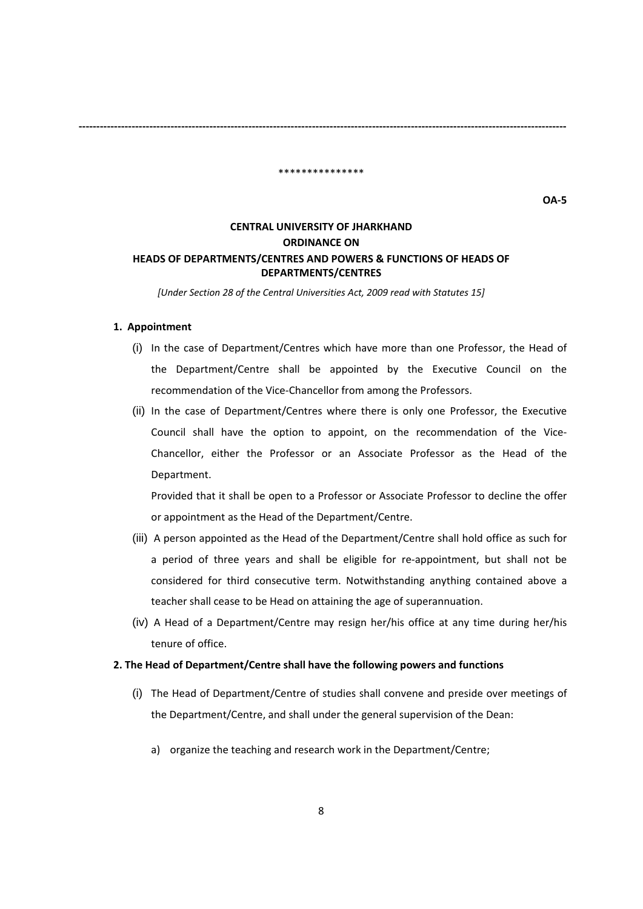---

***************

**OA-5**

**CENTRAL UNIVERSITY OF JHARKHAND**

**ORDINANCE ON**

**HEADS OF DEPARTMENTS/CENTRES AND POWERS & FUNCTIONS OF HEADS OF DEPARTMENTS/CENTRES**

*[Under Section 28 of the Central Universities Act, 2009 read with Statutes 15]*

**1. Appointment**

(i) In the case of Department/Centres which have more than one Professor, the Head of the Department/Centre shall be appointed by the Executive Council on the recommendation of the Vice-Chancellor from among the Professors.

(ii) In the case of Department/Centres where there is only one Professor, the Executive Council shall have the option to appoint, on the recommendation of the Vice-Chancellor, either the Professor or an Associate Professor as the Head of the Department.

Provided that it shall be open to a Professor or Associate Professor to decline the offer or appointment as the Head of the Department/Centre.

(iii) A person appointed as the Head of the Department/Centre shall hold office as such for a period of three years and shall be eligible for re-appointment, but shall not be considered for third consecutive term. Notwithstanding anything contained above a teacher shall cease to be Head on attaining the age of superannuation.

(iv) A Head of a Department/Centre may resign her/his office at any time during her/his tenure of office.

**2. The Head of Department/Centre shall have the following powers and functions**

(i) The Head of Department/Centre of studies shall convene and preside over meetings of the Department/Centre, and shall under the general supervision of the Dean:

a) organize the teaching and research work in the Department/Centre;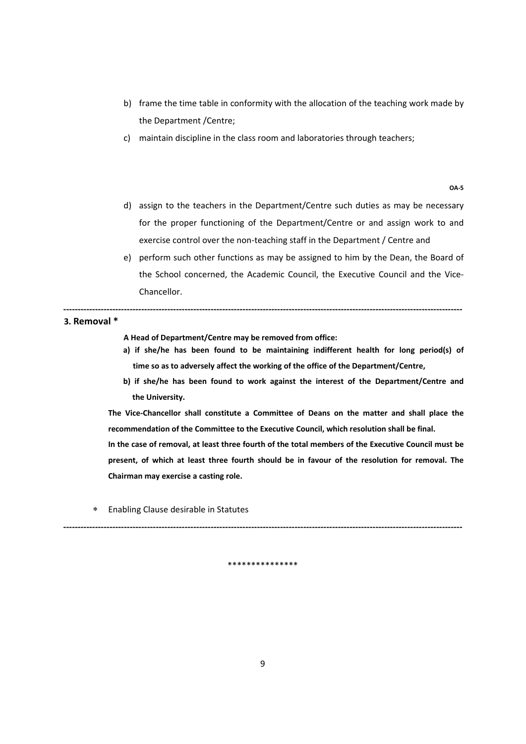b) frame the time table in conformity with the allocation of the teaching work made by the Department /Centre;

c) maintain discipline in the class room and laboratories through teachers;

**OA-5**

d) assign to the teachers in the Department/Centre such duties as may be necessary for the proper functioning of the Department/Centre or and assign work to and exercise control over the non-teaching staff in the Department / Centre and

e) perform such other functions as may be assigned to him by the Dean, the Board of the School concerned, the Academic Council, the Executive Council and the Vice-Chancellor.

---

**3. Removal ***

**A Head of Department/Centre may be removed from office:**

**a) if she/he has been found to be maintaining indifferent health for long period(s) of time so as to adversely affect the working of the office of the Department/Centre,**

**b) if she/he has been found to work against the interest of the Department/Centre and the University.**

**The Vice-Chancellor shall constitute a Committee of Deans on the matter and shall place the recommendation of the Committee to the Executive Council, which resolution shall be final.**

**In the case of removal, at least three fourth of the total members of the Executive Council must be present, of which at least three fourth should be in favour of the resolution for removal. The Chairman may exercise a casting role.**

* Enabling Clause desirable in Statutes

---

***************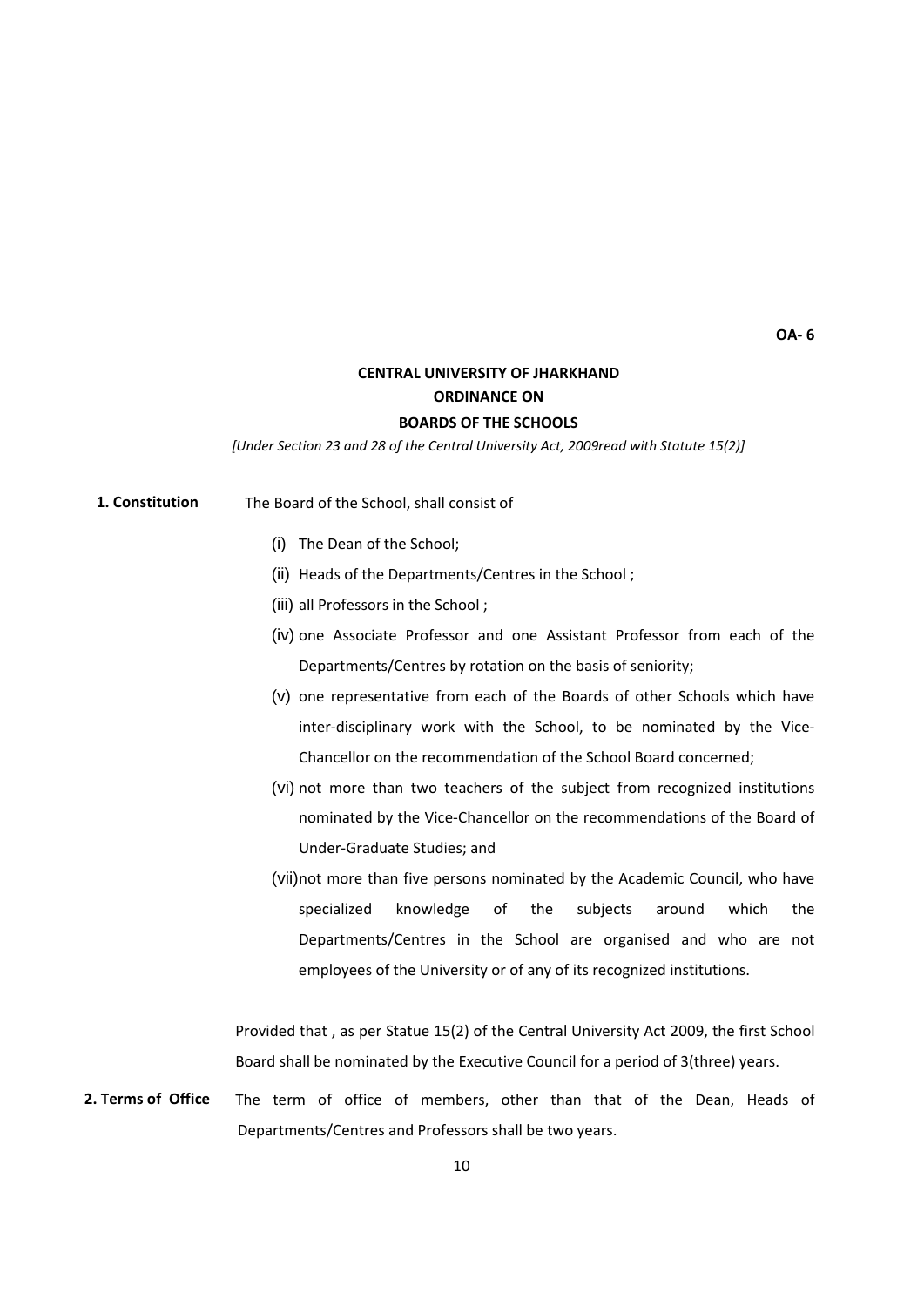OA- 6

**CENTRAL UNIVERSITY OF JHARKHAND**
**ORDINANCE ON**
**BOARDS OF THE SCHOOLS**

*[Under Section 23 and 28 of the Central University Act, 2009read with Statute 15(2)]*

**1. Constitution** The Board of the School, shall consist of

(i) The Dean of the School;

(ii) Heads of the Departments/Centres in the School ;

(iii) all Professors in the School ;

(iv) one Associate Professor and one Assistant Professor from each of the Departments/Centres by rotation on the basis of seniority;

(v) one representative from each of the Boards of other Schools which have inter-disciplinary work with the School, to be nominated by the Vice-Chancellor on the recommendation of the School Board concerned;

(vi) not more than two teachers of the subject from recognized institutions nominated by the Vice-Chancellor on the recommendations of the Board of Under-Graduate Studies; and

(vii) not more than five persons nominated by the Academic Council, who have specialized knowledge of the subjects around which the Departments/Centres in the School are organised and who are not employees of the University or of any of its recognized institutions.

Provided that , as per Statue 15(2) of the Central University Act 2009, the first School Board shall be nominated by the Executive Council for a period of 3(three) years.

**2. Terms of Office** The term of office of members, other than that of the Dean, Heads of Departments/Centres and Professors shall be two years.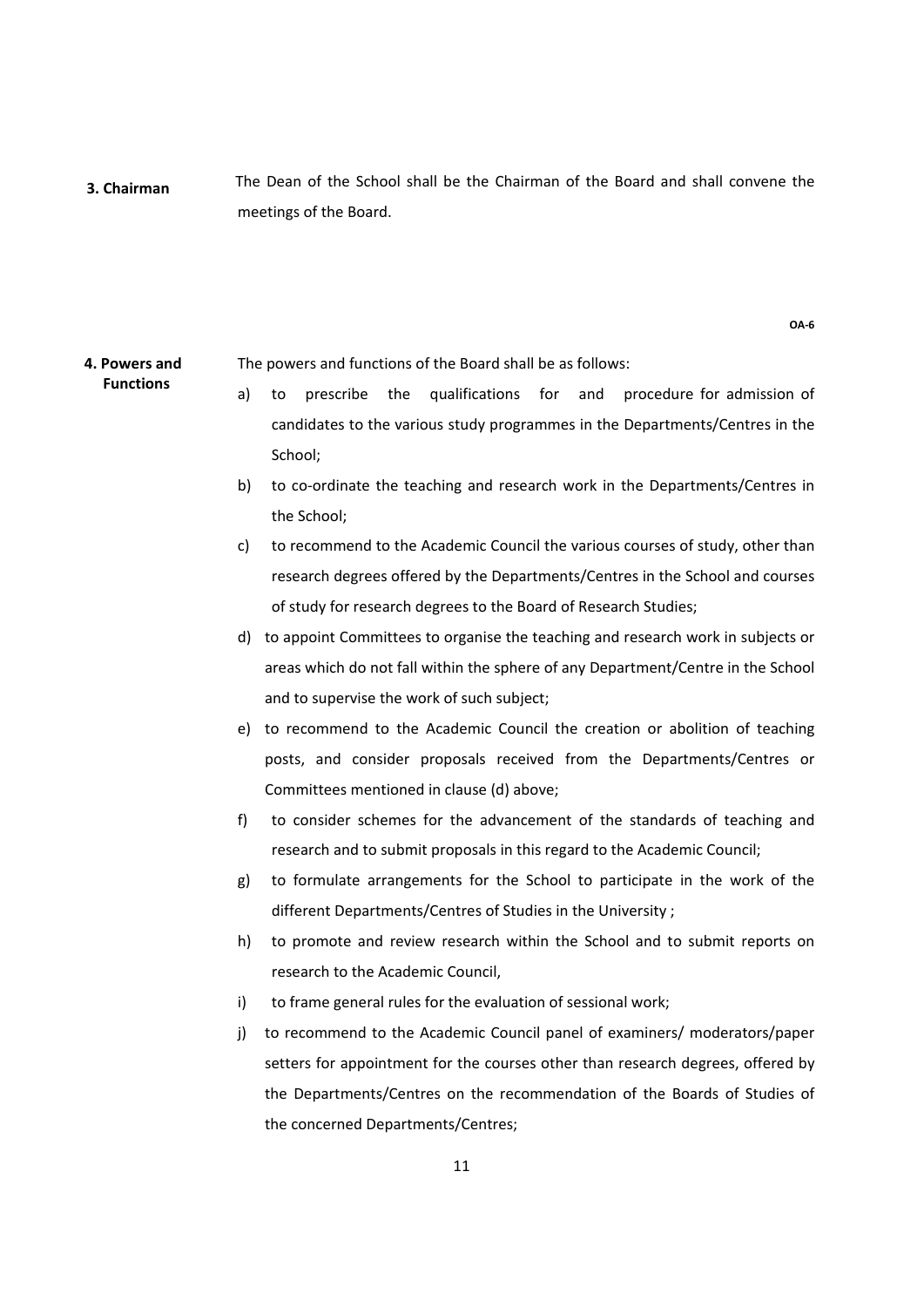**3. Chairman**

The Dean of the School shall be the Chairman of the Board and shall convene the meetings of the Board.

OA-6

**4. Powers and Functions**

The powers and functions of the Board shall be as follows:

a) to prescribe the qualifications for and procedure for admission of candidates to the various study programmes in the Departments/Centres in the School;

b) to co-ordinate the teaching and research work in the Departments/Centres in the School;

c) to recommend to the Academic Council the various courses of study, other than research degrees offered by the Departments/Centres in the School and courses of study for research degrees to the Board of Research Studies;

d) to appoint Committees to organise the teaching and research work in subjects or areas which do not fall within the sphere of any Department/Centre in the School and to supervise the work of such subject;

e) to recommend to the Academic Council the creation or abolition of teaching posts, and consider proposals received from the Departments/Centres or Committees mentioned in clause (d) above;

f) to consider schemes for the advancement of the standards of teaching and research and to submit proposals in this regard to the Academic Council;

g) to formulate arrangements for the School to participate in the work of the different Departments/Centres of Studies in the University ;

h) to promote and review research within the School and to submit reports on research to the Academic Council,

i) to frame general rules for the evaluation of sessional work;

j) to recommend to the Academic Council panel of examiners/ moderators/paper setters for appointment for the courses other than research degrees, offered by the Departments/Centres on the recommendation of the Boards of Studies of the concerned Departments/Centres;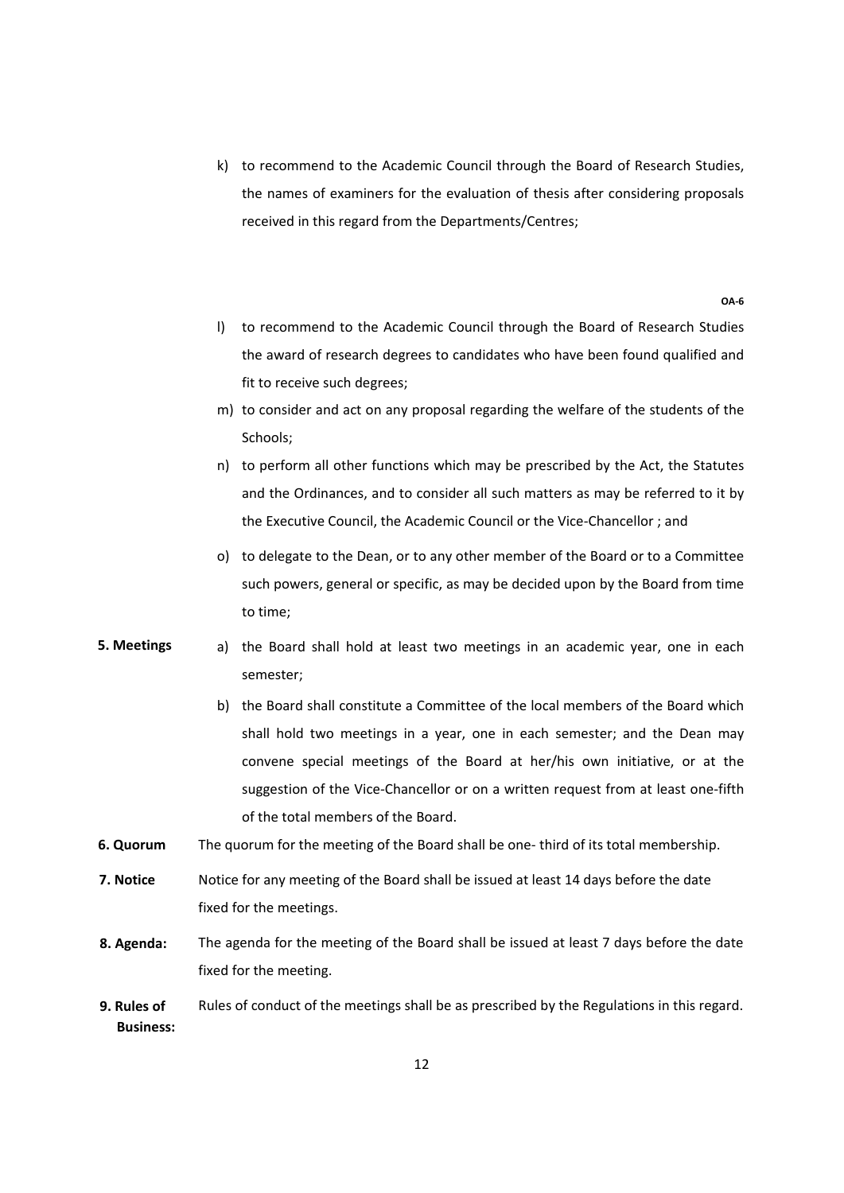k) to recommend to the Academic Council through the Board of Research Studies, the names of examiners for the evaluation of thesis after considering proposals received in this regard from the Departments/Centres;

**OA-6**

l) to recommend to the Academic Council through the Board of Research Studies the award of research degrees to candidates who have been found qualified and fit to receive such degrees;

m) to consider and act on any proposal regarding the welfare of the students of the Schools;

n) to perform all other functions which may be prescribed by the Act, the Statutes and the Ordinances, and to consider all such matters as may be referred to it by the Executive Council, the Academic Council or the Vice-Chancellor ; and

o) to delegate to the Dean, or to any other member of the Board or to a Committee such powers, general or specific, as may be decided upon by the Board from time to time;

**5. Meetings**

a) the Board shall hold at least two meetings in an academic year, one in each semester;

b) the Board shall constitute a Committee of the local members of the Board which shall hold two meetings in a year, one in each semester; and the Dean may convene special meetings of the Board at her/his own initiative, or at the suggestion of the Vice-Chancellor or on a written request from at least one-fifth of the total members of the Board.

**6. Quorum** The quorum for the meeting of the Board shall be one- third of its total membership.

**7. Notice** Notice for any meeting of the Board shall be issued at least 14 days before the date fixed for the meetings.

**8. Agenda:** The agenda for the meeting of the Board shall be issued at least 7 days before the date fixed for the meeting.

**9. Rules of Business:** Rules of conduct of the meetings shall be as prescribed by the Regulations in this regard.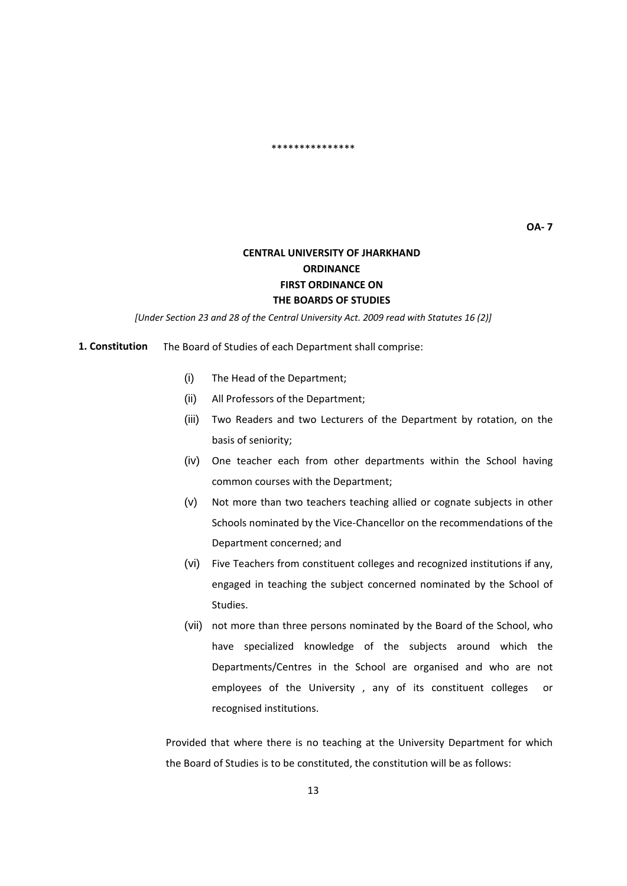***************

**OA- 7**

**CENTRAL UNIVERSITY OF JHARKHAND**
**ORDINANCE**
**FIRST ORDINANCE ON**
**THE BOARDS OF STUDIES**

*[Under Section 23 and 28 of the Central University Act. 2009 read with Statutes 16 (2)]*

**1. Constitution** The Board of Studies of each Department shall comprise:

(i) The Head of the Department;

(ii) All Professors of the Department;

(iii) Two Readers and two Lecturers of the Department by rotation, on the basis of seniority;

(iv) One teacher each from other departments within the School having common courses with the Department;

(v) Not more than two teachers teaching allied or cognate subjects in other Schools nominated by the Vice-Chancellor on the recommendations of the Department concerned; and

(vi) Five Teachers from constituent colleges and recognized institutions if any, engaged in teaching the subject concerned nominated by the School of Studies.

(vii) not more than three persons nominated by the Board of the School, who have specialized knowledge of the subjects around which the Departments/Centres in the School are organised and who are not employees of the University , any of its constituent colleges or recognised institutions.

Provided that where there is no teaching at the University Department for which the Board of Studies is to be constituted, the constitution will be as follows: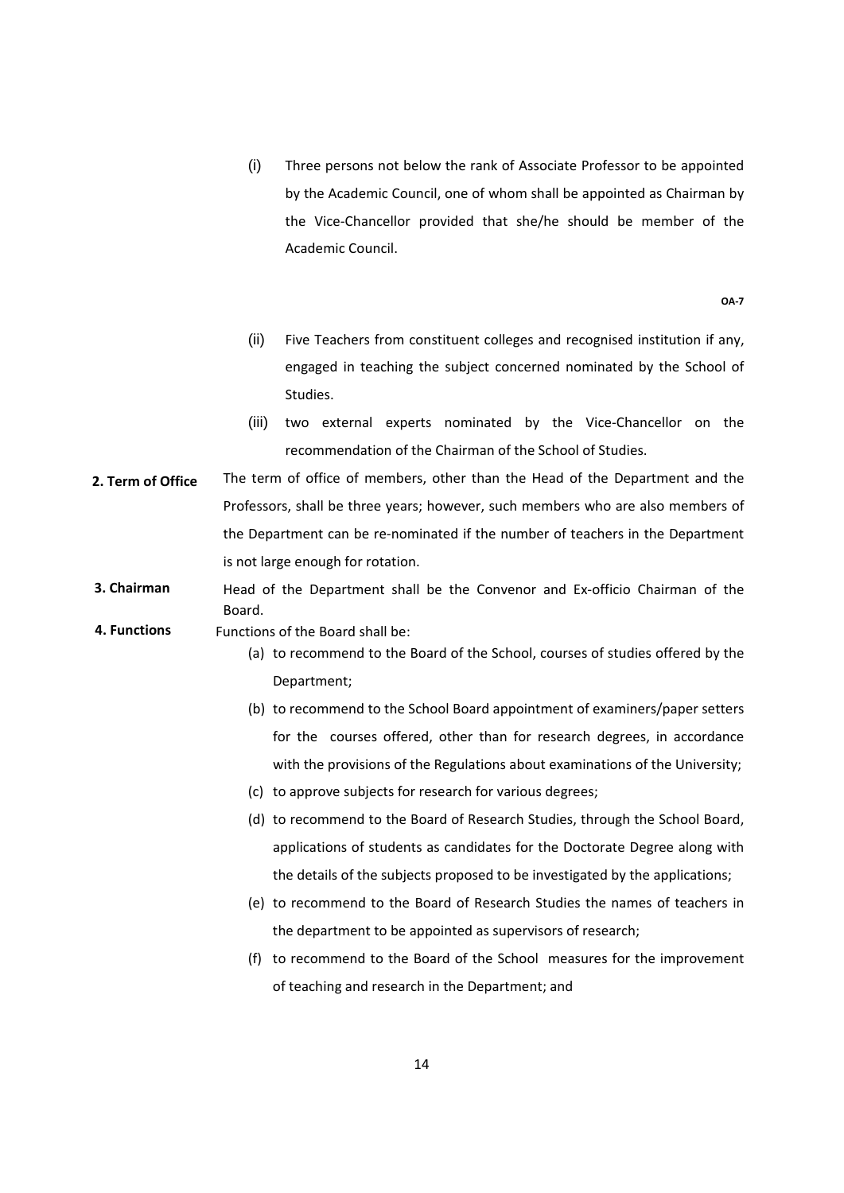(i) Three persons not below the rank of Associate Professor to be appointed by the Academic Council, one of whom shall be appointed as Chairman by the Vice-Chancellor provided that she/he should be member of the Academic Council.

**OA-7**

(ii) Five Teachers from constituent colleges and recognised institution if any, engaged in teaching the subject concerned nominated by the School of Studies.

(iii) two external experts nominated by the Vice-Chancellor on the recommendation of the Chairman of the School of Studies.

**2. Term of Office** The term of office of members, other than the Head of the Department and the Professors, shall be three years; however, such members who are also members of the Department can be re-nominated if the number of teachers in the Department is not large enough for rotation.

**3. Chairman** Head of the Department shall be the Convenor and Ex-officio Chairman of the Board.

**4. Functions** Functions of the Board shall be:

(a) to recommend to the Board of the School, courses of studies offered by the Department;

(b) to recommend to the School Board appointment of examiners/paper setters for the courses offered, other than for research degrees, in accordance with the provisions of the Regulations about examinations of the University;

(c) to approve subjects for research for various degrees;

(d) to recommend to the Board of Research Studies, through the School Board, applications of students as candidates for the Doctorate Degree along with the details of the subjects proposed to be investigated by the applications;

(e) to recommend to the Board of Research Studies the names of teachers in the department to be appointed as supervisors of research;

(f) to recommend to the Board of the School measures for the improvement of teaching and research in the Department; and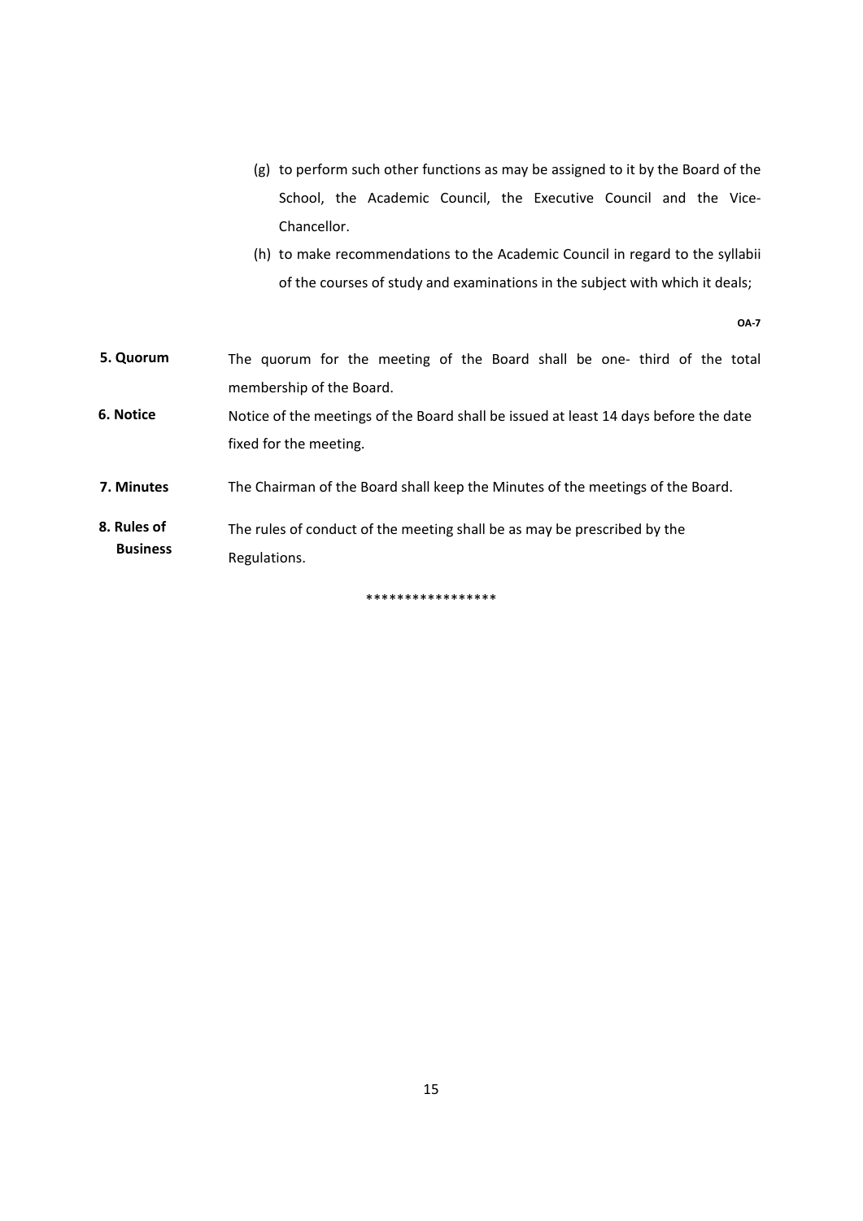(g) to perform such other functions as may be assigned to it by the Board of the School, the Academic Council, the Executive Council and the Vice-Chancellor.

(h) to make recommendations to the Academic Council in regard to the syllabii of the courses of study and examinations in the subject with which it deals;

**OA-7**

**5. Quorum** The quorum for the meeting of the Board shall be one- third of the total membership of the Board.

**6. Notice** Notice of the meetings of the Board shall be issued at least 14 days before the date fixed for the meeting.

**7. Minutes** The Chairman of the Board shall keep the Minutes of the meetings of the Board.

**8. Rules of Business** The rules of conduct of the meeting shall be as may be prescribed by the Regulations.

*****************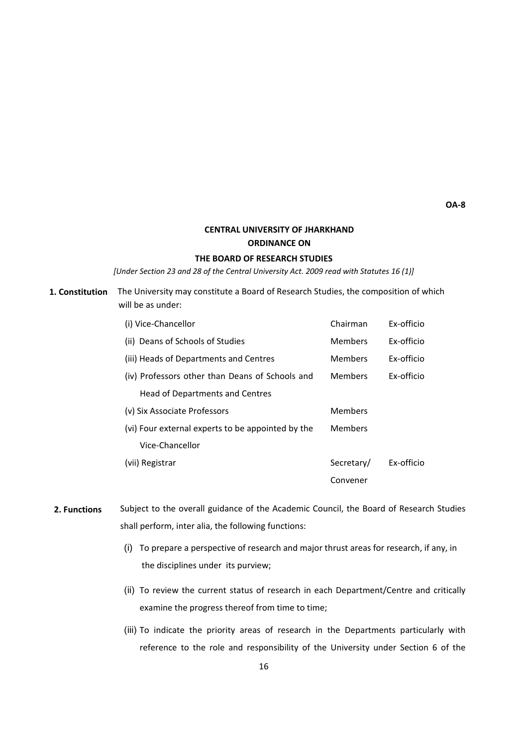OA-8

**CENTRAL UNIVERSITY OF JHARKHAND**

**ORDINANCE ON**

**THE BOARD OF RESEARCH STUDIES**

*[Under Section 23 and 28 of the Central University Act. 2009 read with Statutes 16 (1)]*

**1. Constitution** The University may constitute a Board of Research Studies, the composition of which will be as under:

| | | |
|---|---|---|
| (i) Vice-Chancellor | Chairman | Ex-officio |
| (ii) Deans of Schools of Studies | Members | Ex-officio |
| (iii) Heads of Departments and Centres | Members | Ex-officio |
| (iv) Professors other than Deans of Schools and Head of Departments and Centres | Members | Ex-officio |
| (v) Six Associate Professors | Members | |
| (vi) Four external experts to be appointed by the Vice-Chancellor | Members | |
| (vii) Registrar | Secretary/ Convener | Ex-officio |

**2. Functions** Subject to the overall guidance of the Academic Council, the Board of Research Studies shall perform, inter alia, the following functions:

(i) To prepare a perspective of research and major thrust areas for research, if any, in the disciplines under its purview;

(ii) To review the current status of research in each Department/Centre and critically examine the progress thereof from time to time;

(iii) To indicate the priority areas of research in the Departments particularly with reference to the role and responsibility of the University under Section 6 of the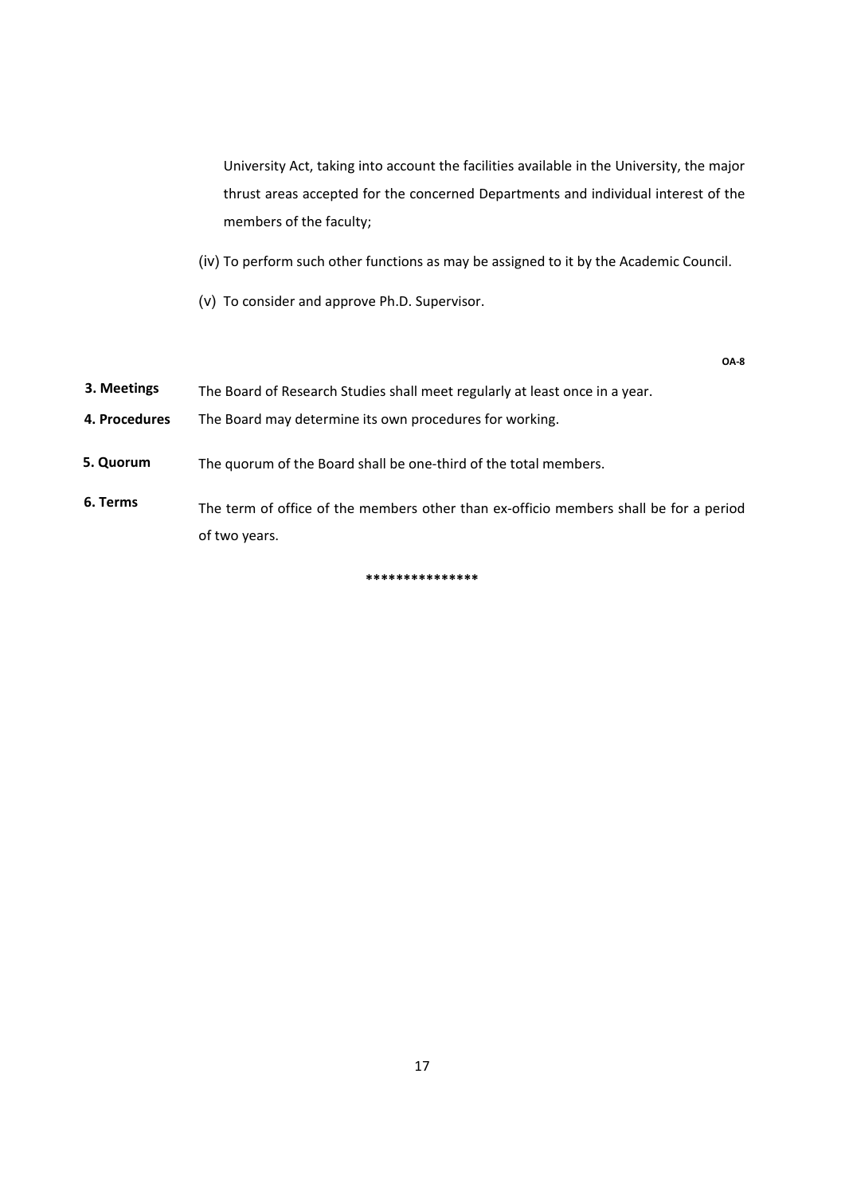University Act, taking into account the facilities available in the University, the major thrust areas accepted for the concerned Departments and individual interest of the members of the faculty;

(iv) To perform such other functions as may be assigned to it by the Academic Council.

(v) To consider and approve Ph.D. Supervisor.

**OA-8**

**3. Meetings** The Board of Research Studies shall meet regularly at least once in a year.

**4. Procedures** The Board may determine its own procedures for working.

**5. Quorum** The quorum of the Board shall be one-third of the total members.

**6. Terms** The term of office of the members other than ex-officio members shall be for a period of two years.

***************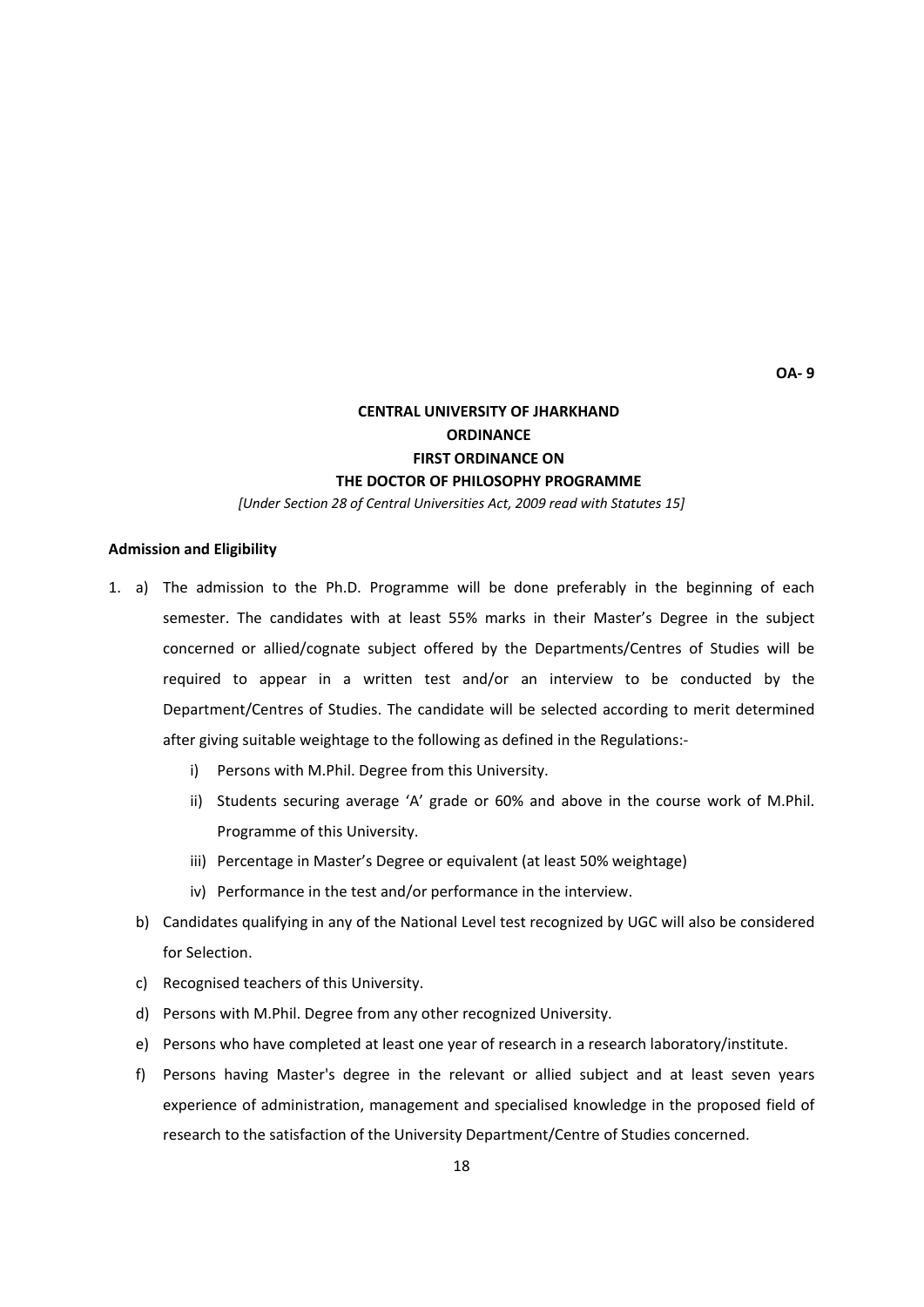**OA- 9**

# CENTRAL UNIVERSITY OF JHARKHAND
## ORDINANCE
## FIRST ORDINANCE ON
## THE DOCTOR OF PHILOSOPHY PROGRAMME

*[Under Section 28 of Central Universities Act, 2009 read with Statutes 15]*

**Admission and Eligibility**

1. a) The admission to the Ph.D. Programme will be done preferably in the beginning of each semester. The candidates with at least 55% marks in their Master's Degree in the subject concerned or allied/cognate subject offered by the Departments/Centres of Studies will be required to appear in a written test and/or an interview to be conducted by the Department/Centres of Studies. The candidate will be selected according to merit determined after giving suitable weightage to the following as defined in the Regulations:-

   i) Persons with M.Phil. Degree from this University.

   ii) Students securing average 'A' grade or 60% and above in the course work of M.Phil. Programme of this University.

   iii) Percentage in Master's Degree or equivalent (at least 50% weightage)

   iv) Performance in the test and/or performance in the interview.

   b) Candidates qualifying in any of the National Level test recognized by UGC will also be considered for Selection.

   c) Recognised teachers of this University.

   d) Persons with M.Phil. Degree from any other recognized University.

   e) Persons who have completed at least one year of research in a research laboratory/institute.

   f) Persons having Master's degree in the relevant or allied subject and at least seven years experience of administration, management and specialised knowledge in the proposed field of research to the satisfaction of the University Department/Centre of Studies concerned.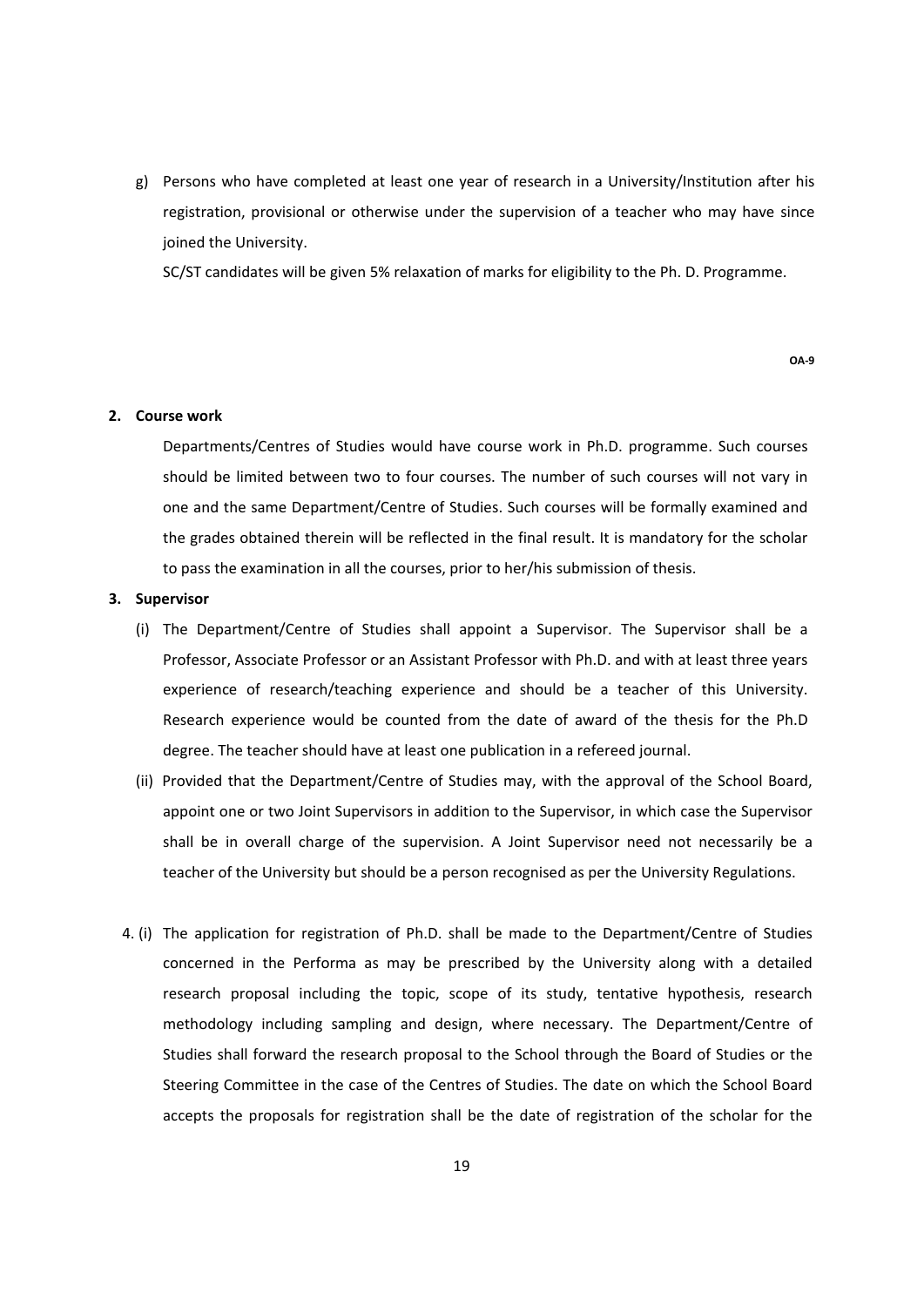g) Persons who have completed at least one year of research in a University/Institution after his registration, provisional or otherwise under the supervision of a teacher who may have since joined the University.

SC/ST candidates will be given 5% relaxation of marks for eligibility to the Ph. D. Programme.

**OA-9**

**2. Course work**

Departments/Centres of Studies would have course work in Ph.D. programme. Such courses should be limited between two to four courses. The number of such courses will not vary in one and the same Department/Centre of Studies. Such courses will be formally examined and the grades obtained therein will be reflected in the final result. It is mandatory for the scholar to pass the examination in all the courses, prior to her/his submission of thesis.

**3. Supervisor**

(i) The Department/Centre of Studies shall appoint a Supervisor. The Supervisor shall be a Professor, Associate Professor or an Assistant Professor with Ph.D. and with at least three years experience of research/teaching experience and should be a teacher of this University. Research experience would be counted from the date of award of the thesis for the Ph.D degree. The teacher should have at least one publication in a refereed journal.

(ii) Provided that the Department/Centre of Studies may, with the approval of the School Board, appoint one or two Joint Supervisors in addition to the Supervisor, in which case the Supervisor shall be in overall charge of the supervision. A Joint Supervisor need not necessarily be a teacher of the University but should be a person recognised as per the University Regulations.

4. (i) The application for registration of Ph.D. shall be made to the Department/Centre of Studies concerned in the Performa as may be prescribed by the University along with a detailed research proposal including the topic, scope of its study, tentative hypothesis, research methodology including sampling and design, where necessary. The Department/Centre of Studies shall forward the research proposal to the School through the Board of Studies or the Steering Committee in the case of the Centres of Studies. The date on which the School Board accepts the proposals for registration shall be the date of registration of the scholar for the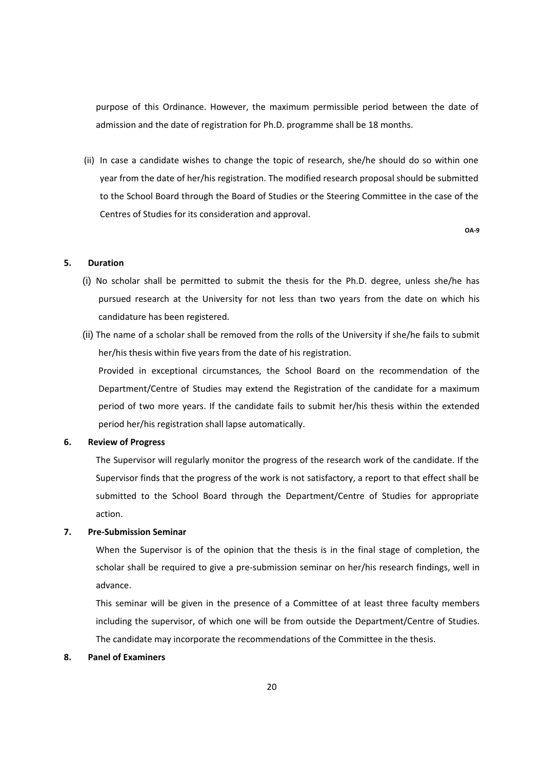purpose of this Ordinance. However, the maximum permissible period between the date of admission and the date of registration for Ph.D. programme shall be 18 months.

(ii) In case a candidate wishes to change the topic of research, she/he should do so within one year from the date of her/his registration. The modified research proposal should be submitted to the School Board through the Board of Studies or the Steering Committee in the case of the Centres of Studies for its consideration and approval.

**OA-9**

**5. Duration**

(i) No scholar shall be permitted to submit the thesis for the Ph.D. degree, unless she/he has pursued research at the University for not less than two years from the date on which his candidature has been registered.

(ii) The name of a scholar shall be removed from the rolls of the University if she/he fails to submit her/his thesis within five years from the date of his registration.

Provided in exceptional circumstances, the School Board on the recommendation of the Department/Centre of Studies may extend the Registration of the candidate for a maximum period of two more years. If the candidate fails to submit her/his thesis within the extended period her/his registration shall lapse automatically.

**6. Review of Progress**

The Supervisor will regularly monitor the progress of the research work of the candidate. If the Supervisor finds that the progress of the work is not satisfactory, a report to that effect shall be submitted to the School Board through the Department/Centre of Studies for appropriate action.

**7. Pre-Submission Seminar**

When the Supervisor is of the opinion that the thesis is in the final stage of completion, the scholar shall be required to give a pre-submission seminar on her/his research findings, well in advance.

This seminar will be given in the presence of a Committee of at least three faculty members including the supervisor, of which one will be from outside the Department/Centre of Studies. The candidate may incorporate the recommendations of the Committee in the thesis.

**8. Panel of Examiners**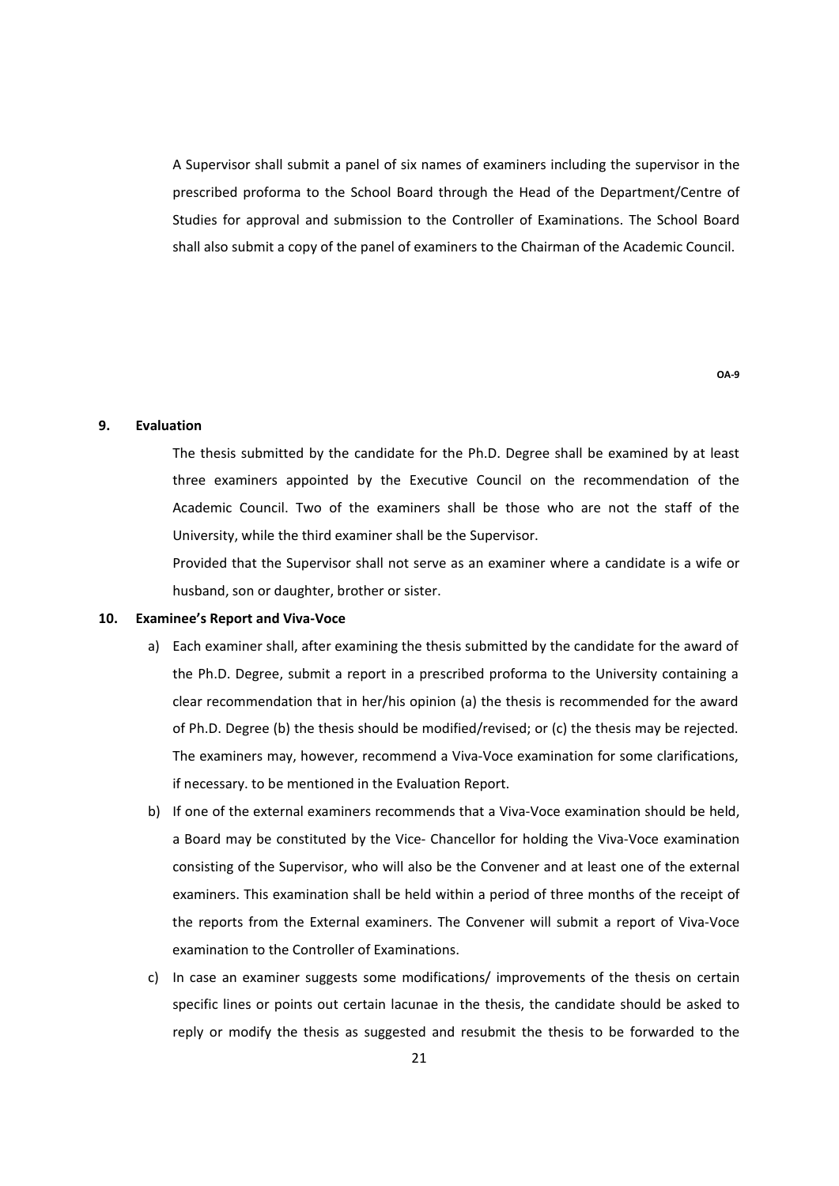A Supervisor shall submit a panel of six names of examiners including the supervisor in the prescribed proforma to the School Board through the Head of the Department/Centre of Studies for approval and submission to the Controller of Examinations. The School Board shall also submit a copy of the panel of examiners to the Chairman of the Academic Council.

**OA-9**

## 9. Evaluation

The thesis submitted by the candidate for the Ph.D. Degree shall be examined by at least three examiners appointed by the Executive Council on the recommendation of the Academic Council. Two of the examiners shall be those who are not the staff of the University, while the third examiner shall be the Supervisor.

Provided that the Supervisor shall not serve as an examiner where a candidate is a wife or husband, son or daughter, brother or sister.

## 10. Examinee's Report and Viva-Voce

a) Each examiner shall, after examining the thesis submitted by the candidate for the award of the Ph.D. Degree, submit a report in a prescribed proforma to the University containing a clear recommendation that in her/his opinion (a) the thesis is recommended for the award of Ph.D. Degree (b) the thesis should be modified/revised; or (c) the thesis may be rejected. The examiners may, however, recommend a Viva-Voce examination for some clarifications, if necessary. to be mentioned in the Evaluation Report.

b) If one of the external examiners recommends that a Viva-Voce examination should be held, a Board may be constituted by the Vice- Chancellor for holding the Viva-Voce examination consisting of the Supervisor, who will also be the Convener and at least one of the external examiners. This examination shall be held within a period of three months of the receipt of the reports from the External examiners. The Convener will submit a report of Viva-Voce examination to the Controller of Examinations.

c) In case an examiner suggests some modifications/ improvements of the thesis on certain specific lines or points out certain lacunae in the thesis, the candidate should be asked to reply or modify the thesis as suggested and resubmit the thesis to be forwarded to the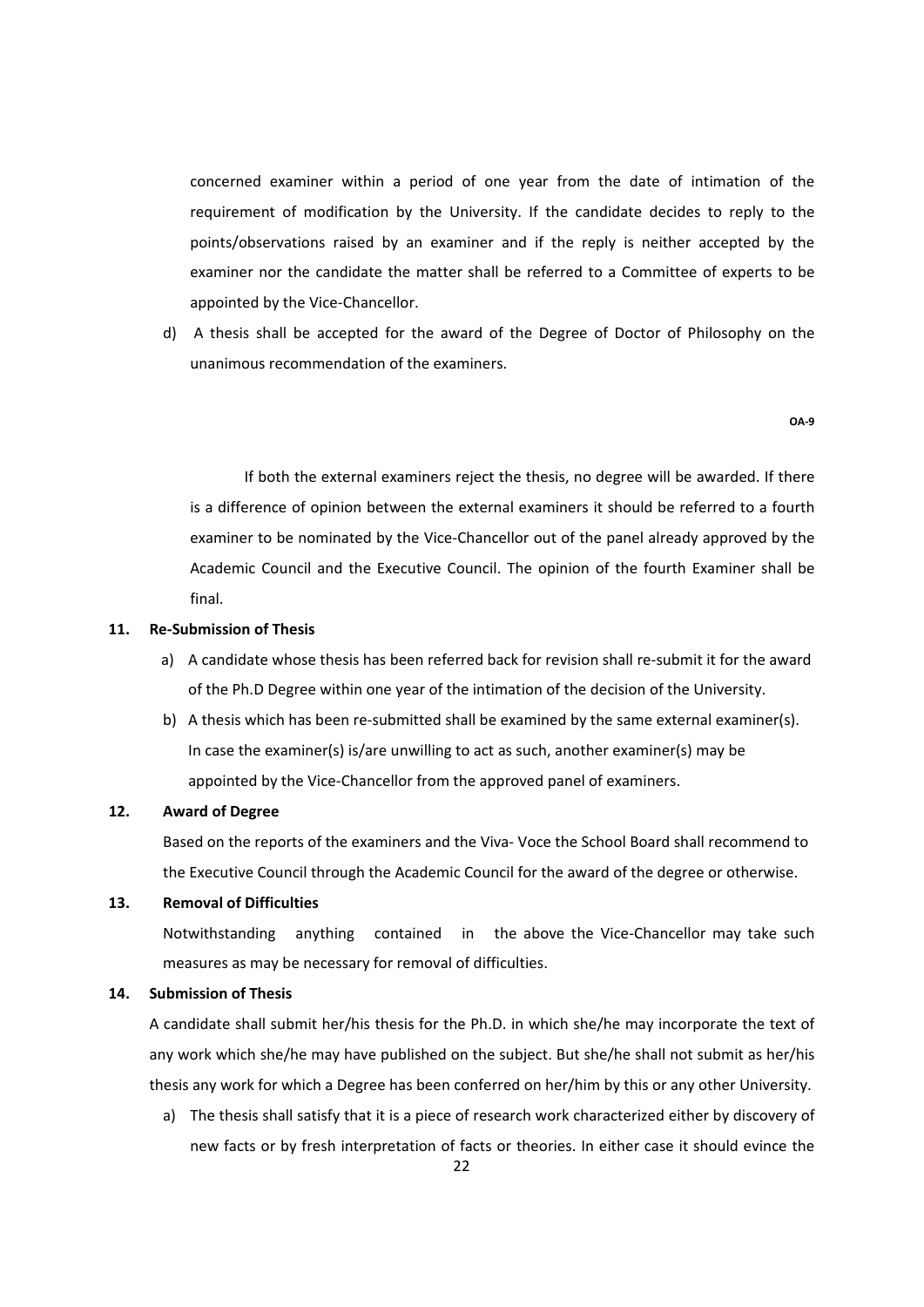concerned examiner within a period of one year from the date of intimation of the requirement of modification by the University. If the candidate decides to reply to the points/observations raised by an examiner and if the reply is neither accepted by the examiner nor the candidate the matter shall be referred to a Committee of experts to be appointed by the Vice-Chancellor.

d) A thesis shall be accepted for the award of the Degree of Doctor of Philosophy on the unanimous recommendation of the examiners.

**OA-9**

If both the external examiners reject the thesis, no degree will be awarded. If there is a difference of opinion between the external examiners it should be referred to a fourth examiner to be nominated by the Vice-Chancellor out of the panel already approved by the Academic Council and the Executive Council. The opinion of the fourth Examiner shall be final.

**11. Re-Submission of Thesis**

a) A candidate whose thesis has been referred back for revision shall re-submit it for the award of the Ph.D Degree within one year of the intimation of the decision of the University.

b) A thesis which has been re-submitted shall be examined by the same external examiner(s). In case the examiner(s) is/are unwilling to act as such, another examiner(s) may be appointed by the Vice-Chancellor from the approved panel of examiners.

**12. Award of Degree**

Based on the reports of the examiners and the Viva- Voce the School Board shall recommend to the Executive Council through the Academic Council for the award of the degree or otherwise.

**13. Removal of Difficulties**

Notwithstanding anything contained in the above the Vice-Chancellor may take such measures as may be necessary for removal of difficulties.

**14. Submission of Thesis**

A candidate shall submit her/his thesis for the Ph.D. in which she/he may incorporate the text of any work which she/he may have published on the subject. But she/he shall not submit as her/his thesis any work for which a Degree has been conferred on her/him by this or any other University.

a) The thesis shall satisfy that it is a piece of research work characterized either by discovery of new facts or by fresh interpretation of facts or theories. In either case it should evince the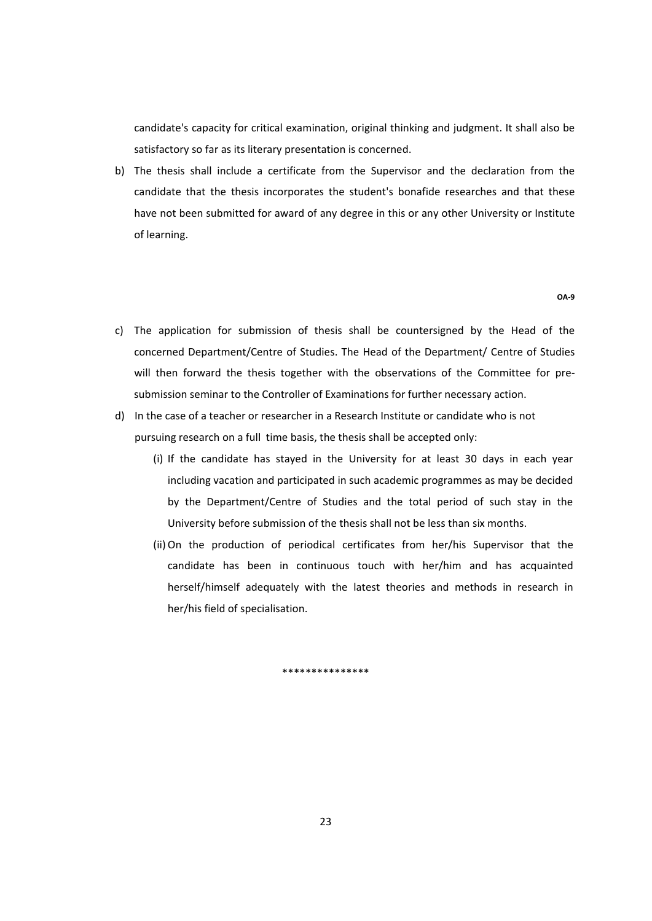candidate's capacity for critical examination, original thinking and judgment. It shall also be satisfactory so far as its literary presentation is concerned.

b) The thesis shall include a certificate from the Supervisor and the declaration from the candidate that the thesis incorporates the student's bonafide researches and that these have not been submitted for award of any degree in this or any other University or Institute of learning.

**OA-9**

c) The application for submission of thesis shall be countersigned by the Head of the concerned Department/Centre of Studies. The Head of the Department/ Centre of Studies will then forward the thesis together with the observations of the Committee for pre-submission seminar to the Controller of Examinations for further necessary action.

d) In the case of a teacher or researcher in a Research Institute or candidate who is not pursuing research on a full time basis, the thesis shall be accepted only:

   (i) If the candidate has stayed in the University for at least 30 days in each year including vacation and participated in such academic programmes as may be decided by the Department/Centre of Studies and the total period of such stay in the University before submission of the thesis shall not be less than six months.

   (ii) On the production of periodical certificates from her/his Supervisor that the candidate has been in continuous touch with her/him and has acquainted herself/himself adequately with the latest theories and methods in research in her/his field of specialisation.

***************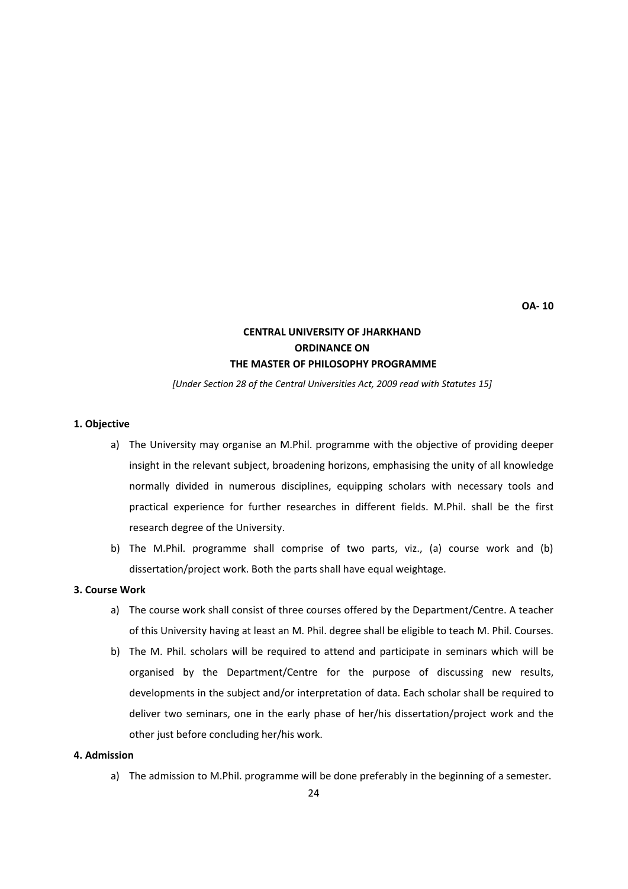**OA- 10**

# CENTRAL UNIVERSITY OF JHARKHAND
## ORDINANCE ON
## THE MASTER OF PHILOSOPHY PROGRAMME

*[Under Section 28 of the Central Universities Act, 2009 read with Statutes 15]*

### 1. Objective

a) The University may organise an M.Phil. programme with the objective of providing deeper insight in the relevant subject, broadening horizons, emphasising the unity of all knowledge normally divided in numerous disciplines, equipping scholars with necessary tools and practical experience for further researches in different fields. M.Phil. shall be the first research degree of the University.

b) The M.Phil. programme shall comprise of two parts, viz., (a) course work and (b) dissertation/project work. Both the parts shall have equal weightage.

### 3. Course Work

a) The course work shall consist of three courses offered by the Department/Centre. A teacher of this University having at least an M. Phil. degree shall be eligible to teach M. Phil. Courses.

b) The M. Phil. scholars will be required to attend and participate in seminars which will be organised by the Department/Centre for the purpose of discussing new results, developments in the subject and/or interpretation of data. Each scholar shall be required to deliver two seminars, one in the early phase of her/his dissertation/project work and the other just before concluding her/his work.

### 4. Admission

a) The admission to M.Phil. programme will be done preferably in the beginning of a semester.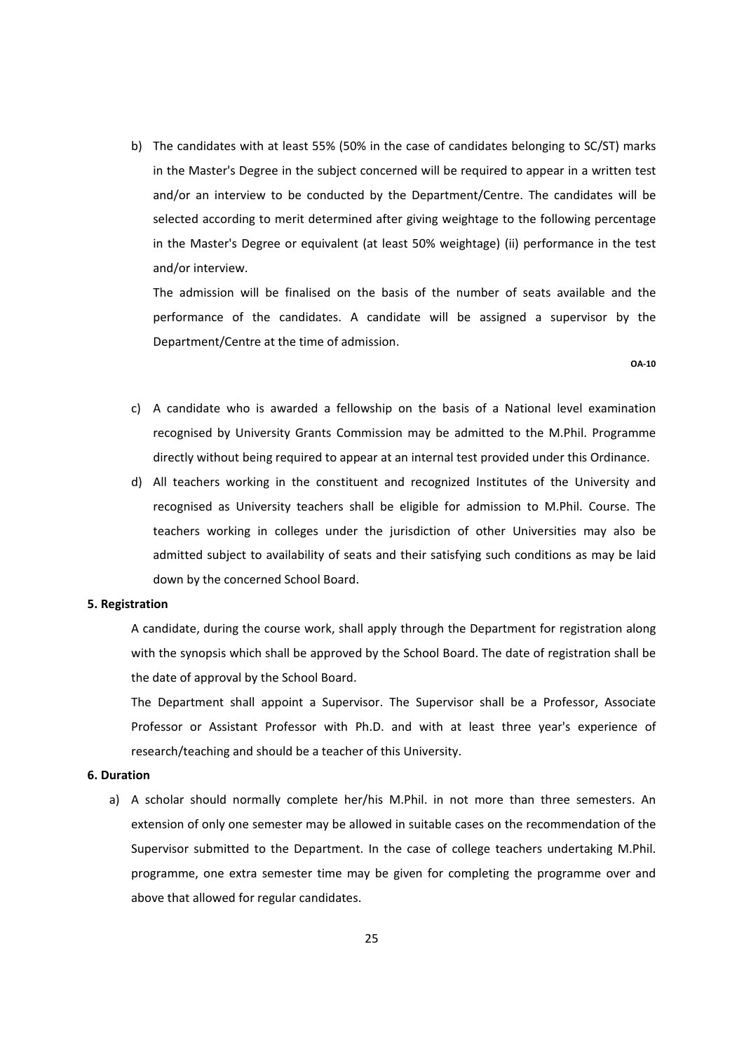b) The candidates with at least 55% (50% in the case of candidates belonging to SC/ST) marks in the Master's Degree in the subject concerned will be required to appear in a written test and/or an interview to be conducted by the Department/Centre. The candidates will be selected according to merit determined after giving weightage to the following percentage in the Master's Degree or equivalent (at least 50% weightage) (ii) performance in the test and/or interview.

   The admission will be finalised on the basis of the number of seats available and the performance of the candidates. A candidate will be assigned a supervisor by the Department/Centre at the time of admission.

**OA-10**

c) A candidate who is awarded a fellowship on the basis of a National level examination recognised by University Grants Commission may be admitted to the M.Phil. Programme directly without being required to appear at an internal test provided under this Ordinance.

d) All teachers working in the constituent and recognized Institutes of the University and recognised as University teachers shall be eligible for admission to M.Phil. Course. The teachers working in colleges under the jurisdiction of other Universities may also be admitted subject to availability of seats and their satisfying such conditions as may be laid down by the concerned School Board.

**5. Registration**

A candidate, during the course work, shall apply through the Department for registration along with the synopsis which shall be approved by the School Board. The date of registration shall be the date of approval by the School Board.

The Department shall appoint a Supervisor. The Supervisor shall be a Professor, Associate Professor or Assistant Professor with Ph.D. and with at least three year's experience of research/teaching and should be a teacher of this University.

**6. Duration**

a) A scholar should normally complete her/his M.Phil. in not more than three semesters. An extension of only one semester may be allowed in suitable cases on the recommendation of the Supervisor submitted to the Department. In the case of college teachers undertaking M.Phil. programme, one extra semester time may be given for completing the programme over and above that allowed for regular candidates.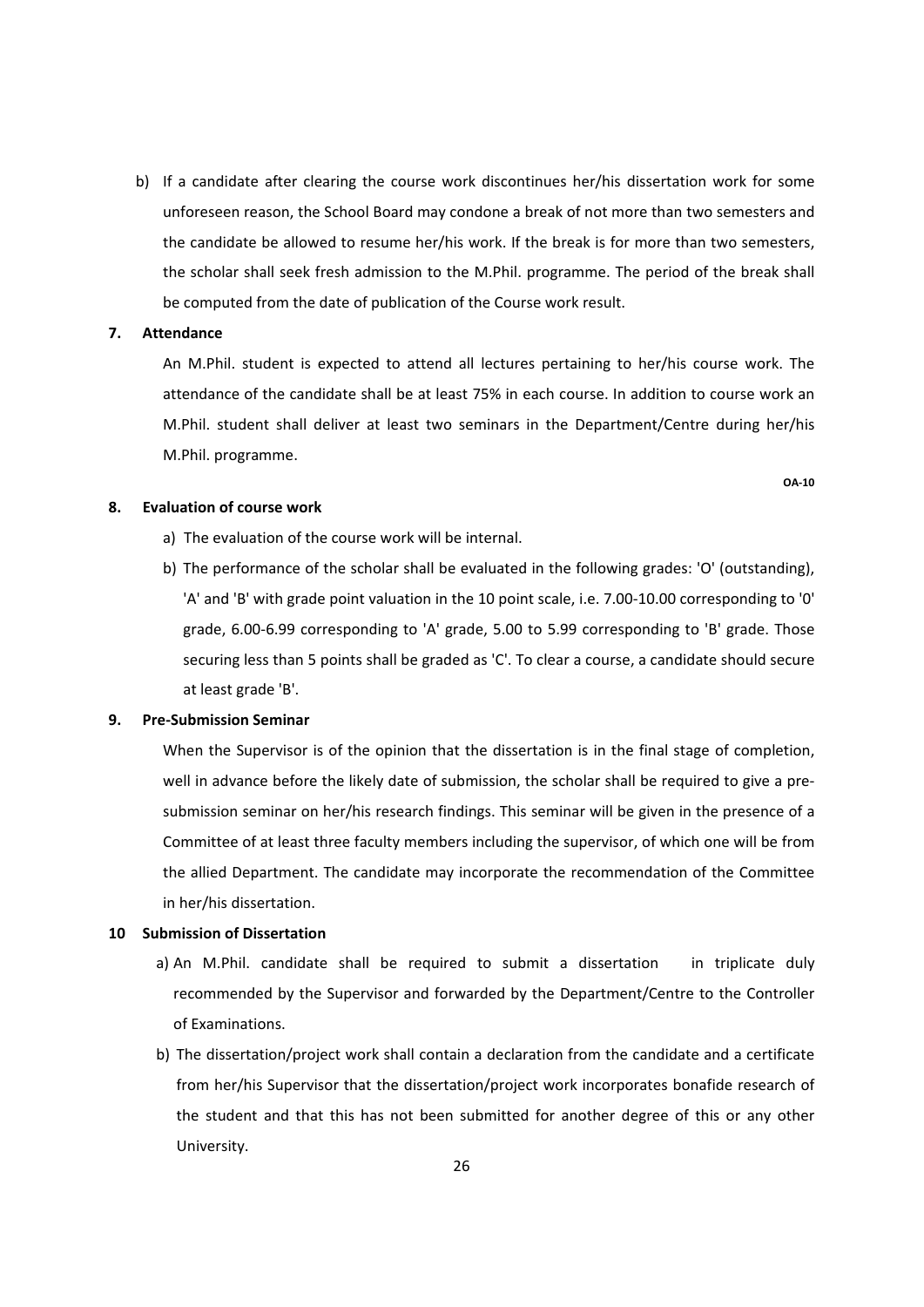b) If a candidate after clearing the course work discontinues her/his dissertation work for some unforeseen reason, the School Board may condone a break of not more than two semesters and the candidate be allowed to resume her/his work. If the break is for more than two semesters, the scholar shall seek fresh admission to the M.Phil. programme. The period of the break shall be computed from the date of publication of the Course work result.

**7. Attendance**

An M.Phil. student is expected to attend all lectures pertaining to her/his course work. The attendance of the candidate shall be at least 75% in each course. In addition to course work an M.Phil. student shall deliver at least two seminars in the Department/Centre during her/his M.Phil. programme.

**OA-10**

**8. Evaluation of course work**

a) The evaluation of the course work will be internal.

b) The performance of the scholar shall be evaluated in the following grades: 'O' (outstanding), 'A' and 'B' with grade point valuation in the 10 point scale, i.e. 7.00-10.00 corresponding to '0' grade, 6.00-6.99 corresponding to 'A' grade, 5.00 to 5.99 corresponding to 'B' grade. Those securing less than 5 points shall be graded as 'C'. To clear a course, a candidate should secure at least grade 'B'.

**9. Pre-Submission Seminar**

When the Supervisor is of the opinion that the dissertation is in the final stage of completion, well in advance before the likely date of submission, the scholar shall be required to give a pre-submission seminar on her/his research findings. This seminar will be given in the presence of a Committee of at least three faculty members including the supervisor, of which one will be from the allied Department. The candidate may incorporate the recommendation of the Committee in her/his dissertation.

**10 Submission of Dissertation**

a) An M.Phil. candidate shall be required to submit a dissertation in triplicate duly recommended by the Supervisor and forwarded by the Department/Centre to the Controller of Examinations.

b) The dissertation/project work shall contain a declaration from the candidate and a certificate from her/his Supervisor that the dissertation/project work incorporates bonafide research of the student and that this has not been submitted for another degree of this or any other University.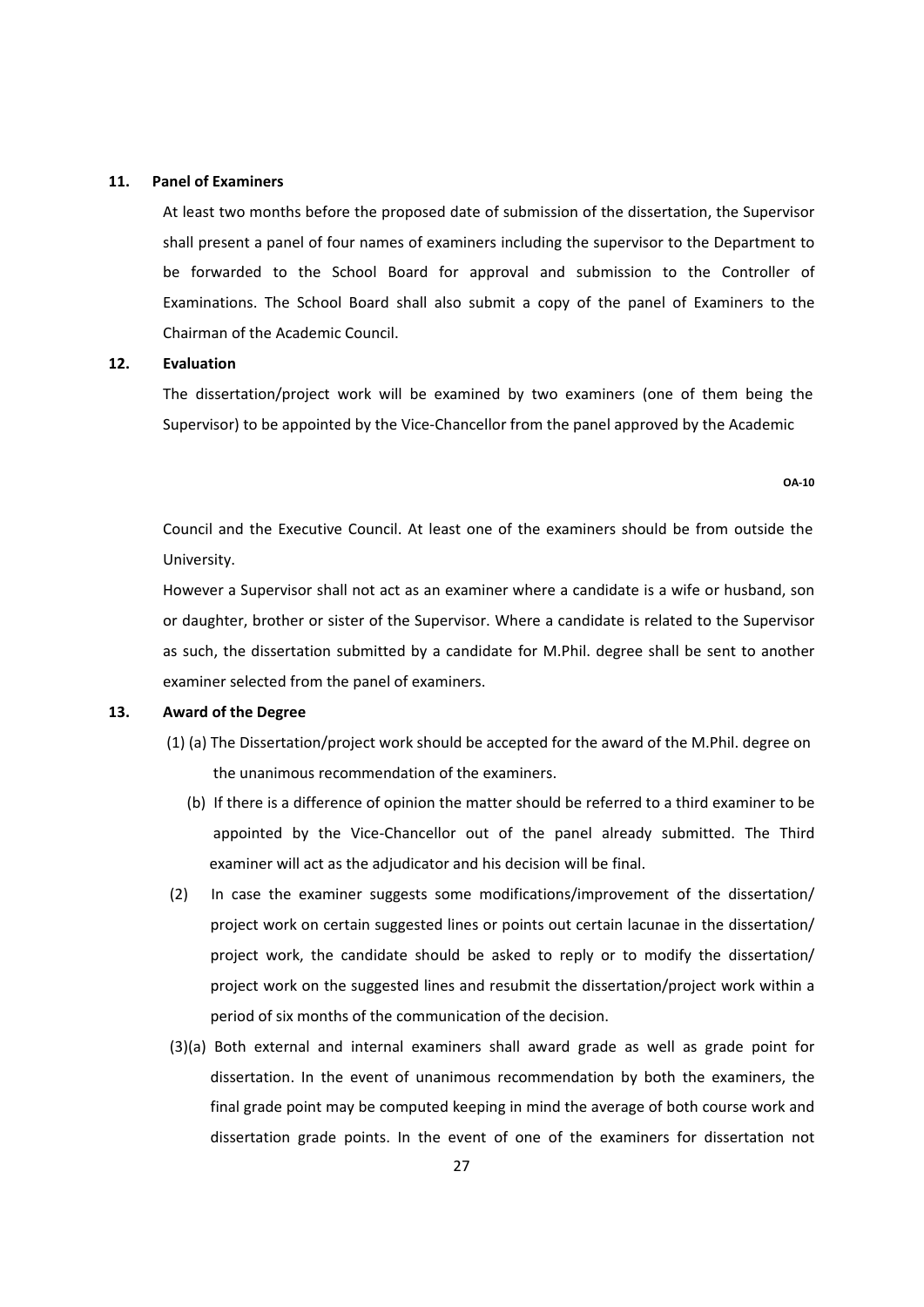**11. Panel of Examiners**

At least two months before the proposed date of submission of the dissertation, the Supervisor shall present a panel of four names of examiners including the supervisor to the Department to be forwarded to the School Board for approval and submission to the Controller of Examinations. The School Board shall also submit a copy of the panel of Examiners to the Chairman of the Academic Council.

**12. Evaluation**

The dissertation/project work will be examined by two examiners (one of them being the Supervisor) to be appointed by the Vice-Chancellor from the panel approved by the Academic Council and the Executive Council. At least one of the examiners should be from outside the University.

However a Supervisor shall not act as an examiner where a candidate is a wife or husband, son or daughter, brother or sister of the Supervisor. Where a candidate is related to the Supervisor as such, the dissertation submitted by a candidate for M.Phil. degree shall be sent to another examiner selected from the panel of examiners.

**13. Award of the Degree**

(1) (a) The Dissertation/project work should be accepted for the award of the M.Phil. degree on the unanimous recommendation of the examiners.

(b) If there is a difference of opinion the matter should be referred to a third examiner to be appointed by the Vice-Chancellor out of the panel already submitted. The Third examiner will act as the adjudicator and his decision will be final.

(2) In case the examiner suggests some modifications/improvement of the dissertation/ project work on certain suggested lines or points out certain lacunae in the dissertation/ project work, the candidate should be asked to reply or to modify the dissertation/ project work on the suggested lines and resubmit the dissertation/project work within a period of six months of the communication of the decision.

(3)(a) Both external and internal examiners shall award grade as well as grade point for dissertation. In the event of unanimous recommendation by both the examiners, the final grade point may be computed keeping in mind the average of both course work and dissertation grade points. In the event of one of the examiners for dissertation not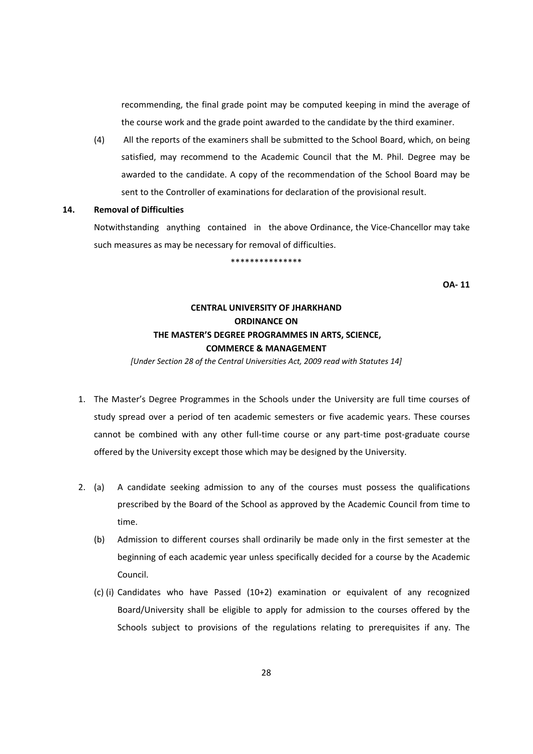recommending, the final grade point may be computed keeping in mind the average of the course work and the grade point awarded to the candidate by the third examiner.

(4) All the reports of the examiners shall be submitted to the School Board, which, on being satisfied, may recommend to the Academic Council that the M. Phil. Degree may be awarded to the candidate. A copy of the recommendation of the School Board may be sent to the Controller of examinations for declaration of the provisional result.

**14. Removal of Difficulties**

Notwithstanding anything contained in the above Ordinance, the Vice-Chancellor may take such measures as may be necessary for removal of difficulties.

***************

**OA- 11**

**CENTRAL UNIVERSITY OF JHARKHAND**
**ORDINANCE ON**
**THE MASTER'S DEGREE PROGRAMMES IN ARTS, SCIENCE, COMMERCE & MANAGEMENT**

*[Under Section 28 of the Central Universities Act, 2009 read with Statutes 14]*

1. The Master's Degree Programmes in the Schools under the University are full time courses of study spread over a period of ten academic semesters or five academic years. These courses cannot be combined with any other full-time course or any part-time post-graduate course offered by the University except those which may be designed by the University.

2. (a) A candidate seeking admission to any of the courses must possess the qualifications prescribed by the Board of the School as approved by the Academic Council from time to time.

   (b) Admission to different courses shall ordinarily be made only in the first semester at the beginning of each academic year unless specifically decided for a course by the Academic Council.

   (c) (i) Candidates who have Passed (10+2) examination or equivalent of any recognized Board/University shall be eligible to apply for admission to the courses offered by the Schools subject to provisions of the regulations relating to prerequisites if any. The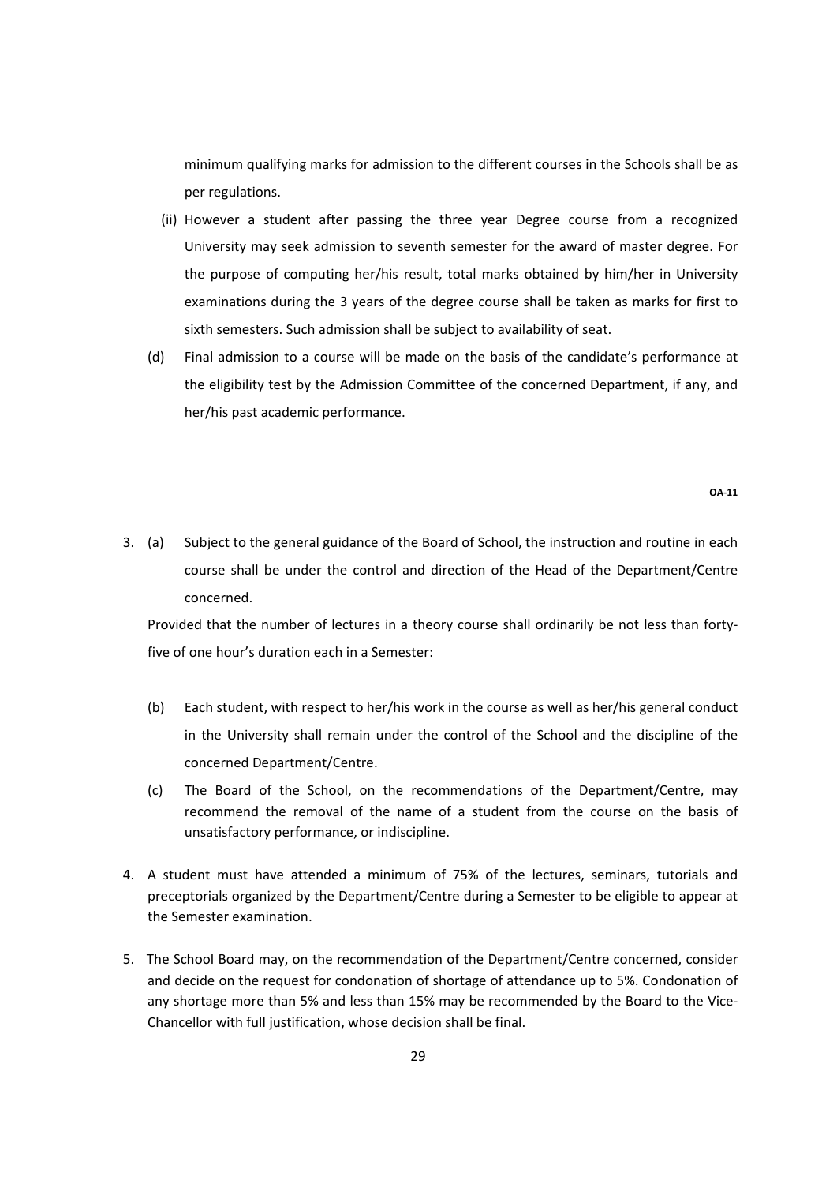minimum qualifying marks for admission to the different courses in the Schools shall be as per regulations.

(ii) However a student after passing the three year Degree course from a recognized University may seek admission to seventh semester for the award of master degree. For the purpose of computing her/his result, total marks obtained by him/her in University examinations during the 3 years of the degree course shall be taken as marks for first to sixth semesters. Such admission shall be subject to availability of seat.

(d) Final admission to a course will be made on the basis of the candidate's performance at the eligibility test by the Admission Committee of the concerned Department, if any, and her/his past academic performance.

**OA-11**

3. (a) Subject to the general guidance of the Board of School, the instruction and routine in each course shall be under the control and direction of the Head of the Department/Centre concerned.

   Provided that the number of lectures in a theory course shall ordinarily be not less than forty-five of one hour's duration each in a Semester:

   (b) Each student, with respect to her/his work in the course as well as her/his general conduct in the University shall remain under the control of the School and the discipline of the concerned Department/Centre.

   (c) The Board of the School, on the recommendations of the Department/Centre, may recommend the removal of the name of a student from the course on the basis of unsatisfactory performance, or indiscipline.

4. A student must have attended a minimum of 75% of the lectures, seminars, tutorials and preceptorials organized by the Department/Centre during a Semester to be eligible to appear at the Semester examination.

5. The School Board may, on the recommendation of the Department/Centre concerned, consider and decide on the request for condonation of shortage of attendance up to 5%. Condonation of any shortage more than 5% and less than 15% may be recommended by the Board to the Vice-Chancellor with full justification, whose decision shall be final.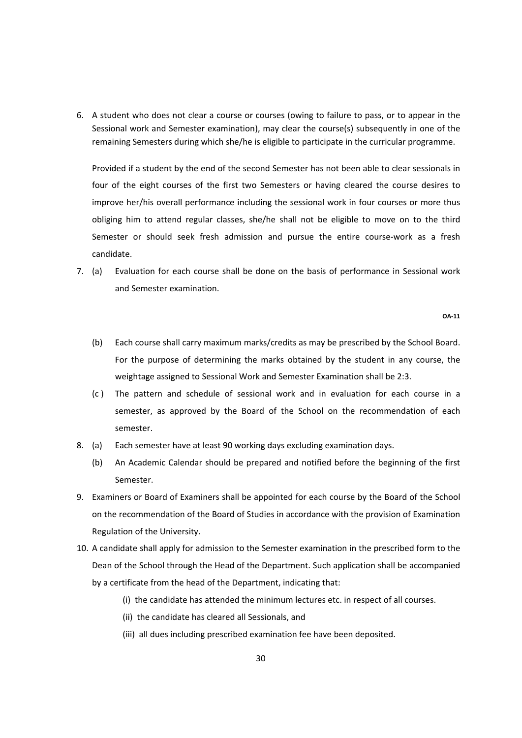6. A student who does not clear a course or courses (owing to failure to pass, or to appear in the Sessional work and Semester examination), may clear the course(s) subsequently in one of the remaining Semesters during which she/he is eligible to participate in the curricular programme.

   Provided if a student by the end of the second Semester has not been able to clear sessionals in four of the eight courses of the first two Semesters or having cleared the course desires to improve her/his overall performance including the sessional work in four courses or more thus obliging him to attend regular classes, she/he shall not be eligible to move on to the third Semester or should seek fresh admission and pursue the entire course-work as a fresh candidate.

7. (a) Evaluation for each course shall be done on the basis of performance in Sessional work and Semester examination.

   **OA-11**

   (b) Each course shall carry maximum marks/credits as may be prescribed by the School Board. For the purpose of determining the marks obtained by the student in any course, the weightage assigned to Sessional Work and Semester Examination shall be 2:3.

   (c ) The pattern and schedule of sessional work and in evaluation for each course in a semester, as approved by the Board of the School on the recommendation of each semester.

8. (a) Each semester have at least 90 working days excluding examination days.

   (b) An Academic Calendar should be prepared and notified before the beginning of the first Semester.

9. Examiners or Board of Examiners shall be appointed for each course by the Board of the School on the recommendation of the Board of Studies in accordance with the provision of Examination Regulation of the University.

10. A candidate shall apply for admission to the Semester examination in the prescribed form to the Dean of the School through the Head of the Department. Such application shall be accompanied by a certificate from the head of the Department, indicating that:

    (i) the candidate has attended the minimum lectures etc. in respect of all courses.

    (ii) the candidate has cleared all Sessionals, and

    (iii) all dues including prescribed examination fee have been deposited.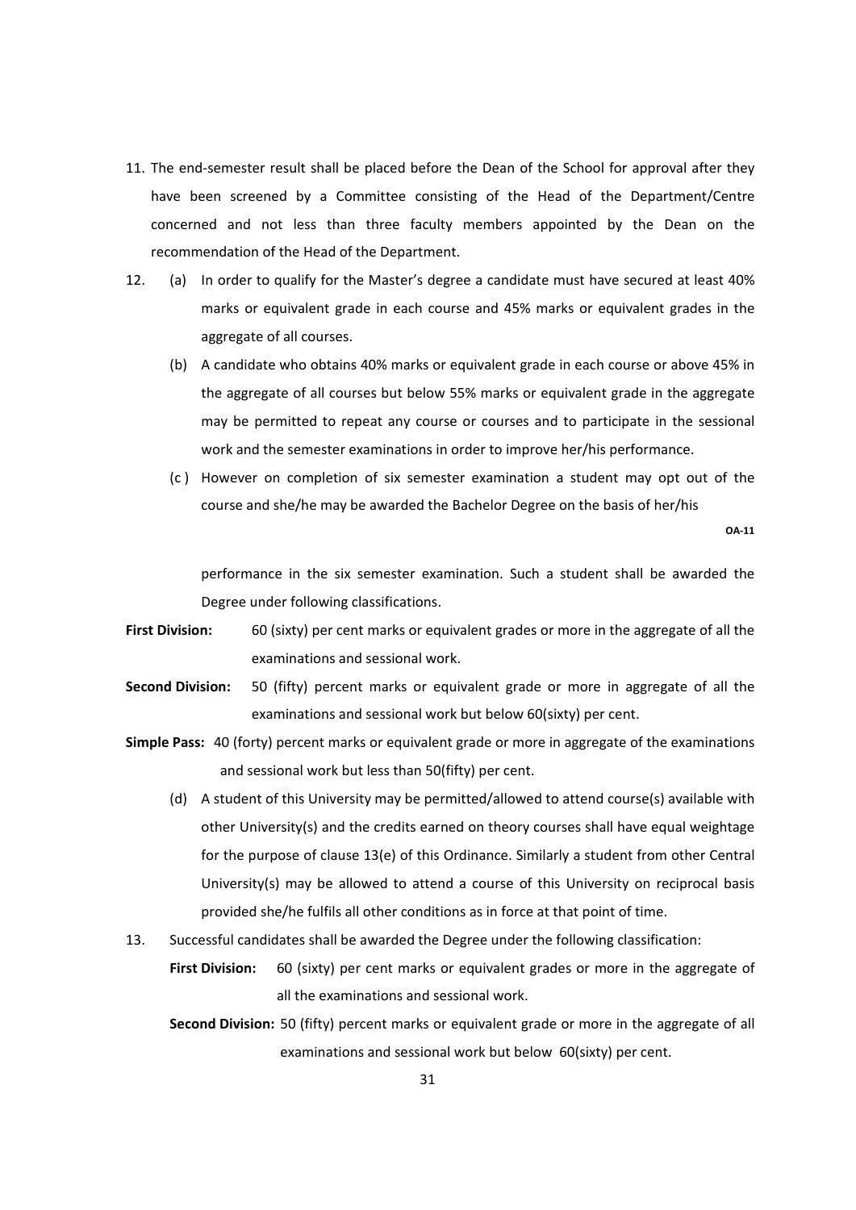11. The end-semester result shall be placed before the Dean of the School for approval after they have been screened by a Committee consisting of the Head of the Department/Centre concerned and not less than three faculty members appointed by the Dean on the recommendation of the Head of the Department.

12. (a) In order to qualify for the Master's degree a candidate must have secured at least 40% marks or equivalent grade in each course and 45% marks or equivalent grades in the aggregate of all courses.

    (b) A candidate who obtains 40% marks or equivalent grade in each course or above 45% in the aggregate of all courses but below 55% marks or equivalent grade in the aggregate may be permitted to repeat any course or courses and to participate in the sessional work and the semester examinations in order to improve her/his performance.

    (c ) However on completion of six semester examination a student may opt out of the course and she/he may be awarded the Bachelor Degree on the basis of her/his

**OA-11**

performance in the six semester examination. Such a student shall be awarded the Degree under following classifications.

**First Division:** 60 (sixty) per cent marks or equivalent grades or more in the aggregate of all the examinations and sessional work.

**Second Division:** 50 (fifty) percent marks or equivalent grade or more in aggregate of all the examinations and sessional work but below 60(sixty) per cent.

**Simple Pass:** 40 (forty) percent marks or equivalent grade or more in aggregate of the examinations and sessional work but less than 50(fifty) per cent.

    (d) A student of this University may be permitted/allowed to attend course(s) available with other University(s) and the credits earned on theory courses shall have equal weightage for the purpose of clause 13(e) of this Ordinance. Similarly a student from other Central University(s) may be allowed to attend a course of this University on reciprocal basis provided she/he fulfils all other conditions as in force at that point of time.

13. Successful candidates shall be awarded the Degree under the following classification:

    **First Division:** 60 (sixty) per cent marks or equivalent grades or more in the aggregate of all the examinations and sessional work.

    **Second Division:** 50 (fifty) percent marks or equivalent grade or more in the aggregate of all examinations and sessional work but below 60(sixty) per cent.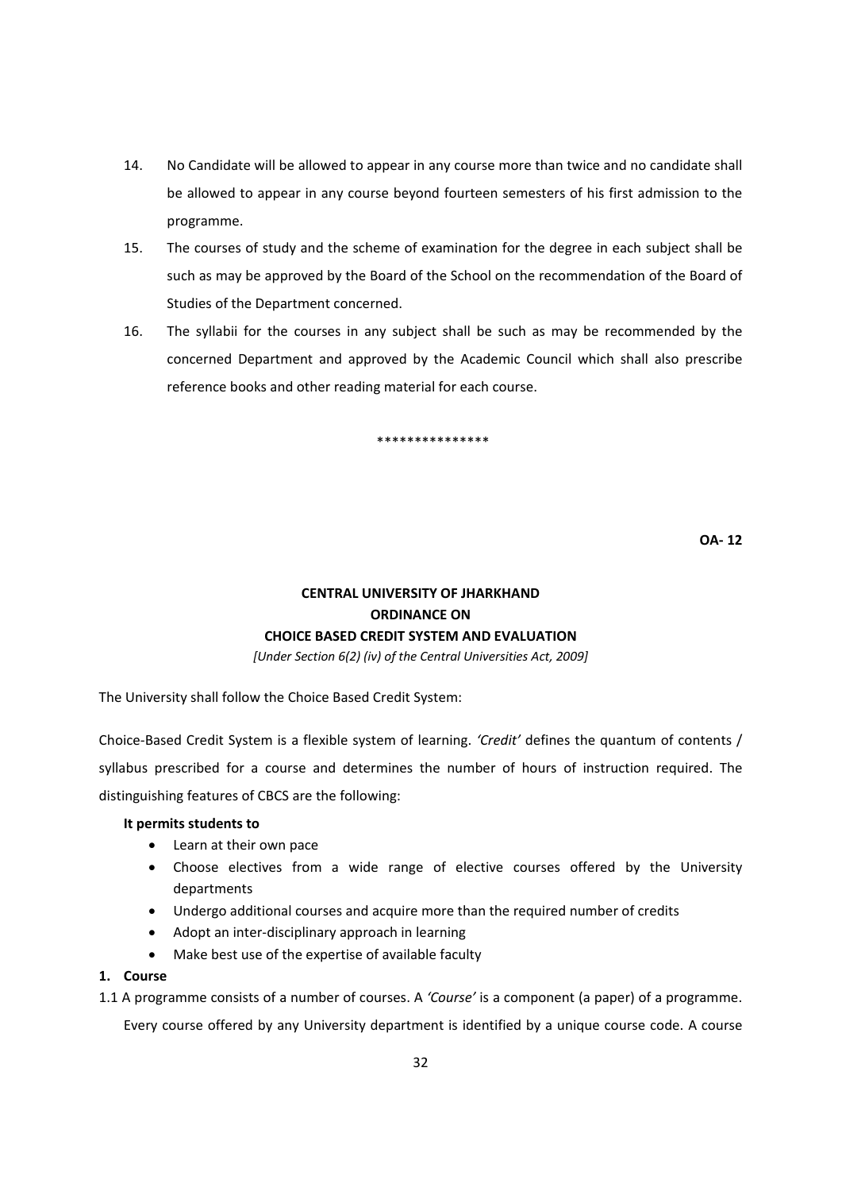14. No Candidate will be allowed to appear in any course more than twice and no candidate shall be allowed to appear in any course beyond fourteen semesters of his first admission to the programme.

15. The courses of study and the scheme of examination for the degree in each subject shall be such as may be approved by the Board of the School on the recommendation of the Board of Studies of the Department concerned.

16. The syllabii for the courses in any subject shall be such as may be recommended by the concerned Department and approved by the Academic Council which shall also prescribe reference books and other reading material for each course.

***************

**OA- 12**

**CENTRAL UNIVERSITY OF JHARKHAND**
**ORDINANCE ON**
**CHOICE BASED CREDIT SYSTEM AND EVALUATION**

*[Under Section 6(2) (iv) of the Central Universities Act, 2009]*

The University shall follow the Choice Based Credit System:

Choice-Based Credit System is a flexible system of learning. *'Credit'* defines the quantum of contents / syllabus prescribed for a course and determines the number of hours of instruction required. The distinguishing features of CBCS are the following:

**It permits students to**

- Learn at their own pace
- Choose electives from a wide range of elective courses offered by the University departments
- Undergo additional courses and acquire more than the required number of credits
- Adopt an inter-disciplinary approach in learning
- Make best use of the expertise of available faculty

**1. Course**

1.1 A programme consists of a number of courses. A *'Course'* is a component (a paper) of a programme. Every course offered by any University department is identified by a unique course code. A course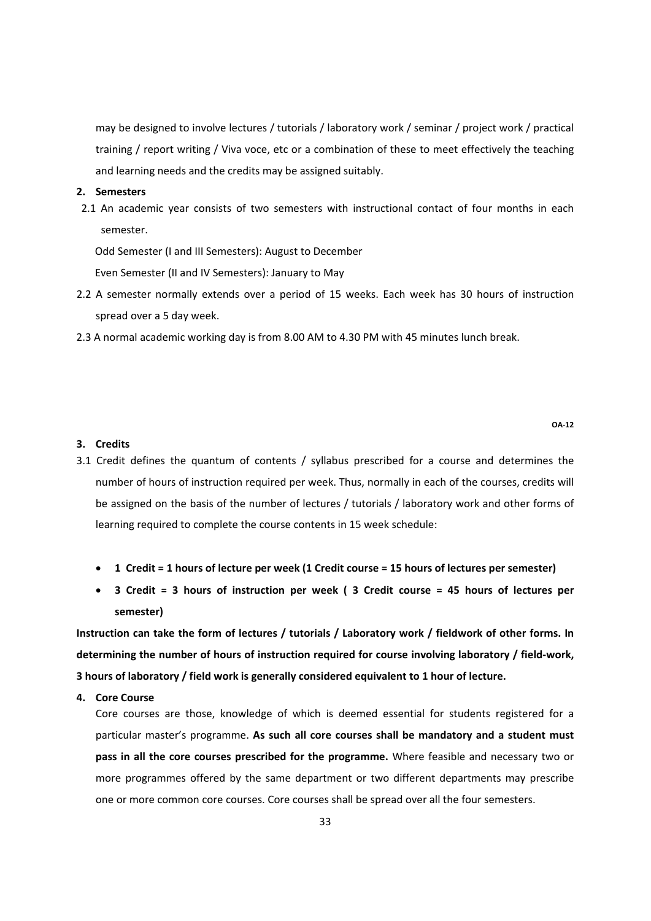may be designed to involve lectures / tutorials / laboratory work / seminar / project work / practical training / report writing / Viva voce, etc or a combination of these to meet effectively the teaching and learning needs and the credits may be assigned suitably.

**2. Semesters**

2.1 An academic year consists of two semesters with instructional contact of four months in each semester.

Odd Semester (I and III Semesters): August to December

Even Semester (II and IV Semesters): January to May

2.2 A semester normally extends over a period of 15 weeks. Each week has 30 hours of instruction spread over a 5 day week.

2.3 A normal academic working day is from 8.00 AM to 4.30 PM with 45 minutes lunch break.

**OA-12**

**3. Credits**

3.1 Credit defines the quantum of contents / syllabus prescribed for a course and determines the number of hours of instruction required per week. Thus, normally in each of the courses, credits will be assigned on the basis of the number of lectures / tutorials / laboratory work and other forms of learning required to complete the course contents in 15 week schedule:

- **1 Credit = 1 hours of lecture per week (1 Credit course = 15 hours of lectures per semester)**
- **3 Credit = 3 hours of instruction per week ( 3 Credit course = 45 hours of lectures per semester)**

**Instruction can take the form of lectures / tutorials / Laboratory work / fieldwork of other forms. In determining the number of hours of instruction required for course involving laboratory / field-work, 3 hours of laboratory / field work is generally considered equivalent to 1 hour of lecture.**

**4. Core Course**

Core courses are those, knowledge of which is deemed essential for students registered for a particular master's programme. **As such all core courses shall be mandatory and a student must pass in all the core courses prescribed for the programme.** Where feasible and necessary two or more programmes offered by the same department or two different departments may prescribe one or more common core courses. Core courses shall be spread over all the four semesters.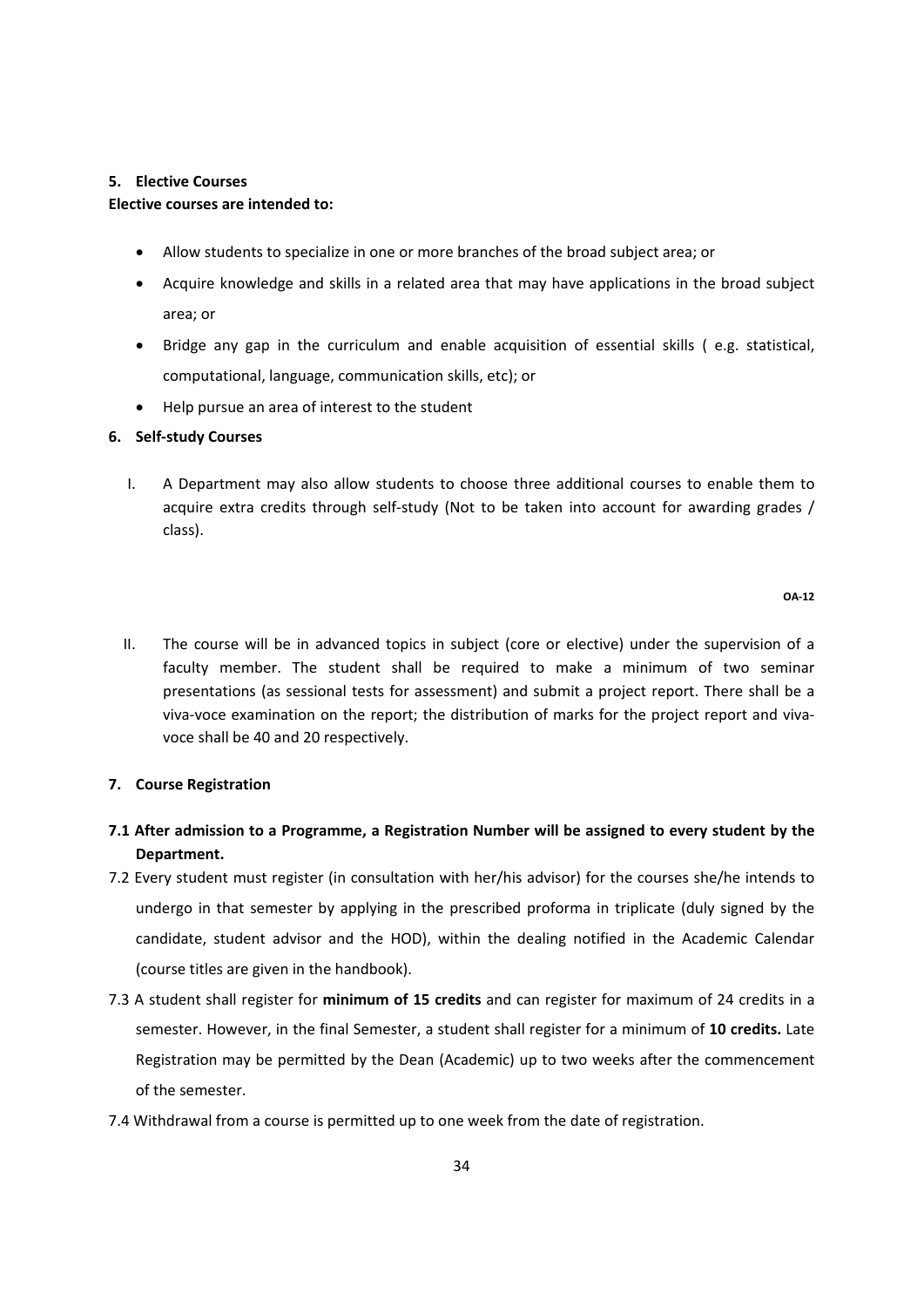**5. Elective Courses**

**Elective courses are intended to:**

- Allow students to specialize in one or more branches of the broad subject area; or
- Acquire knowledge and skills in a related area that may have applications in the broad subject area; or
- Bridge any gap in the curriculum and enable acquisition of essential skills ( e.g. statistical, computational, language, communication skills, etc); or
- Help pursue an area of interest to the student

**6. Self-study Courses**

I. A Department may also allow students to choose three additional courses to enable them to acquire extra credits through self-study (Not to be taken into account for awarding grades / class).

**OA-12**

II. The course will be in advanced topics in subject (core or elective) under the supervision of a faculty member. The student shall be required to make a minimum of two seminar presentations (as sessional tests for assessment) and submit a project report. There shall be a viva-voce examination on the report; the distribution of marks for the project report and viva-voce shall be 40 and 20 respectively.

**7. Course Registration**

**7.1 After admission to a Programme, a Registration Number will be assigned to every student by the Department.**

7.2 Every student must register (in consultation with her/his advisor) for the courses she/he intends to undergo in that semester by applying in the prescribed proforma in triplicate (duly signed by the candidate, student advisor and the HOD), within the dealing notified in the Academic Calendar (course titles are given in the handbook).

7.3 A student shall register for **minimum of 15 credits** and can register for maximum of 24 credits in a semester. However, in the final Semester, a student shall register for a minimum of **10 credits.** Late Registration may be permitted by the Dean (Academic) up to two weeks after the commencement of the semester.

7.4 Withdrawal from a course is permitted up to one week from the date of registration.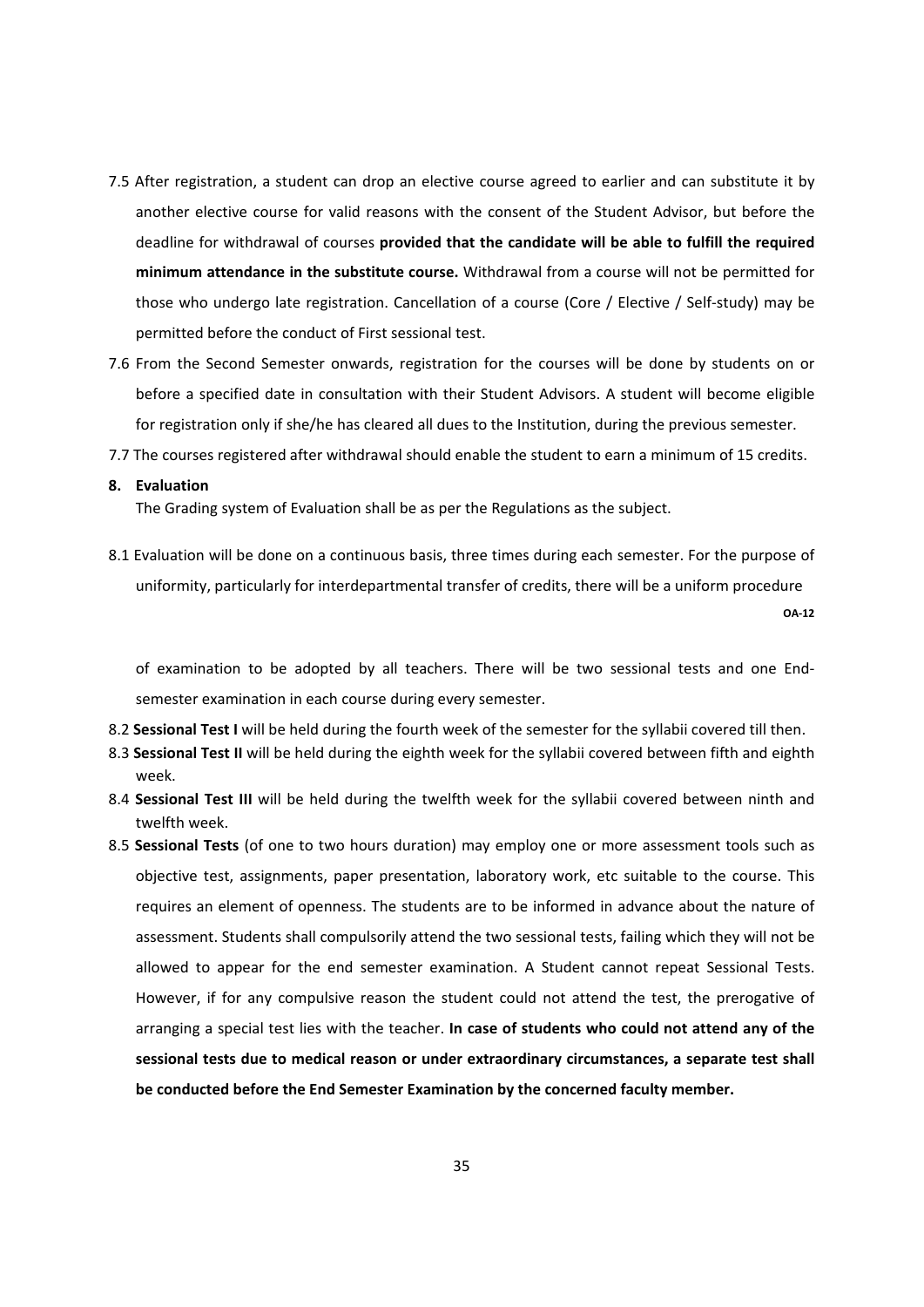7.5 After registration, a student can drop an elective course agreed to earlier and can substitute it by another elective course for valid reasons with the consent of the Student Advisor, but before the deadline for withdrawal of courses **provided that the candidate will be able to fulfill the required minimum attendance in the substitute course.** Withdrawal from a course will not be permitted for those who undergo late registration. Cancellation of a course (Core / Elective / Self-study) may be permitted before the conduct of First sessional test.

7.6 From the Second Semester onwards, registration for the courses will be done by students on or before a specified date in consultation with their Student Advisors. A student will become eligible for registration only if she/he has cleared all dues to the Institution, during the previous semester.

7.7 The courses registered after withdrawal should enable the student to earn a minimum of 15 credits.

**8. Evaluation**

The Grading system of Evaluation shall be as per the Regulations as the subject.

8.1 Evaluation will be done on a continuous basis, three times during each semester. For the purpose of uniformity, particularly for interdepartmental transfer of credits, there will be a uniform procedure

**OA-12**

of examination to be adopted by all teachers. There will be two sessional tests and one End-semester examination in each course during every semester.

8.2 **Sessional Test I** will be held during the fourth week of the semester for the syllabii covered till then.

8.3 **Sessional Test II** will be held during the eighth week for the syllabii covered between fifth and eighth week.

8.4 **Sessional Test III** will be held during the twelfth week for the syllabii covered between ninth and twelfth week.

8.5 **Sessional Tests** (of one to two hours duration) may employ one or more assessment tools such as objective test, assignments, paper presentation, laboratory work, etc suitable to the course. This requires an element of openness. The students are to be informed in advance about the nature of assessment. Students shall compulsorily attend the two sessional tests, failing which they will not be allowed to appear for the end semester examination. A Student cannot repeat Sessional Tests. However, if for any compulsive reason the student could not attend the test, the prerogative of arranging a special test lies with the teacher. **In case of students who could not attend any of the sessional tests due to medical reason or under extraordinary circumstances, a separate test shall be conducted before the End Semester Examination by the concerned faculty member.**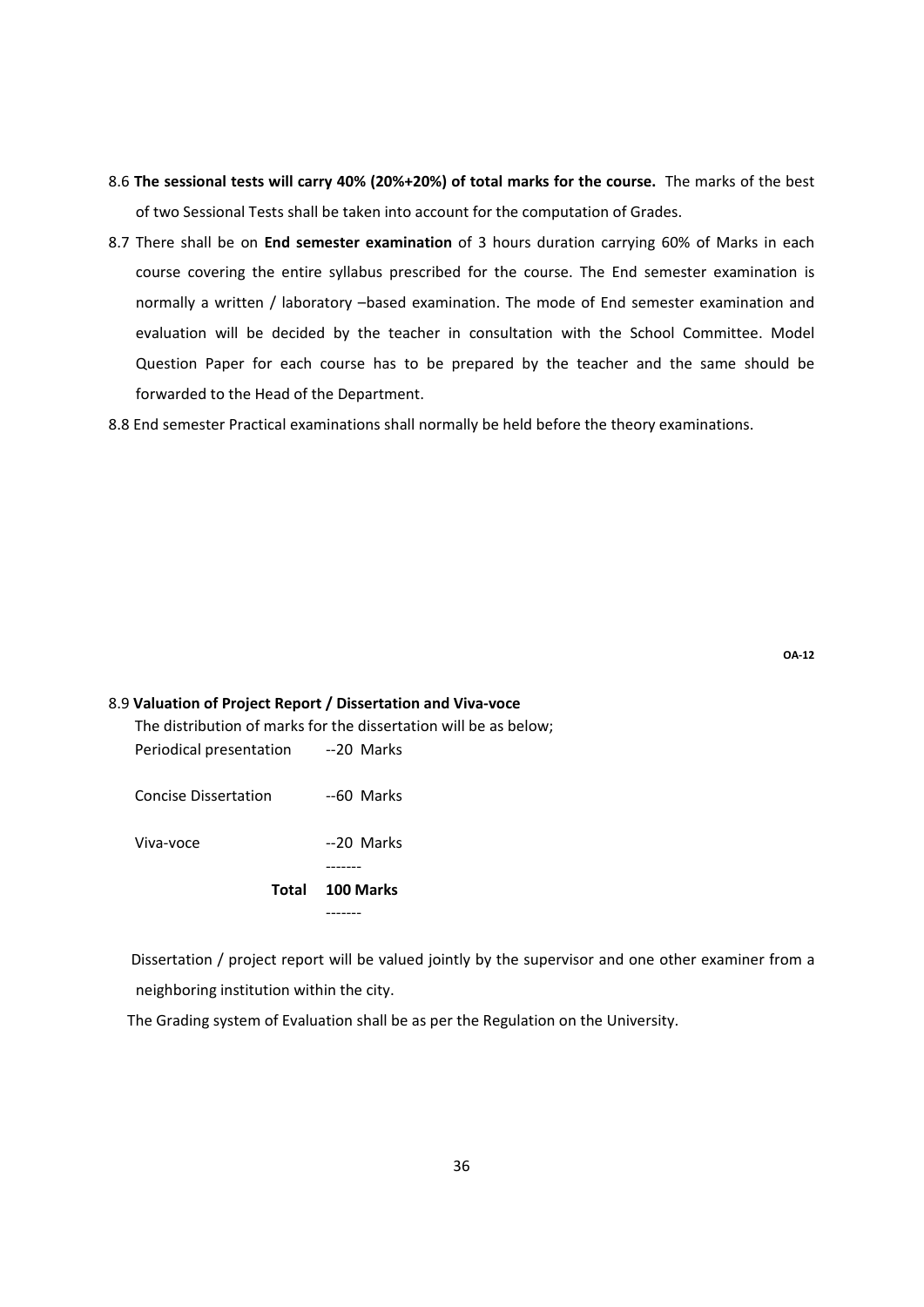8.6 **The sessional tests will carry 40% (20%+20%) of total marks for the course.** The marks of the best of two Sessional Tests shall be taken into account for the computation of Grades.

8.7 There shall be on **End semester examination** of 3 hours duration carrying 60% of Marks in each course covering the entire syllabus prescribed for the course. The End semester examination is normally a written / laboratory –based examination. The mode of End semester examination and evaluation will be decided by the teacher in consultation with the School Committee. Model Question Paper for each course has to be prepared by the teacher and the same should be forwarded to the Head of the Department.

8.8 End semester Practical examinations shall normally be held before the theory examinations.

**OA-12**

8.9 **Valuation of Project Report / Dissertation and Viva-voce**

The distribution of marks for the dissertation will be as below;

| | |
|---|---|
| Periodical presentation | --20 Marks |
| Concise Dissertation | --60 Marks |
| Viva-voce | --20 Marks |
| **Total** | **100 Marks** |

Dissertation / project report will be valued jointly by the supervisor and one other examiner from a neighboring institution within the city.

The Grading system of Evaluation shall be as per the Regulation on the University.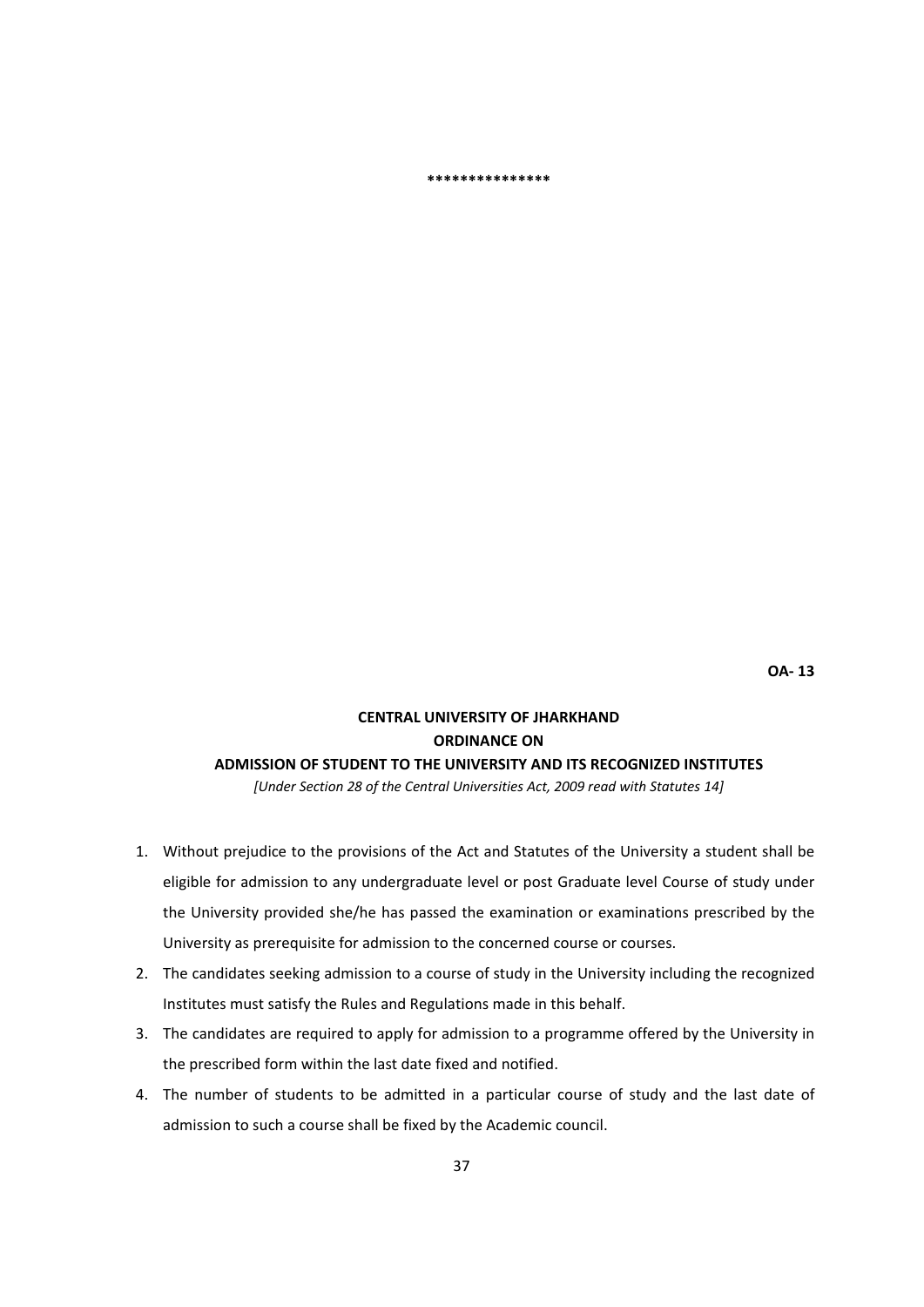***************

**OA- 13**

**CENTRAL UNIVERSITY OF JHARKHAND**
**ORDINANCE ON**
**ADMISSION OF STUDENT TO THE UNIVERSITY AND ITS RECOGNIZED INSTITUTES**

*[Under Section 28 of the Central Universities Act, 2009 read with Statutes 14]*

1. Without prejudice to the provisions of the Act and Statutes of the University a student shall be eligible for admission to any undergraduate level or post Graduate level Course of study under the University provided she/he has passed the examination or examinations prescribed by the University as prerequisite for admission to the concerned course or courses.
2. The candidates seeking admission to a course of study in the University including the recognized Institutes must satisfy the Rules and Regulations made in this behalf.
3. The candidates are required to apply for admission to a programme offered by the University in the prescribed form within the last date fixed and notified.
4. The number of students to be admitted in a particular course of study and the last date of admission to such a course shall be fixed by the Academic council.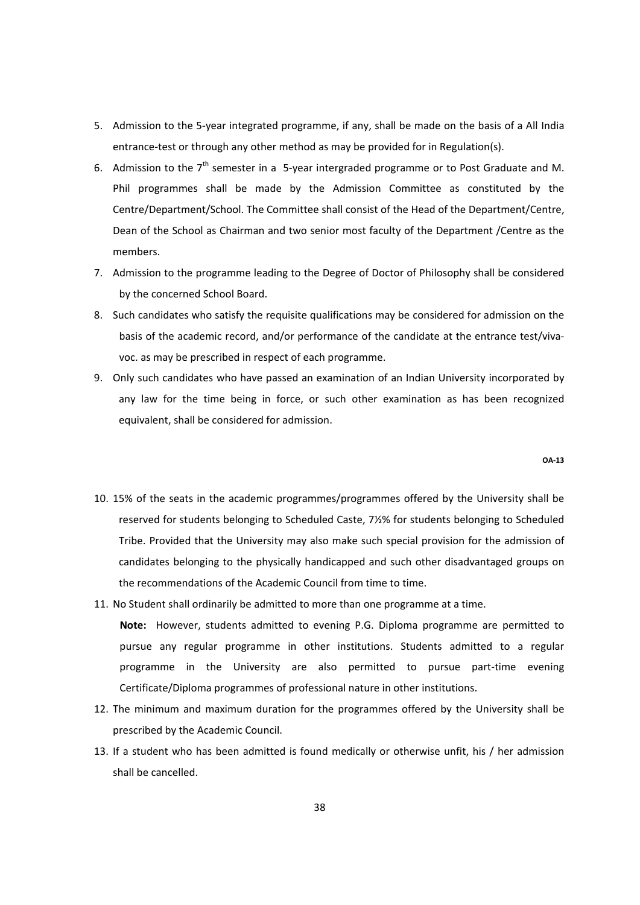5. Admission to the 5-year integrated programme, if any, shall be made on the basis of a All India entrance-test or through any other method as may be provided for in Regulation(s).
6. Admission to the 7th semester in a 5-year intergraded programme or to Post Graduate and M. Phil programmes shall be made by the Admission Committee as constituted by the Centre/Department/School. The Committee shall consist of the Head of the Department/Centre, Dean of the School as Chairman and two senior most faculty of the Department /Centre as the members.
7. Admission to the programme leading to the Degree of Doctor of Philosophy shall be considered by the concerned School Board.
8. Such candidates who satisfy the requisite qualifications may be considered for admission on the basis of the academic record, and/or performance of the candidate at the entrance test/viva-voc. as may be prescribed in respect of each programme.
9. Only such candidates who have passed an examination of an Indian University incorporated by any law for the time being in force, or such other examination as has been recognized equivalent, shall be considered for admission.

**OA-13**

10. 15% of the seats in the academic programmes/programmes offered by the University shall be reserved for students belonging to Scheduled Caste, 7½% for students belonging to Scheduled Tribe. Provided that the University may also make such special provision for the admission of candidates belonging to the physically handicapped and such other disadvantaged groups on the recommendations of the Academic Council from time to time.
11. No Student shall ordinarily be admitted to more than one programme at a time.

    **Note:** However, students admitted to evening P.G. Diploma programme are permitted to pursue any regular programme in other institutions. Students admitted to a regular programme in the University are also permitted to pursue part-time evening Certificate/Diploma programmes of professional nature in other institutions.
12. The minimum and maximum duration for the programmes offered by the University shall be prescribed by the Academic Council.
13. If a student who has been admitted is found medically or otherwise unfit, his / her admission shall be cancelled.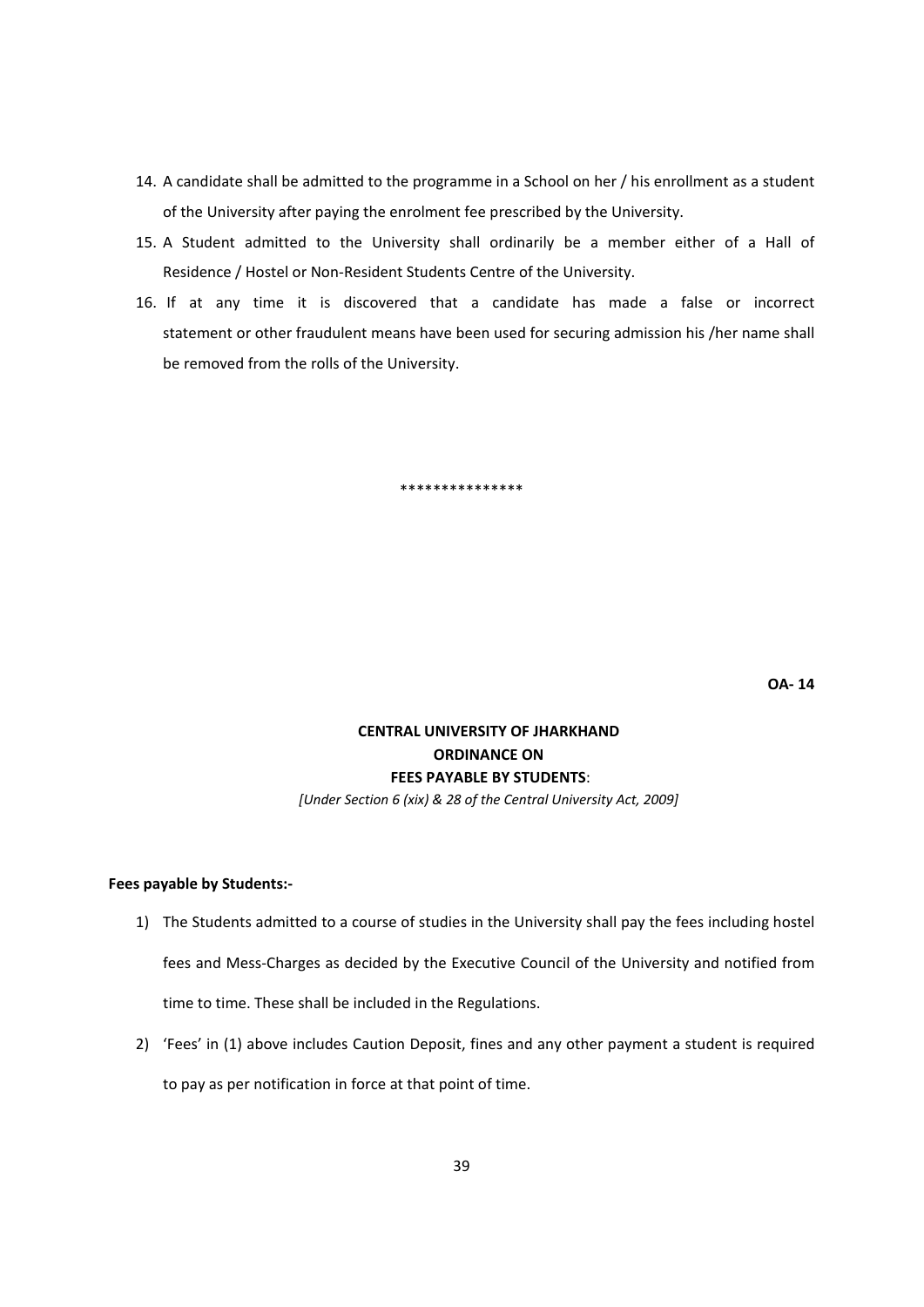14. A candidate shall be admitted to the programme in a School on her / his enrollment as a student of the University after paying the enrolment fee prescribed by the University.
15. A Student admitted to the University shall ordinarily be a member either of a Hall of Residence / Hostel or Non-Resident Students Centre of the University.
16. If at any time it is discovered that a candidate has made a false or incorrect statement or other fraudulent means have been used for securing admission his /her name shall be removed from the rolls of the University.

***************

**OA- 14**

**CENTRAL UNIVERSITY OF JHARKHAND**
**ORDINANCE ON**
**FEES PAYABLE BY STUDENTS**:

*[Under Section 6 (xix) & 28 of the Central University Act, 2009]*

**Fees payable by Students:-**

1) The Students admitted to a course of studies in the University shall pay the fees including hostel fees and Mess-Charges as decided by the Executive Council of the University and notified from time to time. These shall be included in the Regulations.
2) 'Fees' in (1) above includes Caution Deposit, fines and any other payment a student is required to pay as per notification in force at that point of time.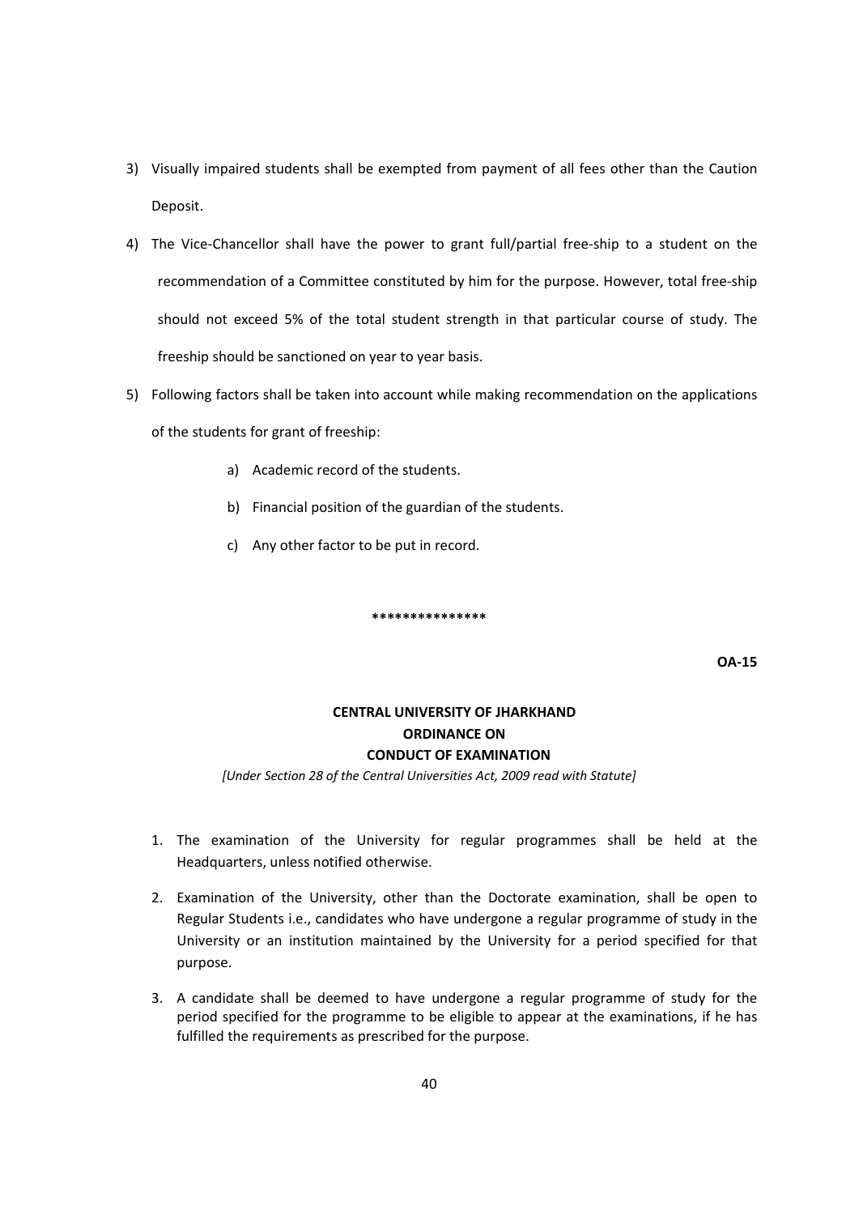3) Visually impaired students shall be exempted from payment of all fees other than the Caution Deposit.

4) The Vice-Chancellor shall have the power to grant full/partial free-ship to a student on the recommendation of a Committee constituted by him for the purpose. However, total free-ship should not exceed 5% of the total student strength in that particular course of study. The freeship should be sanctioned on year to year basis.

5) Following factors shall be taken into account while making recommendation on the applications of the students for grant of freeship:

    a) Academic record of the students.

    b) Financial position of the guardian of the students.

    c) Any other factor to be put in record.

***************

**OA-15**

## CENTRAL UNIVERSITY OF JHARKHAND
## ORDINANCE ON
## CONDUCT OF EXAMINATION

*[Under Section 28 of the Central Universities Act, 2009 read with Statute]*

1. The examination of the University for regular programmes shall be held at the Headquarters, unless notified otherwise.

2. Examination of the University, other than the Doctorate examination, shall be open to Regular Students i.e., candidates who have undergone a regular programme of study in the University or an institution maintained by the University for a period specified for that purpose.

3. A candidate shall be deemed to have undergone a regular programme of study for the period specified for the programme to be eligible to appear at the examinations, if he has fulfilled the requirements as prescribed for the purpose.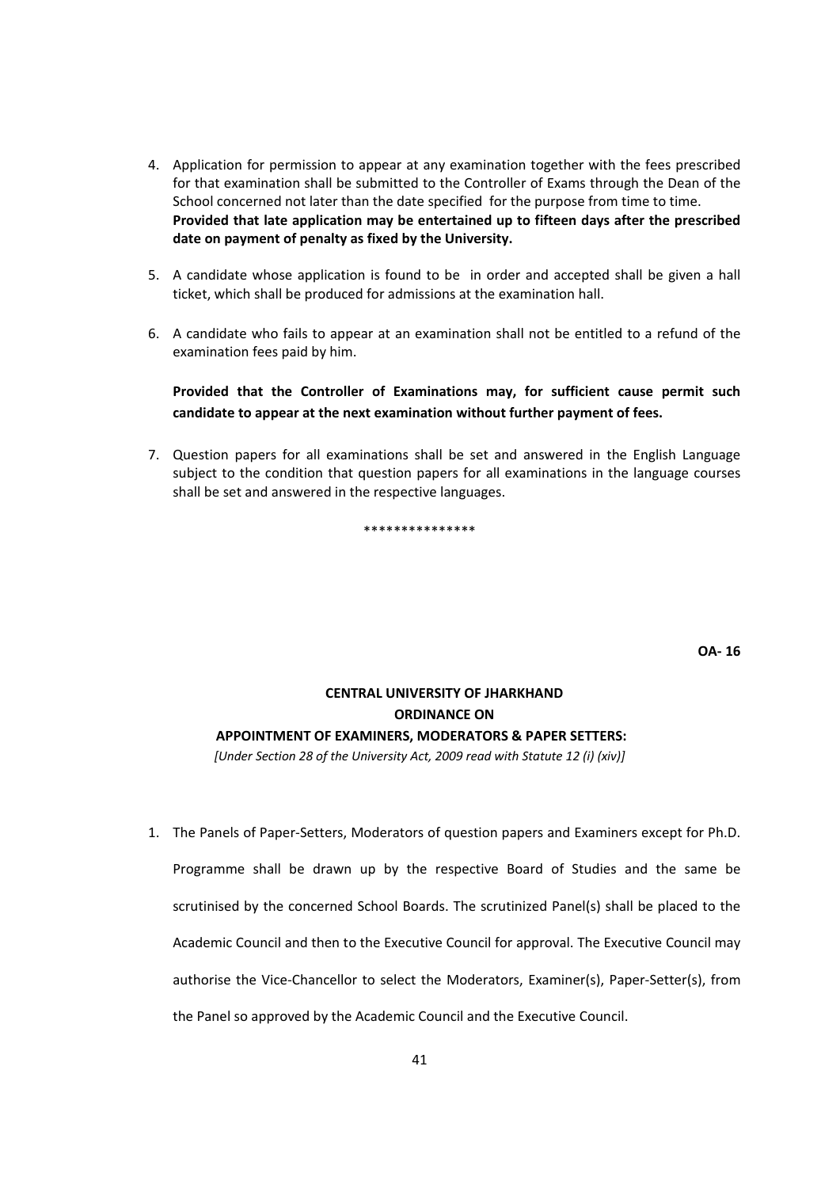4. Application for permission to appear at any examination together with the fees prescribed for that examination shall be submitted to the Controller of Exams through the Dean of the School concerned not later than the date specified for the purpose from time to time.
**Provided that late application may be entertained up to fifteen days after the prescribed date on payment of penalty as fixed by the University.**

5. A candidate whose application is found to be in order and accepted shall be given a hall ticket, which shall be produced for admissions at the examination hall.

6. A candidate who fails to appear at an examination shall not be entitled to a refund of the examination fees paid by him.

   **Provided that the Controller of Examinations may, for sufficient cause permit such candidate to appear at the next examination without further payment of fees.**

7. Question papers for all examinations shall be set and answered in the English Language subject to the condition that question papers for all examinations in the language courses shall be set and answered in the respective languages.

***************

**OA- 16**

## CENTRAL UNIVERSITY OF JHARKHAND
## ORDINANCE ON
## APPOINTMENT OF EXAMINERS, MODERATORS & PAPER SETTERS:

*[Under Section 28 of the University Act, 2009 read with Statute 12 (i) (xiv)]*

1. The Panels of Paper-Setters, Moderators of question papers and Examiners except for Ph.D. Programme shall be drawn up by the respective Board of Studies and the same be scrutinised by the concerned School Boards. The scrutinized Panel(s) shall be placed to the Academic Council and then to the Executive Council for approval. The Executive Council may authorise the Vice-Chancellor to select the Moderators, Examiner(s), Paper-Setter(s), from the Panel so approved by the Academic Council and the Executive Council.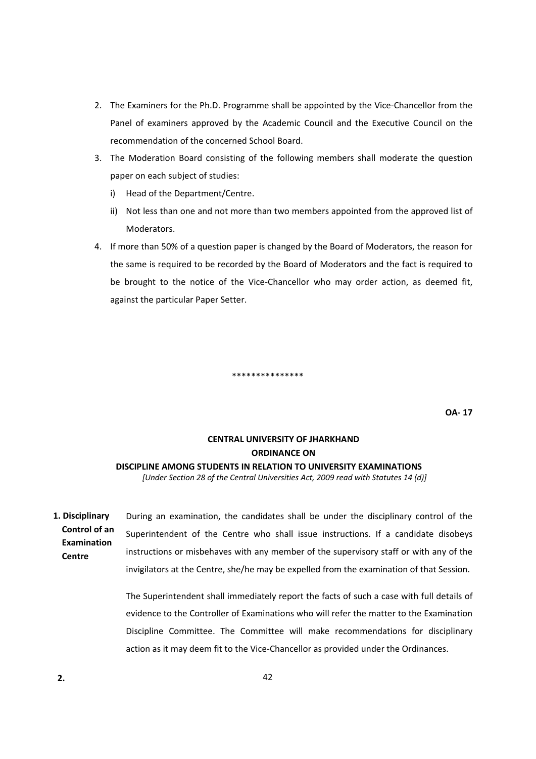2. The Examiners for the Ph.D. Programme shall be appointed by the Vice-Chancellor from the Panel of examiners approved by the Academic Council and the Executive Council on the recommendation of the concerned School Board.
3. The Moderation Board consisting of the following members shall moderate the question paper on each subject of studies:
   i) Head of the Department/Centre.
   ii) Not less than one and not more than two members appointed from the approved list of Moderators.
4. If more than 50% of a question paper is changed by the Board of Moderators, the reason for the same is required to be recorded by the Board of Moderators and the fact is required to be brought to the notice of the Vice-Chancellor who may order action, as deemed fit, against the particular Paper Setter.

***************

**OA- 17**

## CENTRAL UNIVERSITY OF JHARKHAND
## ORDINANCE ON
## DISCIPLINE AMONG STUDENTS IN RELATION TO UNIVERSITY EXAMINATIONS

*[Under Section 28 of the Central Universities Act, 2009 read with Statutes 14 (d)]*

**1. Disciplinary Control of an Examination Centre**

During an examination, the candidates shall be under the disciplinary control of the Superintendent of the Centre who shall issue instructions. If a candidate disobeys instructions or misbehaves with any member of the supervisory staff or with any of the invigilators at the Centre, she/he may be expelled from the examination of that Session.

The Superintendent shall immediately report the facts of such a case with full details of evidence to the Controller of Examinations who will refer the matter to the Examination Discipline Committee. The Committee will make recommendations for disciplinary action as it may deem fit to the Vice-Chancellor as provided under the Ordinances.

**2.**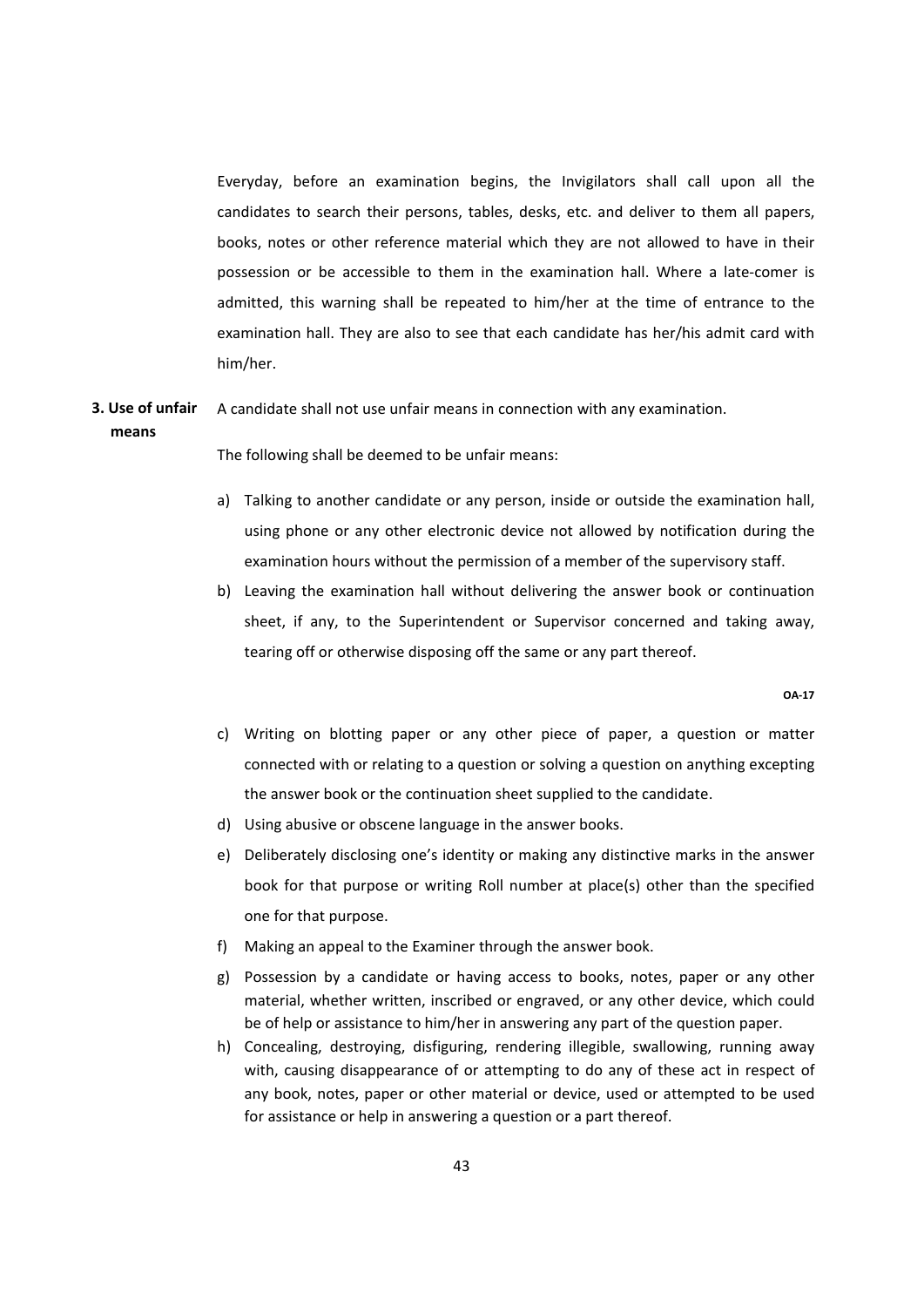Everyday, before an examination begins, the Invigilators shall call upon all the candidates to search their persons, tables, desks, etc. and deliver to them all papers, books, notes or other reference material which they are not allowed to have in their possession or be accessible to them in the examination hall. Where a late-comer is admitted, this warning shall be repeated to him/her at the time of entrance to the examination hall. They are also to see that each candidate has her/his admit card with him/her.

**3. Use of unfair means**

A candidate shall not use unfair means in connection with any examination.

The following shall be deemed to be unfair means:

a) Talking to another candidate or any person, inside or outside the examination hall, using phone or any other electronic device not allowed by notification during the examination hours without the permission of a member of the supervisory staff.

b) Leaving the examination hall without delivering the answer book or continuation sheet, if any, to the Superintendent or Supervisor concerned and taking away, tearing off or otherwise disposing off the same or any part thereof.

**OA-17**

c) Writing on blotting paper or any other piece of paper, a question or matter connected with or relating to a question or solving a question on anything excepting the answer book or the continuation sheet supplied to the candidate.

d) Using abusive or obscene language in the answer books.

e) Deliberately disclosing one's identity or making any distinctive marks in the answer book for that purpose or writing Roll number at place(s) other than the specified one for that purpose.

f) Making an appeal to the Examiner through the answer book.

g) Possession by a candidate or having access to books, notes, paper or any other material, whether written, inscribed or engraved, or any other device, which could be of help or assistance to him/her in answering any part of the question paper.

h) Concealing, destroying, disfiguring, rendering illegible, swallowing, running away with, causing disappearance of or attempting to do any of these act in respect of any book, notes, paper or other material or device, used or attempted to be used for assistance or help in answering a question or a part thereof.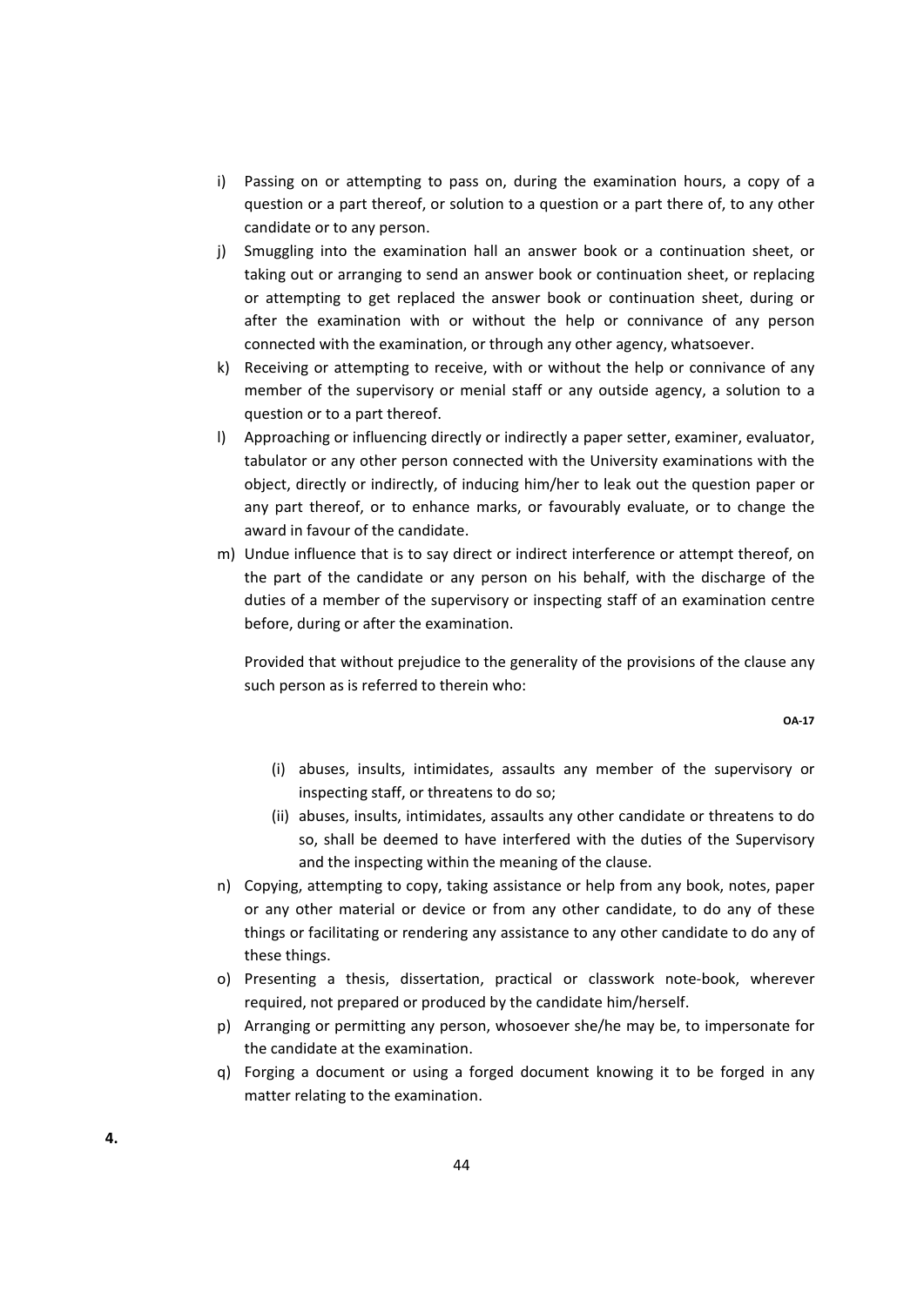i) Passing on or attempting to pass on, during the examination hours, a copy of a question or a part thereof, or solution to a question or a part there of, to any other candidate or to any person.
j) Smuggling into the examination hall an answer book or a continuation sheet, or taking out or arranging to send an answer book or continuation sheet, or replacing or attempting to get replaced the answer book or continuation sheet, during or after the examination with or without the help or connivance of any person connected with the examination, or through any other agency, whatsoever.
k) Receiving or attempting to receive, with or without the help or connivance of any member of the supervisory or menial staff or any outside agency, a solution to a question or to a part thereof.
l) Approaching or influencing directly or indirectly a paper setter, examiner, evaluator, tabulator or any other person connected with the University examinations with the object, directly or indirectly, of inducing him/her to leak out the question paper or any part thereof, or to enhance marks, or favourably evaluate, or to change the award in favour of the candidate.
m) Undue influence that is to say direct or indirect interference or attempt thereof, on the part of the candidate or any person on his behalf, with the discharge of the duties of a member of the supervisory or inspecting staff of an examination centre before, during or after the examination.

   Provided that without prejudice to the generality of the provisions of the clause any such person as is referred to therein who:

   **OA-17**

   (i) abuses, insults, intimidates, assaults any member of the supervisory or inspecting staff, or threatens to do so;
   (ii) abuses, insults, intimidates, assaults any other candidate or threatens to do so, shall be deemed to have interfered with the duties of the Supervisory and the inspecting within the meaning of the clause.
n) Copying, attempting to copy, taking assistance or help from any book, notes, paper or any other material or device or from any other candidate, to do any of these things or facilitating or rendering any assistance to any other candidate to do any of these things.
o) Presenting a thesis, dissertation, practical or classwork note-book, wherever required, not prepared or produced by the candidate him/herself.
p) Arranging or permitting any person, whosoever she/he may be, to impersonate for the candidate at the examination.
q) Forging a document or using a forged document knowing it to be forged in any matter relating to the examination.

**4.**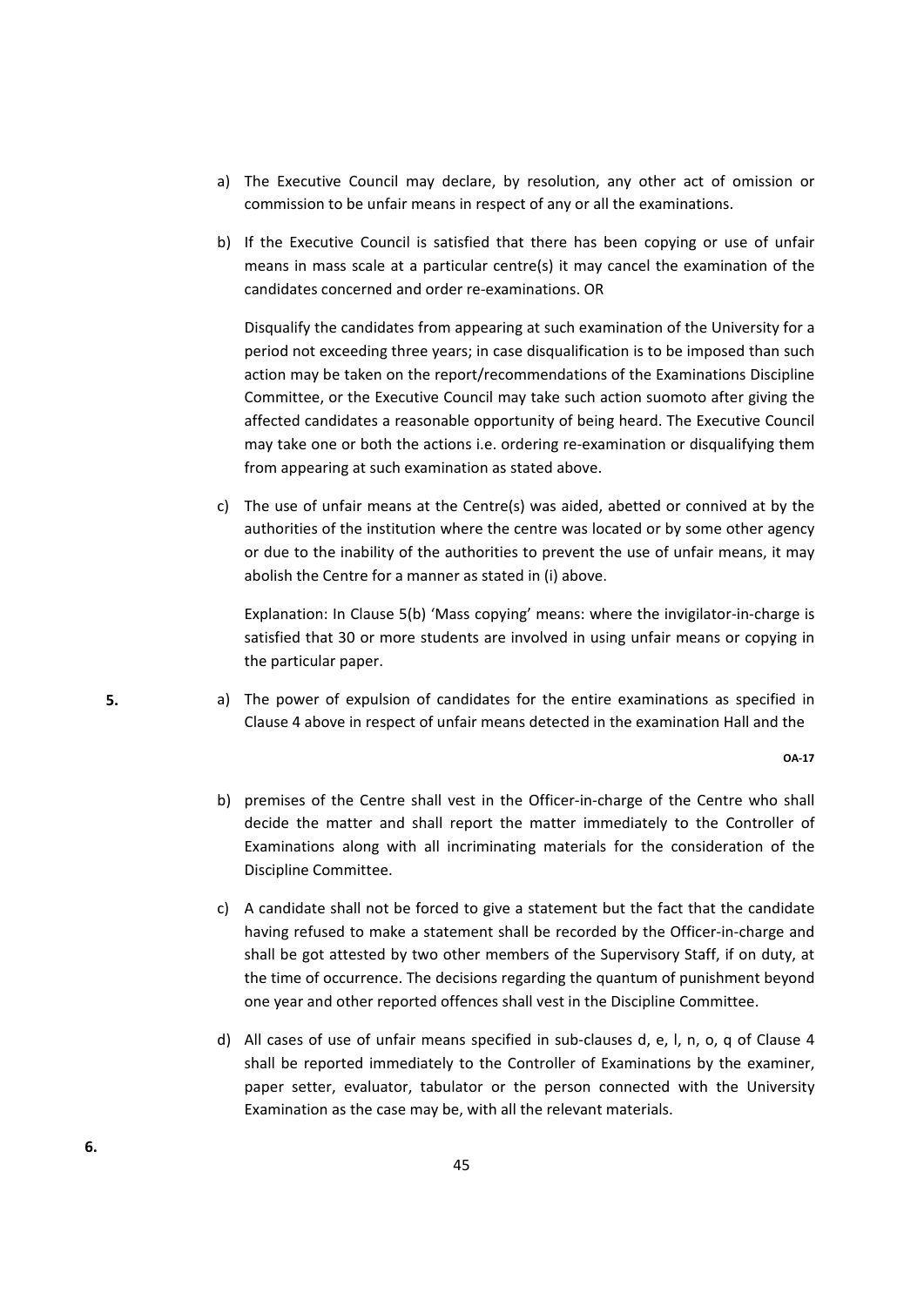a) The Executive Council may declare, by resolution, any other act of omission or commission to be unfair means in respect of any or all the examinations.

b) If the Executive Council is satisfied that there has been copying or use of unfair means in mass scale at a particular centre(s) it may cancel the examination of the candidates concerned and order re-examinations. OR

   Disqualify the candidates from appearing at such examination of the University for a period not exceeding three years; in case disqualification is to be imposed than such action may be taken on the report/recommendations of the Examinations Discipline Committee, or the Executive Council may take such action suomoto after giving the affected candidates a reasonable opportunity of being heard. The Executive Council may take one or both the actions i.e. ordering re-examination or disqualifying them from appearing at such examination as stated above.

c) The use of unfair means at the Centre(s) was aided, abetted or connived at by the authorities of the institution where the centre was located or by some other agency or due to the inability of the authorities to prevent the use of unfair means, it may abolish the Centre for a manner as stated in (i) above.

   Explanation: In Clause 5(b) 'Mass copying' means: where the invigilator-in-charge is satisfied that 30 or more students are involved in using unfair means or copying in the particular paper.

**5.**

a) The power of expulsion of candidates for the entire examinations as specified in Clause 4 above in respect of unfair means detected in the examination Hall and the

**OA-17**

b) premises of the Centre shall vest in the Officer-in-charge of the Centre who shall decide the matter and shall report the matter immediately to the Controller of Examinations along with all incriminating materials for the consideration of the Discipline Committee.

c) A candidate shall not be forced to give a statement but the fact that the candidate having refused to make a statement shall be recorded by the Officer-in-charge and shall be got attested by two other members of the Supervisory Staff, if on duty, at the time of occurrence. The decisions regarding the quantum of punishment beyond one year and other reported offences shall vest in the Discipline Committee.

d) All cases of use of unfair means specified in sub-clauses d, e, l, n, o, q of Clause 4 shall be reported immediately to the Controller of Examinations by the examiner, paper setter, evaluator, tabulator or the person connected with the University Examination as the case may be, with all the relevant materials.

**6.**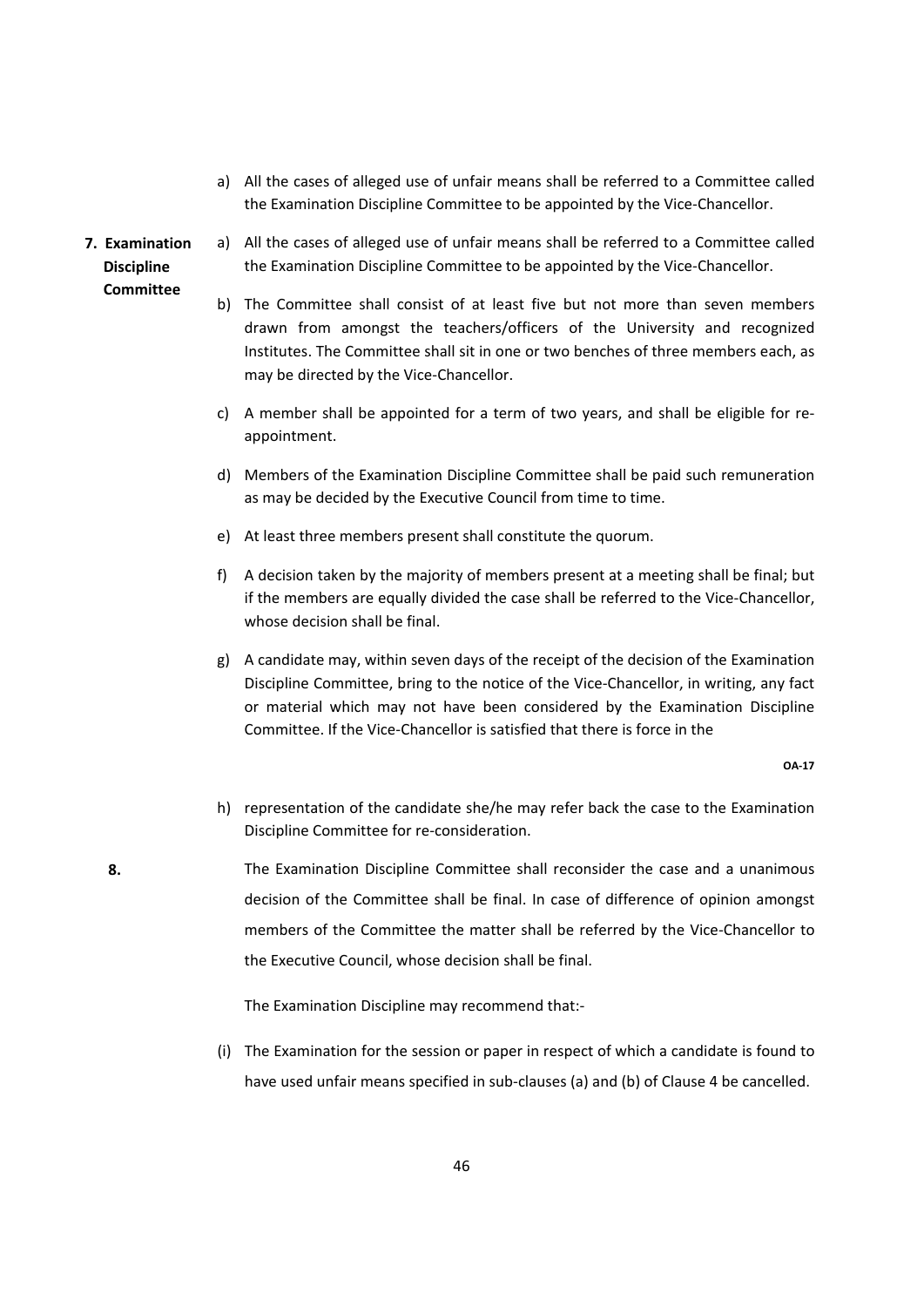a) All the cases of alleged use of unfair means shall be referred to a Committee called the Examination Discipline Committee to be appointed by the Vice-Chancellor.

**7. Examination Discipline Committee**

a) All the cases of alleged use of unfair means shall be referred to a Committee called the Examination Discipline Committee to be appointed by the Vice-Chancellor.

b) The Committee shall consist of at least five but not more than seven members drawn from amongst the teachers/officers of the University and recognized Institutes. The Committee shall sit in one or two benches of three members each, as may be directed by the Vice-Chancellor.

c) A member shall be appointed for a term of two years, and shall be eligible for re-appointment.

d) Members of the Examination Discipline Committee shall be paid such remuneration as may be decided by the Executive Council from time to time.

e) At least three members present shall constitute the quorum.

f) A decision taken by the majority of members present at a meeting shall be final; but if the members are equally divided the case shall be referred to the Vice-Chancellor, whose decision shall be final.

g) A candidate may, within seven days of the receipt of the decision of the Examination Discipline Committee, bring to the notice of the Vice-Chancellor, in writing, any fact or material which may not have been considered by the Examination Discipline Committee. If the Vice-Chancellor is satisfied that there is force in the

OA-17

h) representation of the candidate she/he may refer back the case to the Examination Discipline Committee for re-consideration.

**8.** The Examination Discipline Committee shall reconsider the case and a unanimous decision of the Committee shall be final. In case of difference of opinion amongst members of the Committee the matter shall be referred by the Vice-Chancellor to the Executive Council, whose decision shall be final.

The Examination Discipline may recommend that:-

(i) The Examination for the session or paper in respect of which a candidate is found to have used unfair means specified in sub-clauses (a) and (b) of Clause 4 be cancelled.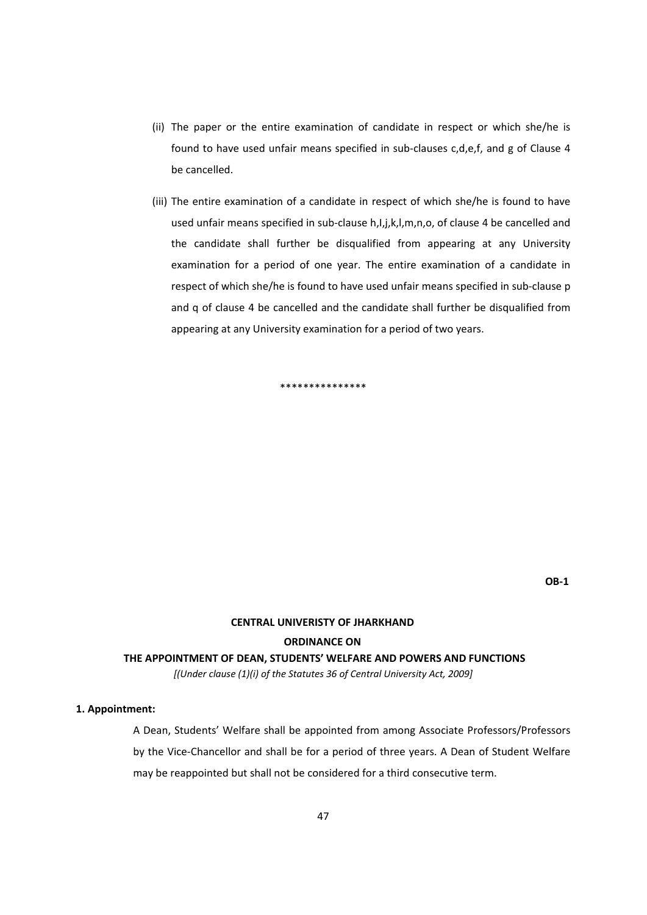(ii) The paper or the entire examination of candidate in respect or which she/he is found to have used unfair means specified in sub-clauses c,d,e,f, and g of Clause 4 be cancelled.

(iii) The entire examination of a candidate in respect of which she/he is found to have used unfair means specified in sub-clause h,I,j,k,l,m,n,o, of clause 4 be cancelled and the candidate shall further be disqualified from appearing at any University examination for a period of one year. The entire examination of a candidate in respect of which she/he is found to have used unfair means specified in sub-clause p and q of clause 4 be cancelled and the candidate shall further be disqualified from appearing at any University examination for a period of two years.

***************

**OB-1**

**CENTRAL UNIVERISTY OF JHARKHAND**

**ORDINANCE ON**

**THE APPOINTMENT OF DEAN, STUDENTS' WELFARE AND POWERS AND FUNCTIONS**

*[(Under clause (1)(i) of the Statutes 36 of Central University Act, 2009]*

**1. Appointment:**

A Dean, Students' Welfare shall be appointed from among Associate Professors/Professors by the Vice-Chancellor and shall be for a period of three years. A Dean of Student Welfare may be reappointed but shall not be considered for a third consecutive term.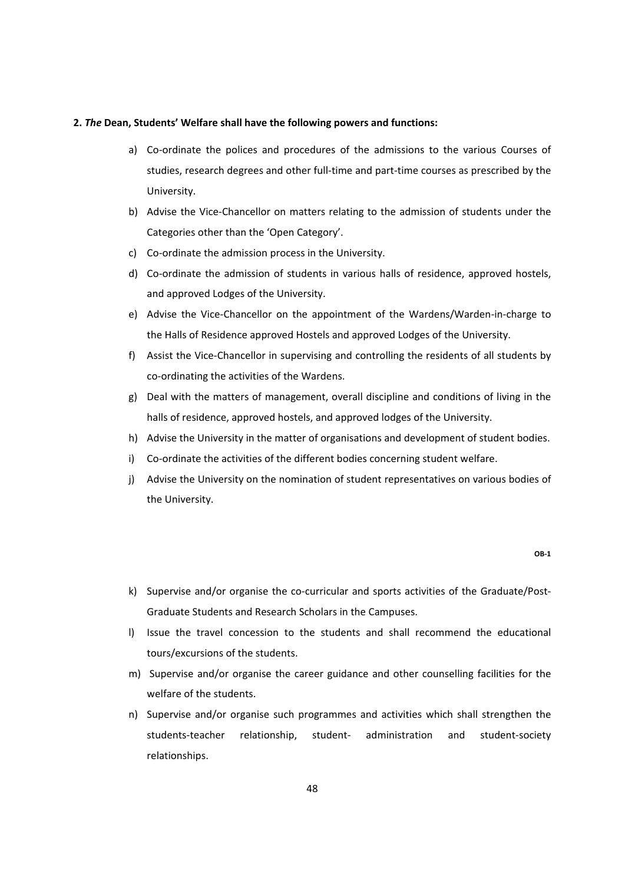**2.** ***The*** **Dean, Students' Welfare shall have the following powers and functions:**

a) Co-ordinate the polices and procedures of the admissions to the various Courses of studies, research degrees and other full-time and part-time courses as prescribed by the University.

b) Advise the Vice-Chancellor on matters relating to the admission of students under the Categories other than the 'Open Category'.

c) Co-ordinate the admission process in the University.

d) Co-ordinate the admission of students in various halls of residence, approved hostels, and approved Lodges of the University.

e) Advise the Vice-Chancellor on the appointment of the Wardens/Warden-in-charge to the Halls of Residence approved Hostels and approved Lodges of the University.

f) Assist the Vice-Chancellor in supervising and controlling the residents of all students by co-ordinating the activities of the Wardens.

g) Deal with the matters of management, overall discipline and conditions of living in the halls of residence, approved hostels, and approved lodges of the University.

h) Advise the University in the matter of organisations and development of student bodies.

i) Co-ordinate the activities of the different bodies concerning student welfare.

j) Advise the University on the nomination of student representatives on various bodies of the University.

OB-1

k) Supervise and/or organise the co-curricular and sports activities of the Graduate/Post-Graduate Students and Research Scholars in the Campuses.

l) Issue the travel concession to the students and shall recommend the educational tours/excursions of the students.

m) Supervise and/or organise the career guidance and other counselling facilities for the welfare of the students.

n) Supervise and/or organise such programmes and activities which shall strengthen the students-teacher relationship, student- administration and student-society relationships.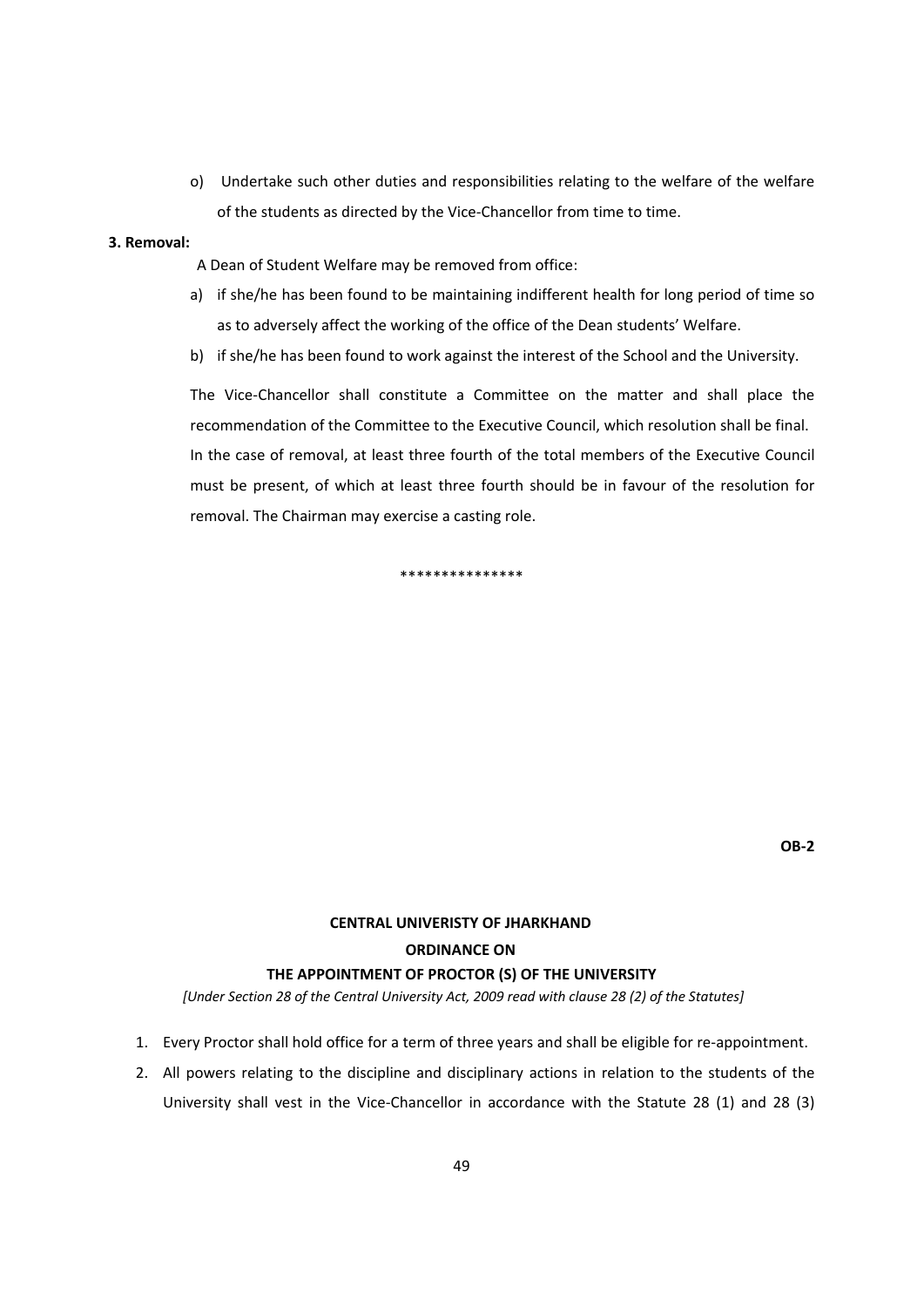o) Undertake such other duties and responsibilities relating to the welfare of the welfare of the students as directed by the Vice-Chancellor from time to time.

**3. Removal:**

A Dean of Student Welfare may be removed from office:

a) if she/he has been found to be maintaining indifferent health for long period of time so as to adversely affect the working of the office of the Dean students' Welfare.

b) if she/he has been found to work against the interest of the School and the University.

The Vice-Chancellor shall constitute a Committee on the matter and shall place the recommendation of the Committee to the Executive Council, which resolution shall be final. In the case of removal, at least three fourth of the total members of the Executive Council must be present, of which at least three fourth should be in favour of the resolution for removal. The Chairman may exercise a casting role.

***************

**OB-2**

**CENTRAL UNIVERISTY OF JHARKHAND**

**ORDINANCE ON**

**THE APPOINTMENT OF PROCTOR (S) OF THE UNIVERSITY**

*[Under Section 28 of the Central University Act, 2009 read with clause 28 (2) of the Statutes]*

1. Every Proctor shall hold office for a term of three years and shall be eligible for re-appointment.
2. All powers relating to the discipline and disciplinary actions in relation to the students of the University shall vest in the Vice-Chancellor in accordance with the Statute 28 (1) and 28 (3)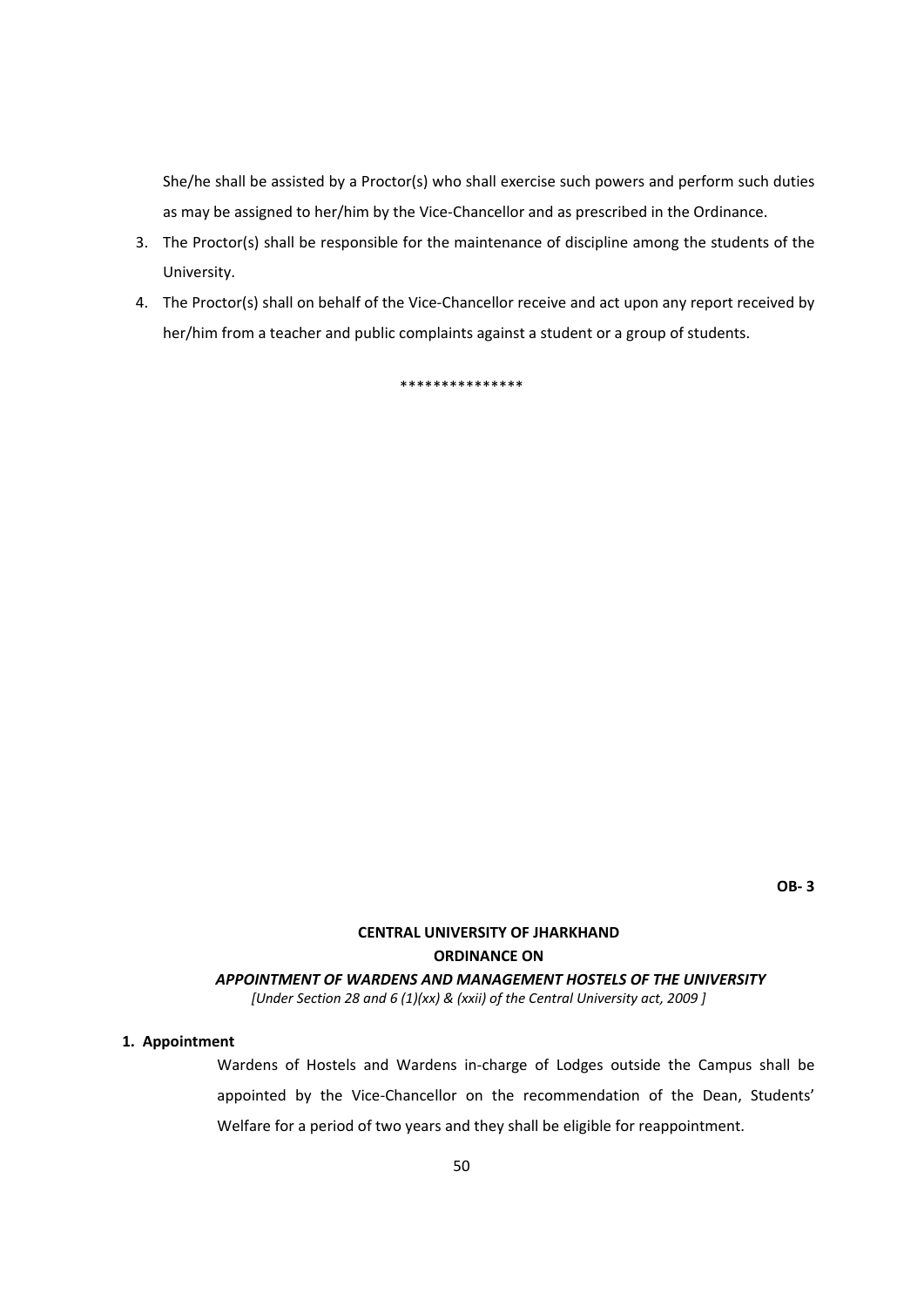She/he shall be assisted by a Proctor(s) who shall exercise such powers and perform such duties as may be assigned to her/him by the Vice-Chancellor and as prescribed in the Ordinance.

3. The Proctor(s) shall be responsible for the maintenance of discipline among the students of the University.
4. The Proctor(s) shall on behalf of the Vice-Chancellor receive and act upon any report received by her/him from a teacher and public complaints against a student or a group of students.

***************

**OB- 3**

**CENTRAL UNIVERSITY OF JHARKHAND**

**ORDINANCE ON**

***APPOINTMENT OF WARDENS AND MANAGEMENT HOSTELS OF THE UNIVERSITY***

*[Under Section 28 and 6 (1)(xx) & (xxii) of the Central University act, 2009 ]*

**1. Appointment**

Wardens of Hostels and Wardens in-charge of Lodges outside the Campus shall be appointed by the Vice-Chancellor on the recommendation of the Dean, Students' Welfare for a period of two years and they shall be eligible for reappointment.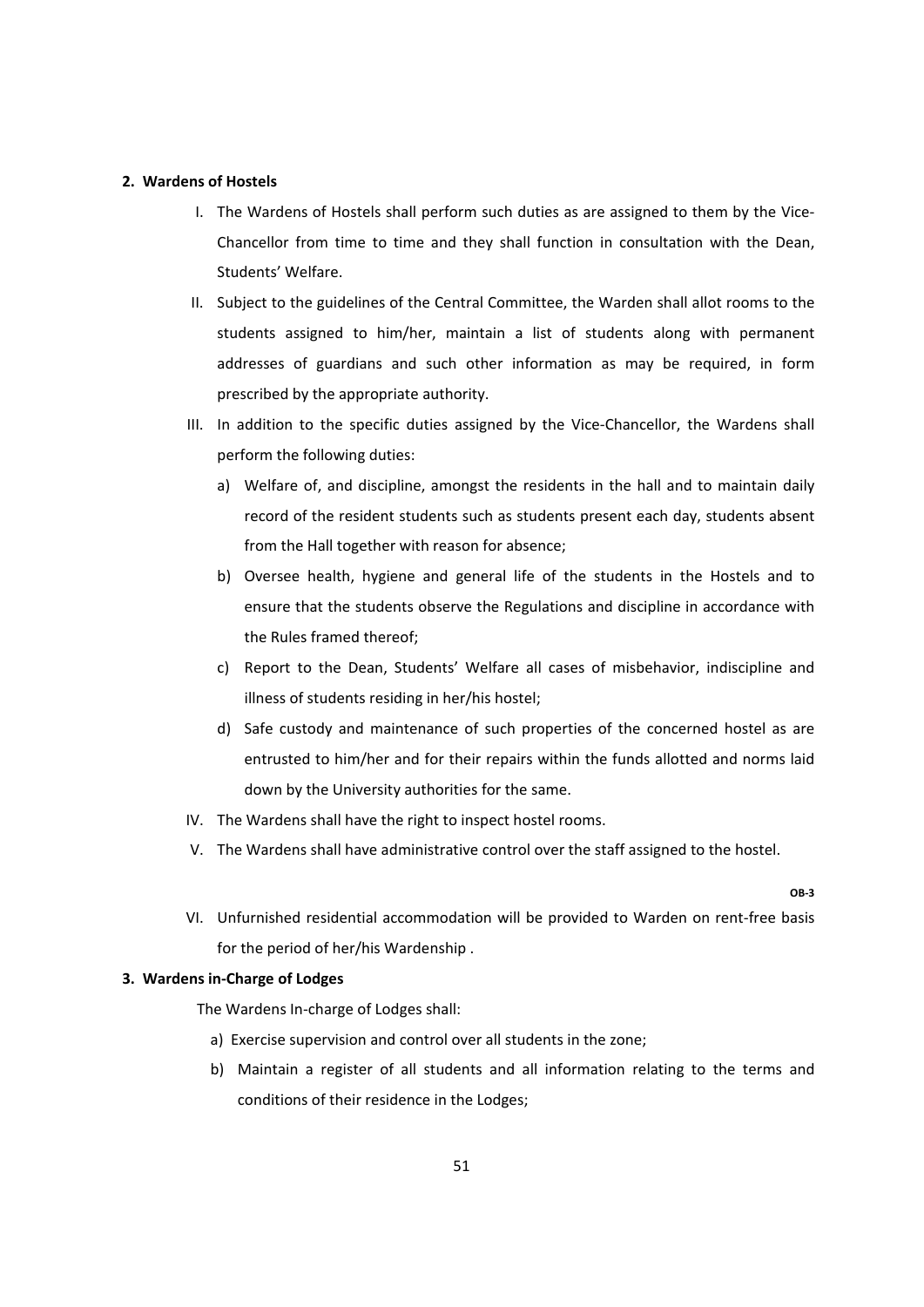**2. Wardens of Hostels**

I. The Wardens of Hostels shall perform such duties as are assigned to them by the Vice-Chancellor from time to time and they shall function in consultation with the Dean, Students' Welfare.

II. Subject to the guidelines of the Central Committee, the Warden shall allot rooms to the students assigned to him/her, maintain a list of students along with permanent addresses of guardians and such other information as may be required, in form prescribed by the appropriate authority.

III. In addition to the specific duties assigned by the Vice-Chancellor, the Wardens shall perform the following duties:

   a) Welfare of, and discipline, amongst the residents in the hall and to maintain daily record of the resident students such as students present each day, students absent from the Hall together with reason for absence;

   b) Oversee health, hygiene and general life of the students in the Hostels and to ensure that the students observe the Regulations and discipline in accordance with the Rules framed thereof;

   c) Report to the Dean, Students' Welfare all cases of misbehavior, indiscipline and illness of students residing in her/his hostel;

   d) Safe custody and maintenance of such properties of the concerned hostel as are entrusted to him/her and for their repairs within the funds allotted and norms laid down by the University authorities for the same.

IV. The Wardens shall have the right to inspect hostel rooms.

V. The Wardens shall have administrative control over the staff assigned to the hostel.

**OB-3**

VI. Unfurnished residential accommodation will be provided to Warden on rent-free basis for the period of her/his Wardenship .

**3. Wardens in-Charge of Lodges**

The Wardens In-charge of Lodges shall:

a) Exercise supervision and control over all students in the zone;

b) Maintain a register of all students and all information relating to the terms and conditions of their residence in the Lodges;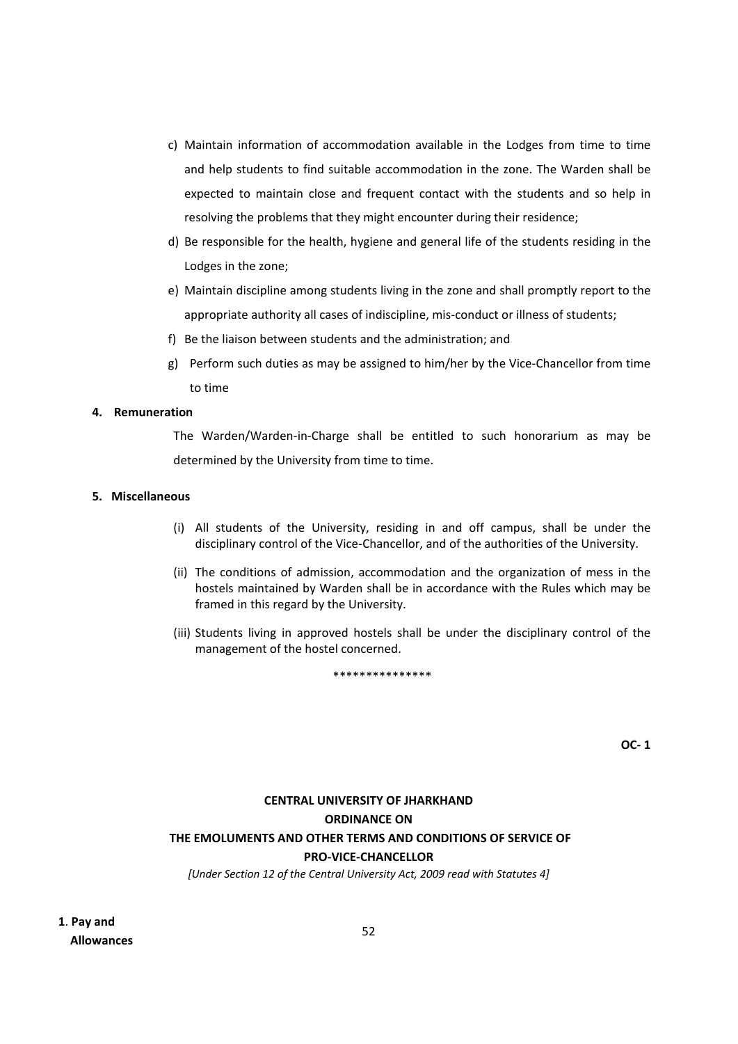c) Maintain information of accommodation available in the Lodges from time to time and help students to find suitable accommodation in the zone. The Warden shall be expected to maintain close and frequent contact with the students and so help in resolving the problems that they might encounter during their residence;

d) Be responsible for the health, hygiene and general life of the students residing in the Lodges in the zone;

e) Maintain discipline among students living in the zone and shall promptly report to the appropriate authority all cases of indiscipline, mis-conduct or illness of students;

f) Be the liaison between students and the administration; and

g) Perform such duties as may be assigned to him/her by the Vice-Chancellor from time to time

**4. Remuneration**

The Warden/Warden-in-Charge shall be entitled to such honorarium as may be determined by the University from time to time.

**5. Miscellaneous**

(i) All students of the University, residing in and off campus, shall be under the disciplinary control of the Vice-Chancellor, and of the authorities of the University.

(ii) The conditions of admission, accommodation and the organization of mess in the hostels maintained by Warden shall be in accordance with the Rules which may be framed in this regard by the University.

(iii) Students living in approved hostels shall be under the disciplinary control of the management of the hostel concerned.

***************

**OC- 1**

**CENTRAL UNIVERSITY OF JHARKHAND**
**ORDINANCE ON**
**THE EMOLUMENTS AND OTHER TERMS AND CONDITIONS OF SERVICE OF**
**PRO-VICE-CHANCELLOR**

*[Under Section 12 of the Central University Act, 2009 read with Statutes 4]*

**1. Pay and Allowances**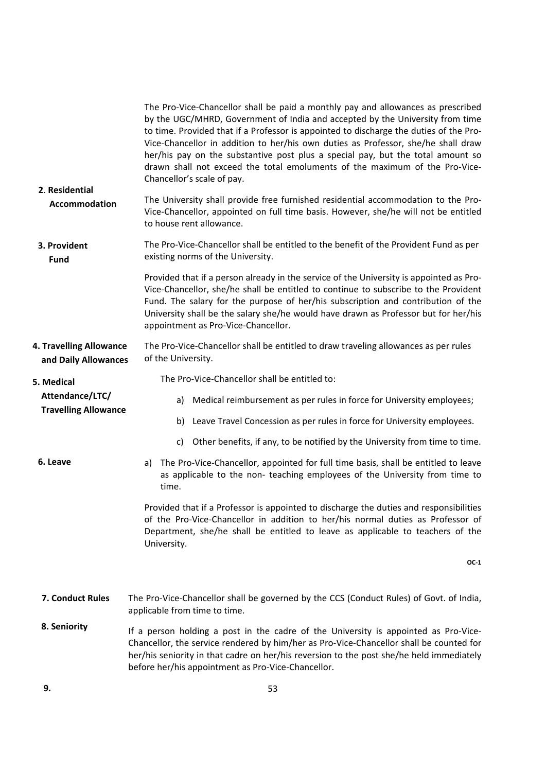The Pro-Vice-Chancellor shall be paid a monthly pay and allowances as prescribed by the UGC/MHRD, Government of India and accepted by the University from time to time. Provided that if a Professor is appointed to discharge the duties of the Pro-Vice-Chancellor in addition to her/his own duties as Professor, she/he shall draw her/his pay on the substantive post plus a special pay, but the total amount so drawn shall not exceed the total emoluments of the maximum of the Pro-Vice-Chancellor's scale of pay.

**2. Residential Accommodation**

The University shall provide free furnished residential accommodation to the Pro-Vice-Chancellor, appointed on full time basis. However, she/he will not be entitled to house rent allowance.

**3. Provident Fund**

The Pro-Vice-Chancellor shall be entitled to the benefit of the Provident Fund as per existing norms of the University.

Provided that if a person already in the service of the University is appointed as Pro-Vice-Chancellor, she/he shall be entitled to continue to subscribe to the Provident Fund. The salary for the purpose of her/his subscription and contribution of the University shall be the salary she/he would have drawn as Professor but for her/his appointment as Pro-Vice-Chancellor.

**4. Travelling Allowance and Daily Allowances**

The Pro-Vice-Chancellor shall be entitled to draw traveling allowances as per rules of the University.

**5. Medical Attendance/LTC/ Travelling Allowance**

The Pro-Vice-Chancellor shall be entitled to:

a) Medical reimbursement as per rules in force for University employees;

b) Leave Travel Concession as per rules in force for University employees.

c) Other benefits, if any, to be notified by the University from time to time.

**6. Leave**

a) The Pro-Vice-Chancellor, appointed for full time basis, shall be entitled to leave as applicable to the non- teaching employees of the University from time to time.

Provided that if a Professor is appointed to discharge the duties and responsibilities of the Pro-Vice-Chancellor in addition to her/his normal duties as Professor of Department, she/he shall be entitled to leave as applicable to teachers of the University.

OC-1

**7. Conduct Rules**

The Pro-Vice-Chancellor shall be governed by the CCS (Conduct Rules) of Govt. of India, applicable from time to time.

**8. Seniority**

If a person holding a post in the cadre of the University is appointed as Pro-Vice-Chancellor, the service rendered by him/her as Pro-Vice-Chancellor shall be counted for her/his seniority in that cadre on her/his reversion to the post she/he held immediately before her/his appointment as Pro-Vice-Chancellor.

**9.**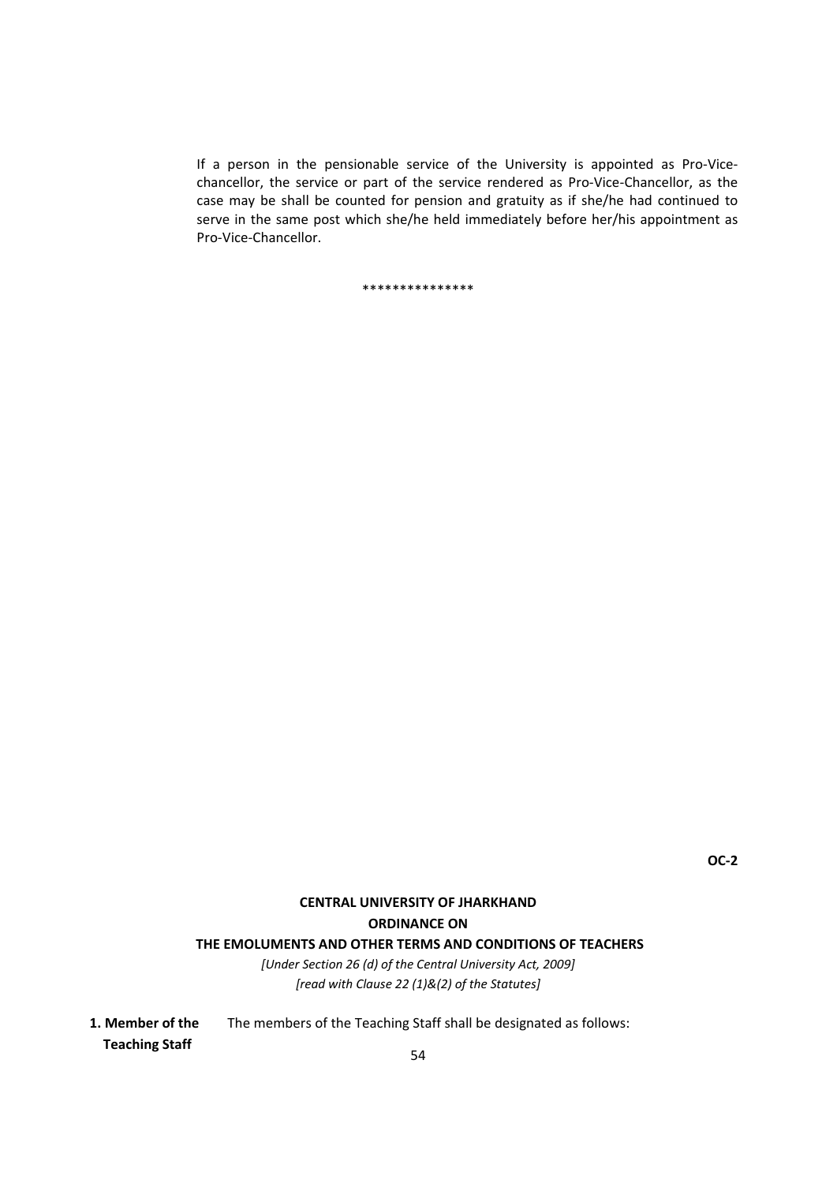If a person in the pensionable service of the University is appointed as Pro-Vice-chancellor, the service or part of the service rendered as Pro-Vice-Chancellor, as the case may be shall be counted for pension and gratuity as if she/he had continued to serve in the same post which she/he held immediately before her/his appointment as Pro-Vice-Chancellor.

***************

**OC-2**

## CENTRAL UNIVERSITY OF JHARKHAND
## ORDINANCE ON
## THE EMOLUMENTS AND OTHER TERMS AND CONDITIONS OF TEACHERS

*[Under Section 26 (d) of the Central University Act, 2009]*
*[read with Clause 22 (1)&(2) of the Statutes]*

**1. Member of the Teaching Staff** The members of the Teaching Staff shall be designated as follows: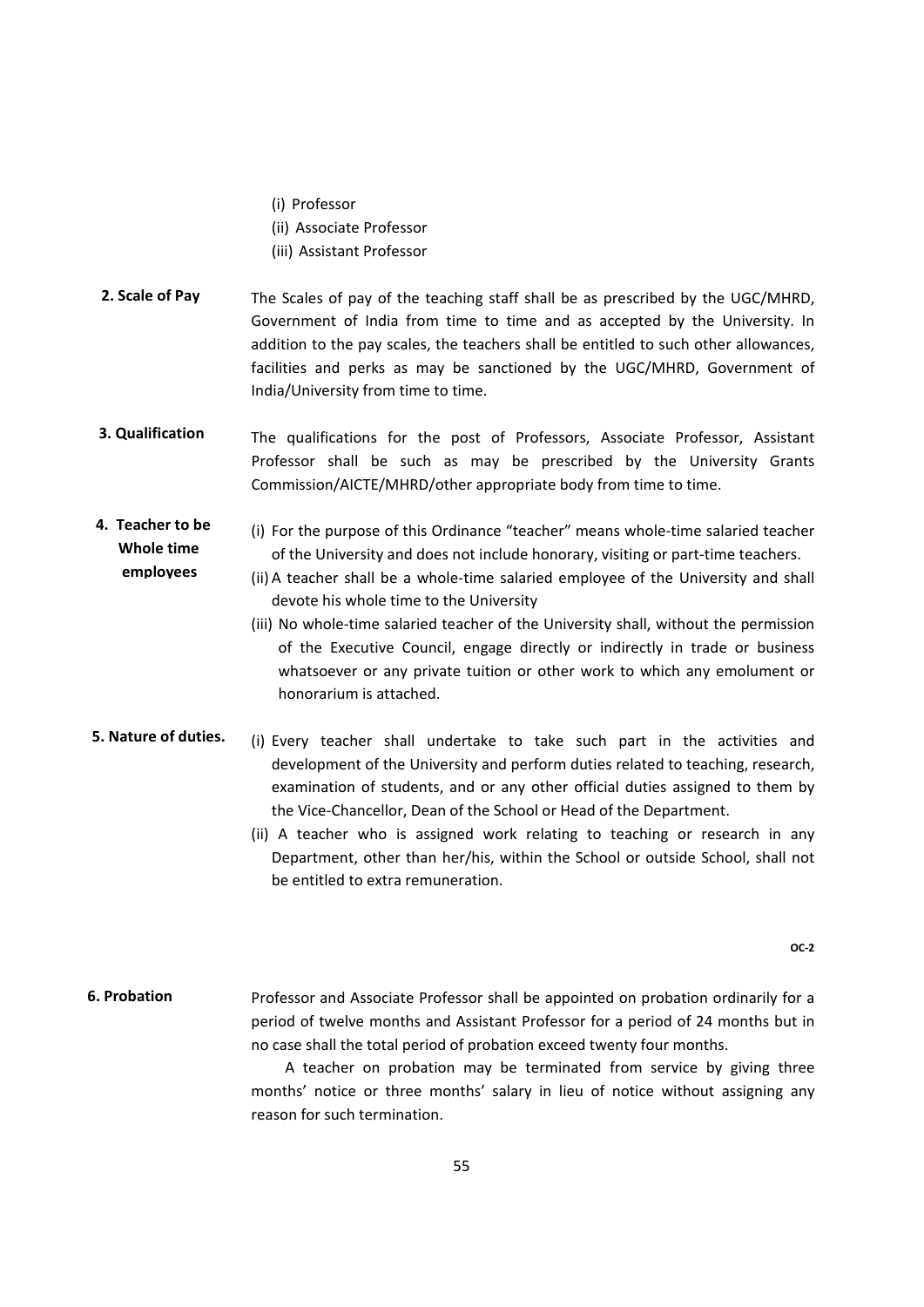(i) Professor
(ii) Associate Professor
(iii) Assistant Professor

**2. Scale of Pay**

The Scales of pay of the teaching staff shall be as prescribed by the UGC/MHRD, Government of India from time to time and as accepted by the University. In addition to the pay scales, the teachers shall be entitled to such other allowances, facilities and perks as may be sanctioned by the UGC/MHRD, Government of India/University from time to time.

**3. Qualification**

The qualifications for the post of Professors, Associate Professor, Assistant Professor shall be such as may be prescribed by the University Grants Commission/AICTE/MHRD/other appropriate body from time to time.

**4. Teacher to be Whole time employees**

(i) For the purpose of this Ordinance "teacher" means whole-time salaried teacher of the University and does not include honorary, visiting or part-time teachers.
(ii) A teacher shall be a whole-time salaried employee of the University and shall devote his whole time to the University
(iii) No whole-time salaried teacher of the University shall, without the permission of the Executive Council, engage directly or indirectly in trade or business whatsoever or any private tuition or other work to which any emolument or honorarium is attached.

**5. Nature of duties.**

(i) Every teacher shall undertake to take such part in the activities and development of the University and perform duties related to teaching, research, examination of students, and or any other official duties assigned to them by the Vice-Chancellor, Dean of the School or Head of the Department.
(ii) A teacher who is assigned work relating to teaching or research in any Department, other than her/his, within the School or outside School, shall not be entitled to extra remuneration.

**OC-2**

**6. Probation**

Professor and Associate Professor shall be appointed on probation ordinarily for a period of twelve months and Assistant Professor for a period of 24 months but in no case shall the total period of probation exceed twenty four months.

A teacher on probation may be terminated from service by giving three months' notice or three months' salary in lieu of notice without assigning any reason for such termination.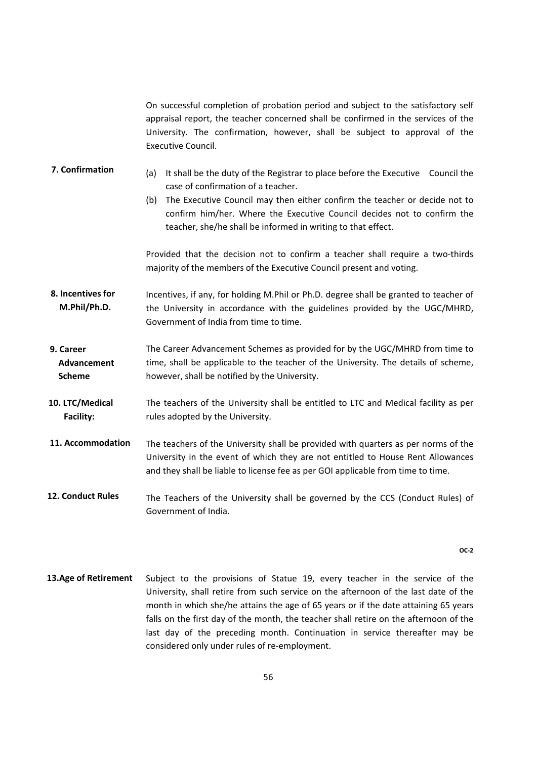On successful completion of probation period and subject to the satisfactory self appraisal report, the teacher concerned shall be confirmed in the services of the University. The confirmation, however, shall be subject to approval of the Executive Council.

**7. Confirmation**

(a) It shall be the duty of the Registrar to place before the Executive Council the case of confirmation of a teacher.

(b) The Executive Council may then either confirm the teacher or decide not to confirm him/her. Where the Executive Council decides not to confirm the teacher, she/he shall be informed in writing to that effect.

Provided that the decision not to confirm a teacher shall require a two-thirds majority of the members of the Executive Council present and voting.

**8. Incentives for M.Phil/Ph.D.**

Incentives, if any, for holding M.Phil or Ph.D. degree shall be granted to teacher of the University in accordance with the guidelines provided by the UGC/MHRD, Government of India from time to time.

**9. Career Advancement Scheme**

The Career Advancement Schemes as provided for by the UGC/MHRD from time to time, shall be applicable to the teacher of the University. The details of scheme, however, shall be notified by the University.

**10. LTC/Medical Facility:**

The teachers of the University shall be entitled to LTC and Medical facility as per rules adopted by the University.

**11. Accommodation**

The teachers of the University shall be provided with quarters as per norms of the University in the event of which they are not entitled to House Rent Allowances and they shall be liable to license fee as per GOI applicable from time to time.

**12. Conduct Rules**

The Teachers of the University shall be governed by the CCS (Conduct Rules) of Government of India.

**OC-2**

**13.Age of Retirement**

Subject to the provisions of Statue 19, every teacher in the service of the University, shall retire from such service on the afternoon of the last date of the month in which she/he attains the age of 65 years or if the date attaining 65 years falls on the first day of the month, the teacher shall retire on the afternoon of the last day of the preceding month. Continuation in service thereafter may be considered only under rules of re-employment.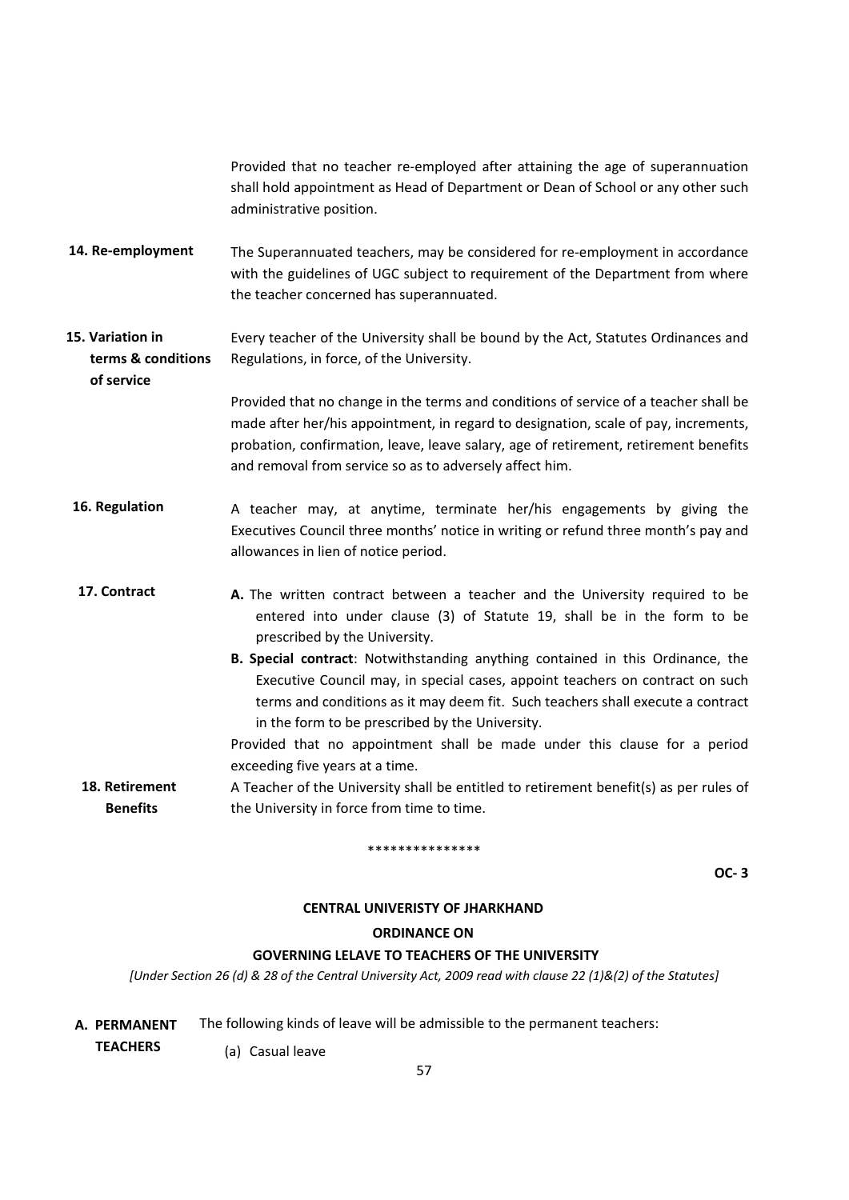Provided that no teacher re-employed after attaining the age of superannuation shall hold appointment as Head of Department or Dean of School or any other such administrative position.

**14. Re-employment**

The Superannuated teachers, may be considered for re-employment in accordance with the guidelines of UGC subject to requirement of the Department from where the teacher concerned has superannuated.

**15. Variation in terms & conditions of service**

Every teacher of the University shall be bound by the Act, Statutes Ordinances and Regulations, in force, of the University.

Provided that no change in the terms and conditions of service of a teacher shall be made after her/his appointment, in regard to designation, scale of pay, increments, probation, confirmation, leave, leave salary, age of retirement, retirement benefits and removal from service so as to adversely affect him.

**16. Regulation**

A teacher may, at anytime, terminate her/his engagements by giving the Executives Council three months' notice in writing or refund three month's pay and allowances in lien of notice period.

**17. Contract**

**A.** The written contract between a teacher and the University required to be entered into under clause (3) of Statute 19, shall be in the form to be prescribed by the University.

**B. Special contract**: Notwithstanding anything contained in this Ordinance, the Executive Council may, in special cases, appoint teachers on contract on such terms and conditions as it may deem fit. Such teachers shall execute a contract in the form to be prescribed by the University.

Provided that no appointment shall be made under this clause for a period exceeding five years at a time.

**18. Retirement Benefits**

A Teacher of the University shall be entitled to retirement benefit(s) as per rules of the University in force from time to time.

\*\*\*\*\*\*\*\*\*\*\*\*\*\*\*

**OC- 3**

## CENTRAL UNIVERISTY OF JHARKHAND

## ORDINANCE ON

## GOVERNING LELAVE TO TEACHERS OF THE UNIVERSITY

*[Under Section 26 (d) & 28 of the Central University Act, 2009 read with clause 22 (1)&(2) of the Statutes]*

**A. PERMANENT TEACHERS**

The following kinds of leave will be admissible to the permanent teachers:

(a) Casual leave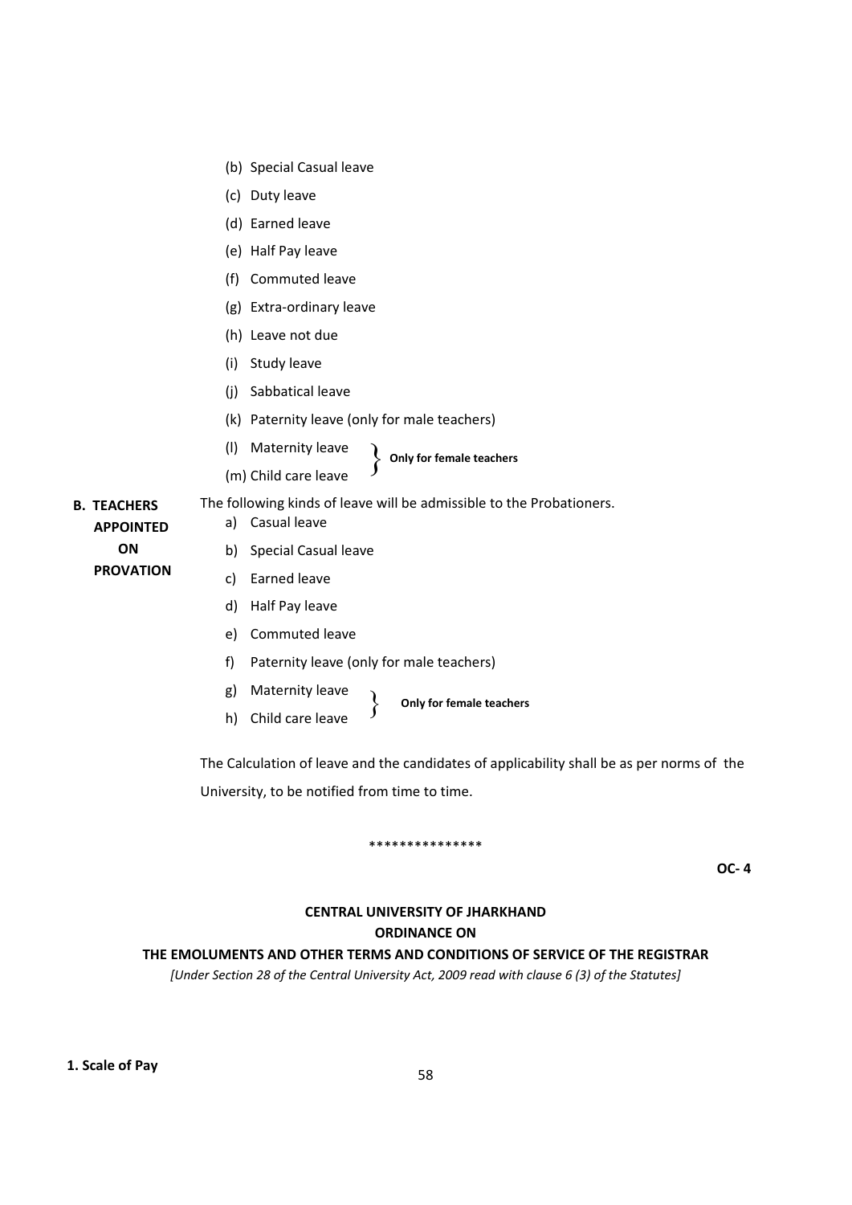(b) Special Casual leave

(c) Duty leave

(d) Earned leave

(e) Half Pay leave

(f) Commuted leave

(g) Extra-ordinary leave

(h) Leave not due

(i) Study leave

(j) Sabbatical leave

(k) Paternity leave (only for male teachers)

(l) Maternity leave } **Only for female teachers**

(m) Child care leave }

**B. TEACHERS APPOINTED ON PROVATION**

The following kinds of leave will be admissible to the Probationers.

a) Casual leave

b) Special Casual leave

c) Earned leave

d) Half Pay leave

e) Commuted leave

f) Paternity leave (only for male teachers)

g) Maternity leave } **Only for female teachers**

h) Child care leave }

The Calculation of leave and the candidates of applicability shall be as per norms of the University, to be notified from time to time.

***************

**OC- 4**

**CENTRAL UNIVERSITY OF JHARKHAND**

**ORDINANCE ON**

**THE EMOLUMENTS AND OTHER TERMS AND CONDITIONS OF SERVICE OF THE REGISTRAR**

*[Under Section 28 of the Central University Act, 2009 read with clause 6 (3) of the Statutes]*

**1. Scale of Pay**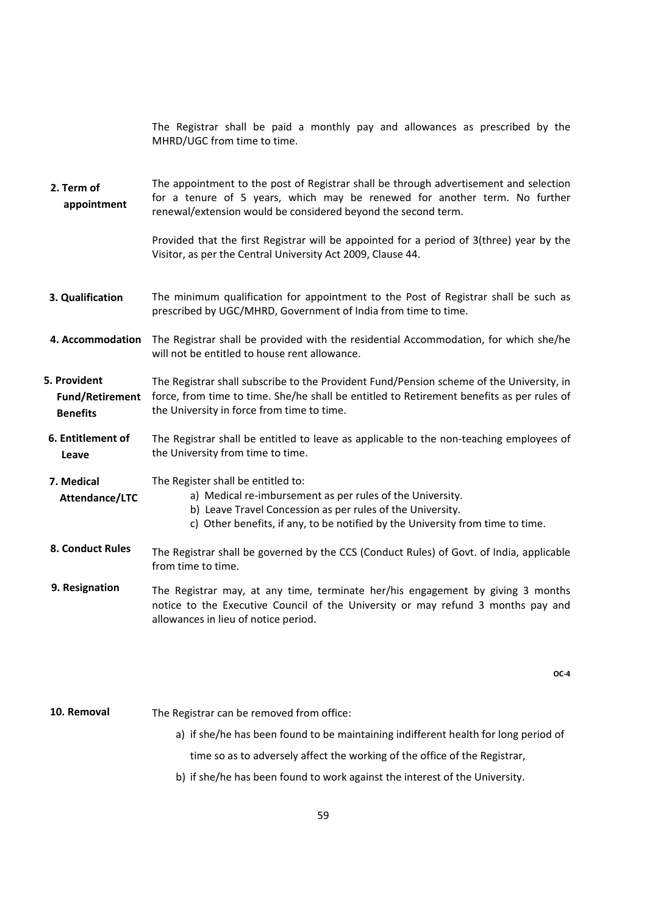The Registrar shall be paid a monthly pay and allowances as prescribed by the MHRD/UGC from time to time.

**2. Term of appointment**

The appointment to the post of Registrar shall be through advertisement and selection for a tenure of 5 years, which may be renewed for another term. No further renewal/extension would be considered beyond the second term.

Provided that the first Registrar will be appointed for a period of 3(three) year by the Visitor, as per the Central University Act 2009, Clause 44.

**3. Qualification**

The minimum qualification for appointment to the Post of Registrar shall be such as prescribed by UGC/MHRD, Government of India from time to time.

**4. Accommodation**

The Registrar shall be provided with the residential Accommodation, for which she/he will not be entitled to house rent allowance.

**5. Provident Fund/Retirement Benefits**

The Registrar shall subscribe to the Provident Fund/Pension scheme of the University, in force, from time to time. She/he shall be entitled to Retirement benefits as per rules of the University in force from time to time.

**6. Entitlement of Leave**

The Registrar shall be entitled to leave as applicable to the non-teaching employees of the University from time to time.

**7. Medical Attendance/LTC**

The Register shall be entitled to:

a) Medical re-imbursement as per rules of the University.
b) Leave Travel Concession as per rules of the University.
c) Other benefits, if any, to be notified by the University from time to time.

**8. Conduct Rules**

The Registrar shall be governed by the CCS (Conduct Rules) of Govt. of India, applicable from time to time.

**9. Resignation**

The Registrar may, at any time, terminate her/his engagement by giving 3 months notice to the Executive Council of the University or may refund 3 months pay and allowances in lieu of notice period.

**OC-4**

**10. Removal**

The Registrar can be removed from office:

a) if she/he has been found to be maintaining indifferent health for long period of time so as to adversely affect the working of the office of the Registrar,
b) if she/he has been found to work against the interest of the University.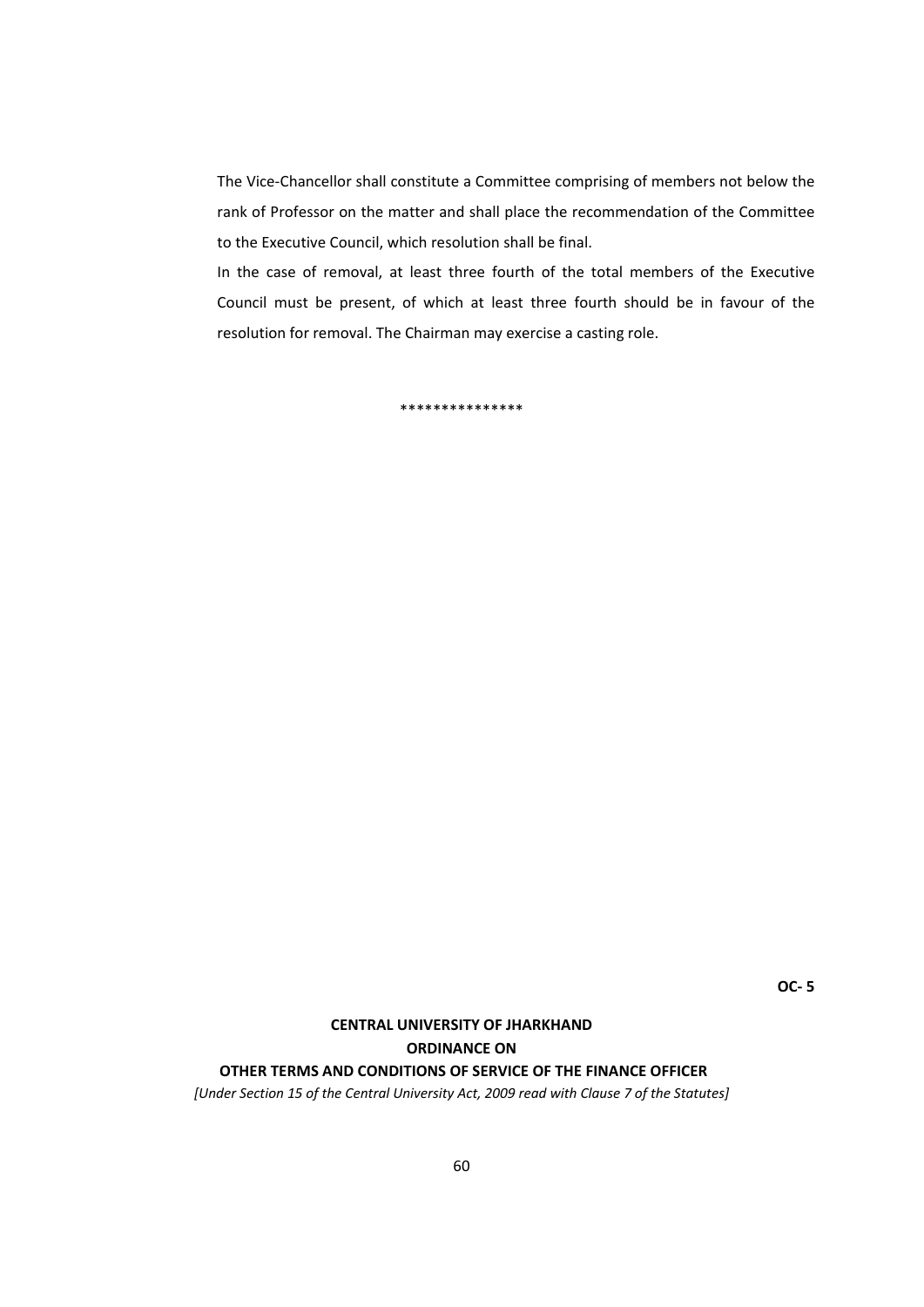The Vice-Chancellor shall constitute a Committee comprising of members not below the rank of Professor on the matter and shall place the recommendation of the Committee to the Executive Council, which resolution shall be final.

In the case of removal, at least three fourth of the total members of the Executive Council must be present, of which at least three fourth should be in favour of the resolution for removal. The Chairman may exercise a casting role.

***************

**OC- 5**

**CENTRAL UNIVERSITY OF JHARKHAND**

**ORDINANCE ON**

**OTHER TERMS AND CONDITIONS OF SERVICE OF THE FINANCE OFFICER**

*[Under Section 15 of the Central University Act, 2009 read with Clause 7 of the Statutes]*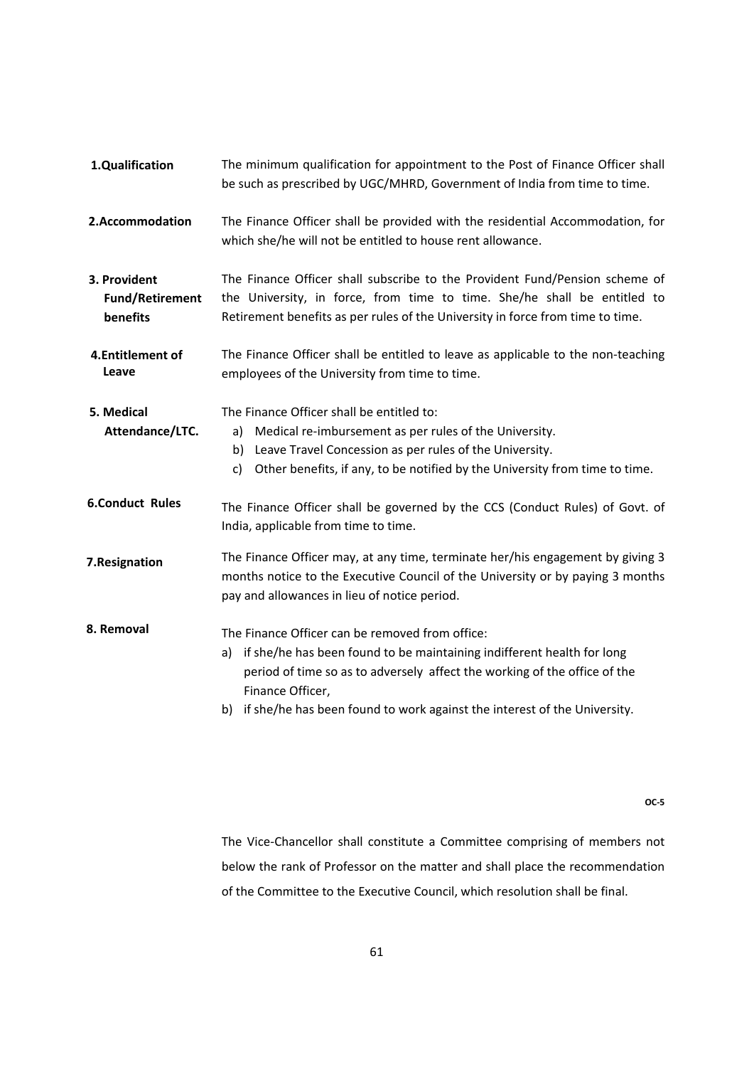**1.Qualification**

The minimum qualification for appointment to the Post of Finance Officer shall be such as prescribed by UGC/MHRD, Government of India from time to time.

**2.Accommodation**

The Finance Officer shall be provided with the residential Accommodation, for which she/he will not be entitled to house rent allowance.

**3. Provident Fund/Retirement benefits**

The Finance Officer shall subscribe to the Provident Fund/Pension scheme of the University, in force, from time to time. She/he shall be entitled to Retirement benefits as per rules of the University in force from time to time.

**4.Entitlement of Leave**

The Finance Officer shall be entitled to leave as applicable to the non-teaching employees of the University from time to time.

**5. Medical Attendance/LTC.**

The Finance Officer shall be entitled to:

a) Medical re-imbursement as per rules of the University.
b) Leave Travel Concession as per rules of the University.
c) Other benefits, if any, to be notified by the University from time to time.

**6.Conduct Rules**

The Finance Officer shall be governed by the CCS (Conduct Rules) of Govt. of India, applicable from time to time.

**7.Resignation**

The Finance Officer may, at any time, terminate her/his engagement by giving 3 months notice to the Executive Council of the University or by paying 3 months pay and allowances in lieu of notice period.

**8. Removal**

The Finance Officer can be removed from office:

a) if she/he has been found to be maintaining indifferent health for long period of time so as to adversely affect the working of the office of the Finance Officer,
b) if she/he has been found to work against the interest of the University.

OC-5

The Vice-Chancellor shall constitute a Committee comprising of members not below the rank of Professor on the matter and shall place the recommendation of the Committee to the Executive Council, which resolution shall be final.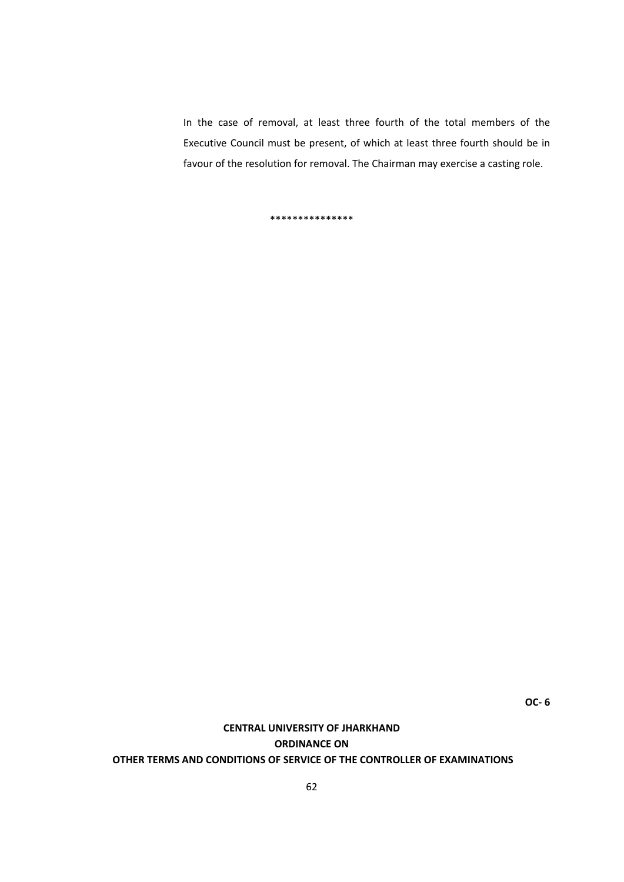In the case of removal, at least three fourth of the total members of the Executive Council must be present, of which at least three fourth should be in favour of the resolution for removal. The Chairman may exercise a casting role.

***************

**OC- 6**

**CENTRAL UNIVERSITY OF JHARKHAND**
**ORDINANCE ON**
**OTHER TERMS AND CONDITIONS OF SERVICE OF THE CONTROLLER OF EXAMINATIONS**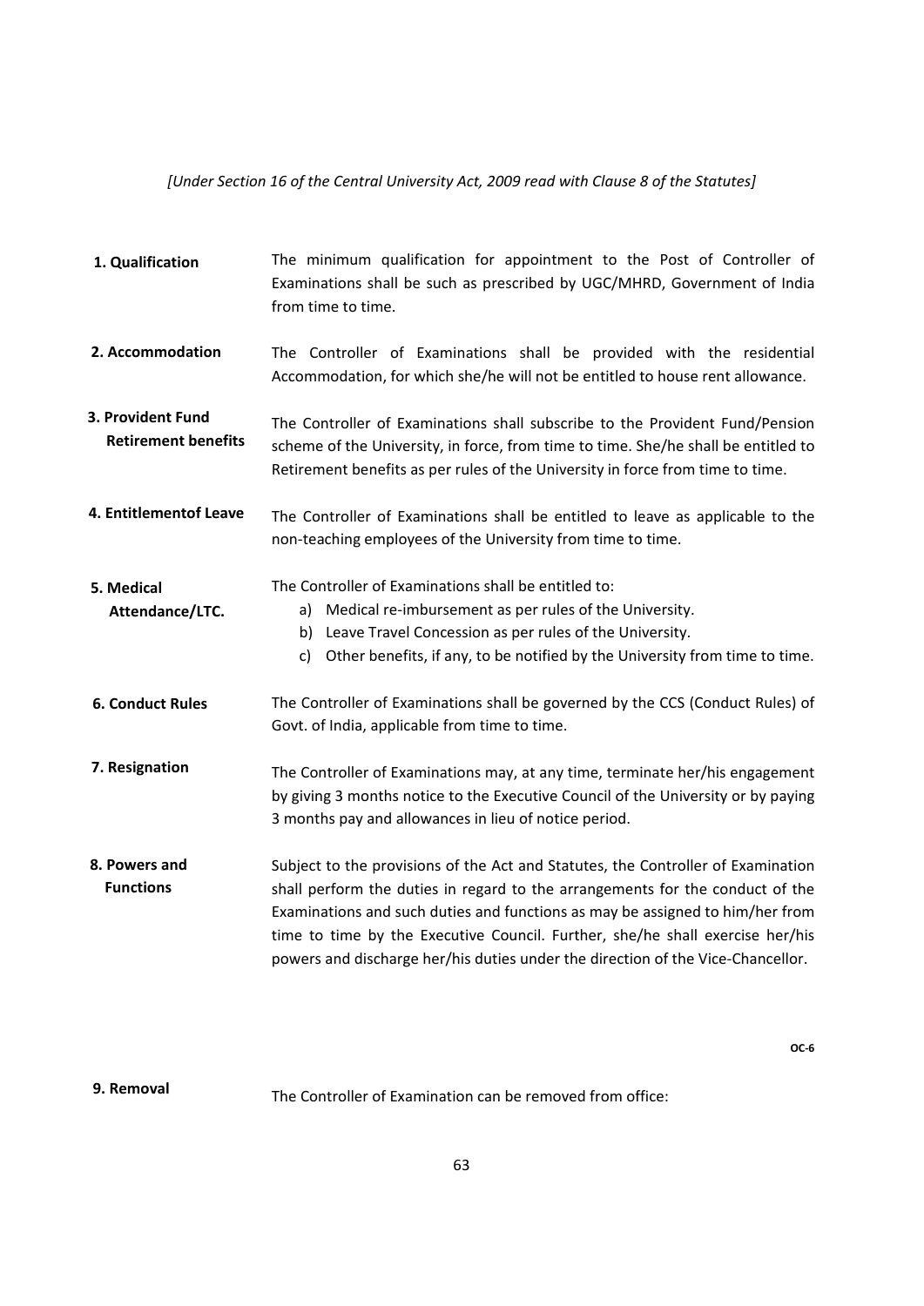*[Under Section 16 of the Central University Act, 2009 read with Clause 8 of the Statutes]*

| | |
|---|---|
| **1. Qualification** | The minimum qualification for appointment to the Post of Controller of Examinations shall be such as prescribed by UGC/MHRD, Government of India from time to time. |
| **2. Accommodation** | The Controller of Examinations shall be provided with the residential Accommodation, for which she/he will not be entitled to house rent allowance. |
| **3. Provident Fund Retirement benefits** | The Controller of Examinations shall subscribe to the Provident Fund/Pension scheme of the University, in force, from time to time. She/he shall be entitled to Retirement benefits as per rules of the University in force from time to time. |
| **4. Entitlementof Leave** | The Controller of Examinations shall be entitled to leave as applicable to the non-teaching employees of the University from time to time. |
| **5. Medical Attendance/LTC.** | The Controller of Examinations shall be entitled to: a) Medical re-imbursement as per rules of the University. b) Leave Travel Concession as per rules of the University. c) Other benefits, if any, to be notified by the University from time to time. |
| **6. Conduct Rules** | The Controller of Examinations shall be governed by the CCS (Conduct Rules) of Govt. of India, applicable from time to time. |
| **7. Resignation** | The Controller of Examinations may, at any time, terminate her/his engagement by giving 3 months notice to the Executive Council of the University or by paying 3 months pay and allowances in lieu of notice period. |
| **8. Powers and Functions** | Subject to the provisions of the Act and Statutes, the Controller of Examination shall perform the duties in regard to the arrangements for the conduct of the Examinations and such duties and functions as may be assigned to him/her from time to time by the Executive Council. Further, she/he shall exercise her/his powers and discharge her/his duties under the direction of the Vice-Chancellor. |

**OC-6**

| | |
|---|---|
| **9. Removal** | The Controller of Examination can be removed from office: |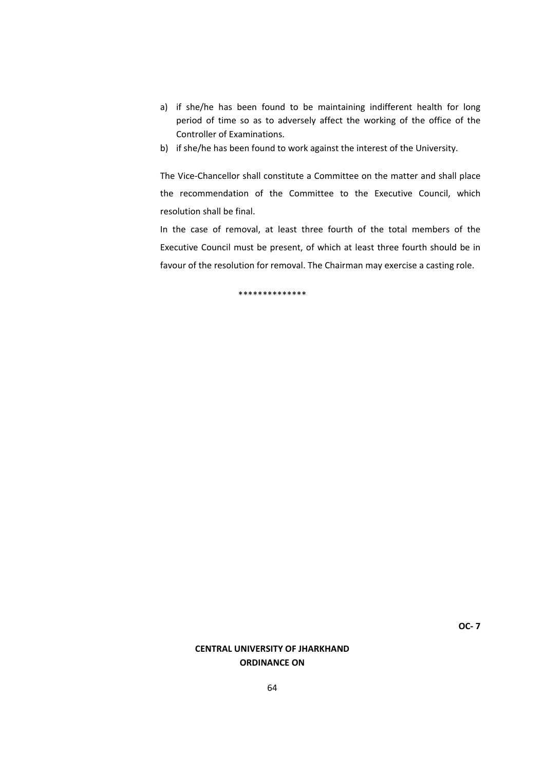a) if she/he has been found to be maintaining indifferent health for long period of time so as to adversely affect the working of the office of the Controller of Examinations.
b) if she/he has been found to work against the interest of the University.

The Vice-Chancellor shall constitute a Committee on the matter and shall place the recommendation of the Committee to the Executive Council, which resolution shall be final.

In the case of removal, at least three fourth of the total members of the Executive Council must be present, of which at least three fourth should be in favour of the resolution for removal. The Chairman may exercise a casting role.

**************

**OC- 7**

**CENTRAL UNIVERSITY OF JHARKHAND**
**ORDINANCE ON**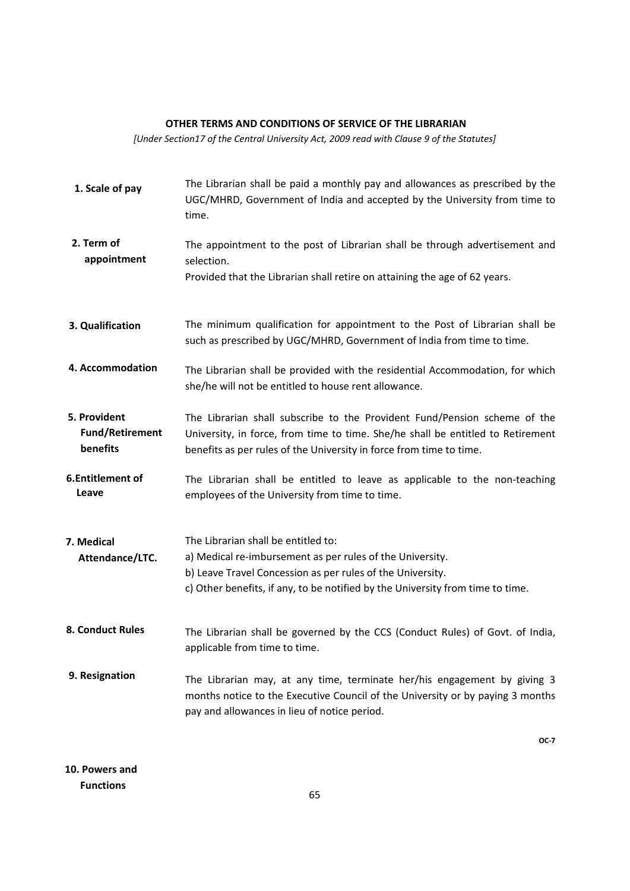## OTHER TERMS AND CONDITIONS OF SERVICE OF THE LIBRARIAN

*[Under Section17 of the Central University Act, 2009 read with Clause 9 of the Statutes]*

| | |
|---|---|
| **1. Scale of pay** | The Librarian shall be paid a monthly pay and allowances as prescribed by the UGC/MHRD, Government of India and accepted by the University from time to time. |
| **2. Term of appointment** | The appointment to the post of Librarian shall be through advertisement and selection.<br>Provided that the Librarian shall retire on attaining the age of 62 years. |
| **3. Qualification** | The minimum qualification for appointment to the Post of Librarian shall be such as prescribed by UGC/MHRD, Government of India from time to time. |
| **4. Accommodation** | The Librarian shall be provided with the residential Accommodation, for which she/he will not be entitled to house rent allowance. |
| **5. Provident Fund/Retirement benefits** | The Librarian shall subscribe to the Provident Fund/Pension scheme of the University, in force, from time to time. She/he shall be entitled to Retirement benefits as per rules of the University in force from time to time. |
| **6. Entitlement of Leave** | The Librarian shall be entitled to leave as applicable to the non-teaching employees of the University from time to time. |
| **7. Medical Attendance/LTC.** | The Librarian shall be entitled to:<br>a) Medical re-imbursement as per rules of the University.<br>b) Leave Travel Concession as per rules of the University.<br>c) Other benefits, if any, to be notified by the University from time to time. |
| **8. Conduct Rules** | The Librarian shall be governed by the CCS (Conduct Rules) of Govt. of India, applicable from time to time. |
| **9. Resignation** | The Librarian may, at any time, terminate her/his engagement by giving 3 months notice to the Executive Council of the University or by paying 3 months pay and allowances in lieu of notice period. |

OC-7

**10. Powers and Functions**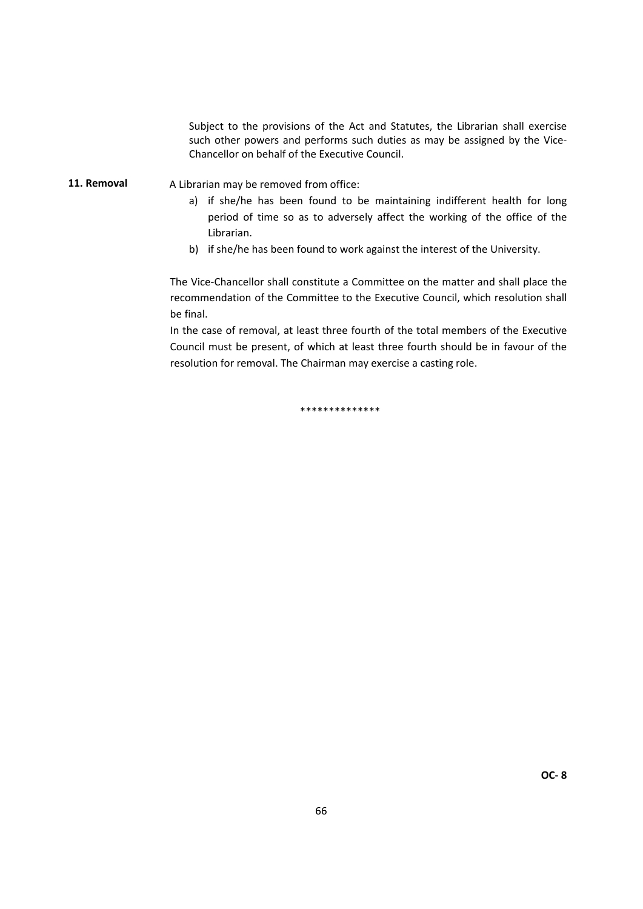Subject to the provisions of the Act and Statutes, the Librarian shall exercise such other powers and performs such duties as may be assigned by the Vice-Chancellor on behalf of the Executive Council.

**11. Removal**

A Librarian may be removed from office:

a) if she/he has been found to be maintaining indifferent health for long period of time so as to adversely affect the working of the office of the Librarian.
b) if she/he has been found to work against the interest of the University.

The Vice-Chancellor shall constitute a Committee on the matter and shall place the recommendation of the Committee to the Executive Council, which resolution shall be final.

In the case of removal, at least three fourth of the total members of the Executive Council must be present, of which at least three fourth should be in favour of the resolution for removal. The Chairman may exercise a casting role.

**************

**OC- 8**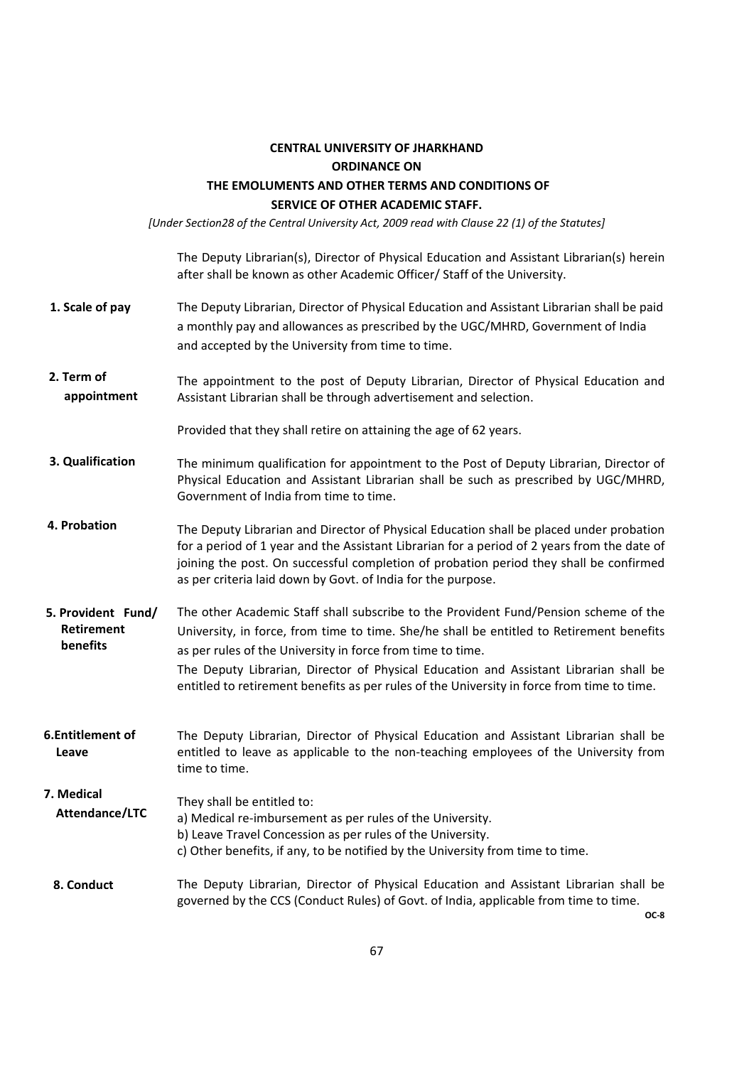# CENTRAL UNIVERSITY OF JHARKHAND
## ORDINANCE ON
## THE EMOLUMENTS AND OTHER TERMS AND CONDITIONS OF SERVICE OF OTHER ACADEMIC STAFF.

*[Under Section28 of the Central University Act, 2009 read with Clause 22 (1) of the Statutes]*

The Deputy Librarian(s), Director of Physical Education and Assistant Librarian(s) herein after shall be known as other Academic Officer/ Staff of the University.

**1. Scale of pay**

The Deputy Librarian, Director of Physical Education and Assistant Librarian shall be paid a monthly pay and allowances as prescribed by the UGC/MHRD, Government of India and accepted by the University from time to time.

**2. Term of appointment**

The appointment to the post of Deputy Librarian, Director of Physical Education and Assistant Librarian shall be through advertisement and selection.

Provided that they shall retire on attaining the age of 62 years.

**3. Qualification**

The minimum qualification for appointment to the Post of Deputy Librarian, Director of Physical Education and Assistant Librarian shall be such as prescribed by UGC/MHRD, Government of India from time to time.

**4. Probation**

The Deputy Librarian and Director of Physical Education shall be placed under probation for a period of 1 year and the Assistant Librarian for a period of 2 years from the date of joining the post. On successful completion of probation period they shall be confirmed as per criteria laid down by Govt. of India for the purpose.

**5. Provident Fund/ Retirement benefits**

The other Academic Staff shall subscribe to the Provident Fund/Pension scheme of the University, in force, from time to time. She/he shall be entitled to Retirement benefits as per rules of the University in force from time to time.

The Deputy Librarian, Director of Physical Education and Assistant Librarian shall be entitled to retirement benefits as per rules of the University in force from time to time.

**6. Entitlement of Leave**

The Deputy Librarian, Director of Physical Education and Assistant Librarian shall be entitled to leave as applicable to the non-teaching employees of the University from time to time.

**7. Medical Attendance/LTC**

They shall be entitled to:

a) Medical re-imbursement as per rules of the University.
b) Leave Travel Concession as per rules of the University.
c) Other benefits, if any, to be notified by the University from time to time.

**8. Conduct**

The Deputy Librarian, Director of Physical Education and Assistant Librarian shall be governed by the CCS (Conduct Rules) of Govt. of India, applicable from time to time.

**OC-8**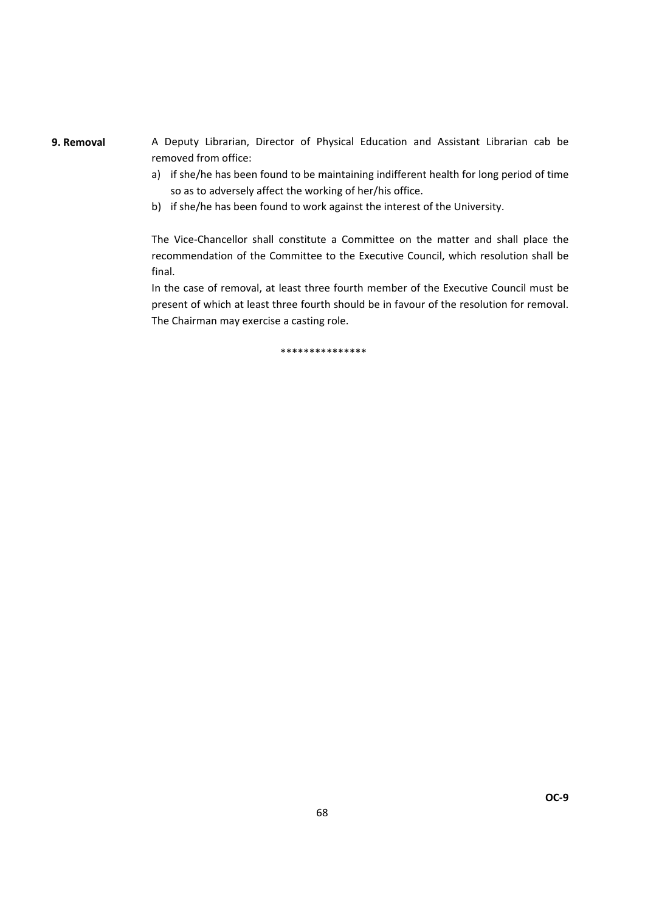**9. Removal**

A Deputy Librarian, Director of Physical Education and Assistant Librarian cab be removed from office:

a) if she/he has been found to be maintaining indifferent health for long period of time so as to adversely affect the working of her/his office.
b) if she/he has been found to work against the interest of the University.

The Vice-Chancellor shall constitute a Committee on the matter and shall place the recommendation of the Committee to the Executive Council, which resolution shall be final.

In the case of removal, at least three fourth member of the Executive Council must be present of which at least three fourth should be in favour of the resolution for removal. The Chairman may exercise a casting role.

***************

**OC-9**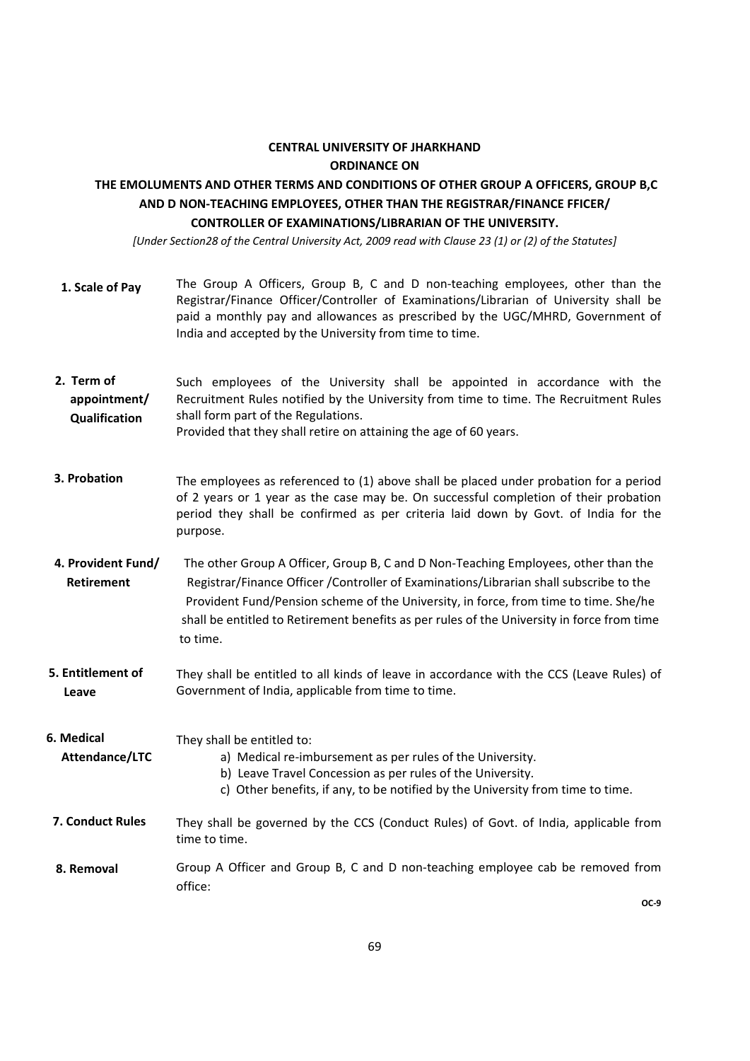**CENTRAL UNIVERSITY OF JHARKHAND**

**ORDINANCE ON**

**THE EMOLUMENTS AND OTHER TERMS AND CONDITIONS OF OTHER GROUP A OFFICERS, GROUP B,C AND D NON-TEACHING EMPLOYEES, OTHER THAN THE REGISTRAR/FINANCE FFICER/ CONTROLLER OF EXAMINATIONS/LIBRARIAN OF THE UNIVERSITY.**

*[Under Section28 of the Central University Act, 2009 read with Clause 23 (1) or (2) of the Statutes]*

**1. Scale of Pay** — The Group A Officers, Group B, C and D non-teaching employees, other than the Registrar/Finance Officer/Controller of Examinations/Librarian of University shall be paid a monthly pay and allowances as prescribed by the UGC/MHRD, Government of India and accepted by the University from time to time.

**2. Term of appointment/ Qualification** — Such employees of the University shall be appointed in accordance with the Recruitment Rules notified by the University from time to time. The Recruitment Rules shall form part of the Regulations.
Provided that they shall retire on attaining the age of 60 years.

**3. Probation** — The employees as referenced to (1) above shall be placed under probation for a period of 2 years or 1 year as the case may be. On successful completion of their probation period they shall be confirmed as per criteria laid down by Govt. of India for the purpose.

**4. Provident Fund/ Retirement** — The other Group A Officer, Group B, C and D Non-Teaching Employees, other than the Registrar/Finance Officer /Controller of Examinations/Librarian shall subscribe to the Provident Fund/Pension scheme of the University, in force, from time to time. She/he shall be entitled to Retirement benefits as per rules of the University in force from time to time.

**5. Entitlement of Leave** — They shall be entitled to all kinds of leave in accordance with the CCS (Leave Rules) of Government of India, applicable from time to time.

**6. Medical Attendance/LTC** — They shall be entitled to:

a) Medical re-imbursement as per rules of the University.
b) Leave Travel Concession as per rules of the University.
c) Other benefits, if any, to be notified by the University from time to time.

**7. Conduct Rules** — They shall be governed by the CCS (Conduct Rules) of Govt. of India, applicable from time to time.

**8. Removal** — Group A Officer and Group B, C and D non-teaching employee cab be removed from office:

OC-9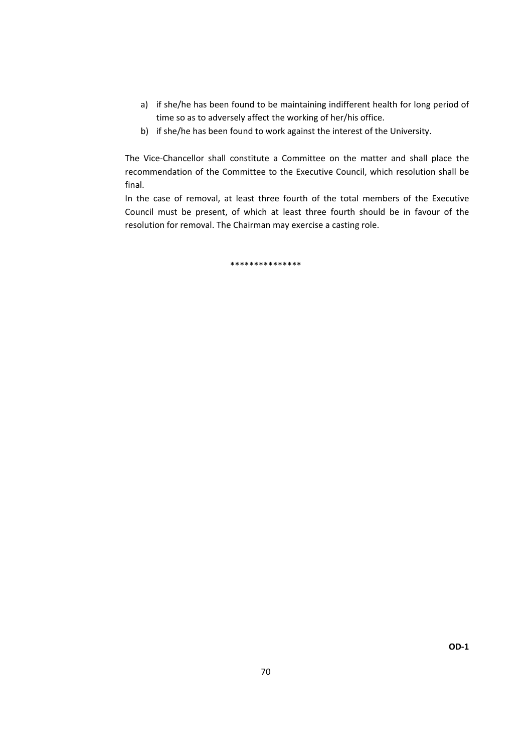a) if she/he has been found to be maintaining indifferent health for long period of time so as to adversely affect the working of her/his office.
b) if she/he has been found to work against the interest of the University.

The Vice-Chancellor shall constitute a Committee on the matter and shall place the recommendation of the Committee to the Executive Council, which resolution shall be final.

In the case of removal, at least three fourth of the total members of the Executive Council must be present, of which at least three fourth should be in favour of the resolution for removal. The Chairman may exercise a casting role.

***************

**OD-1**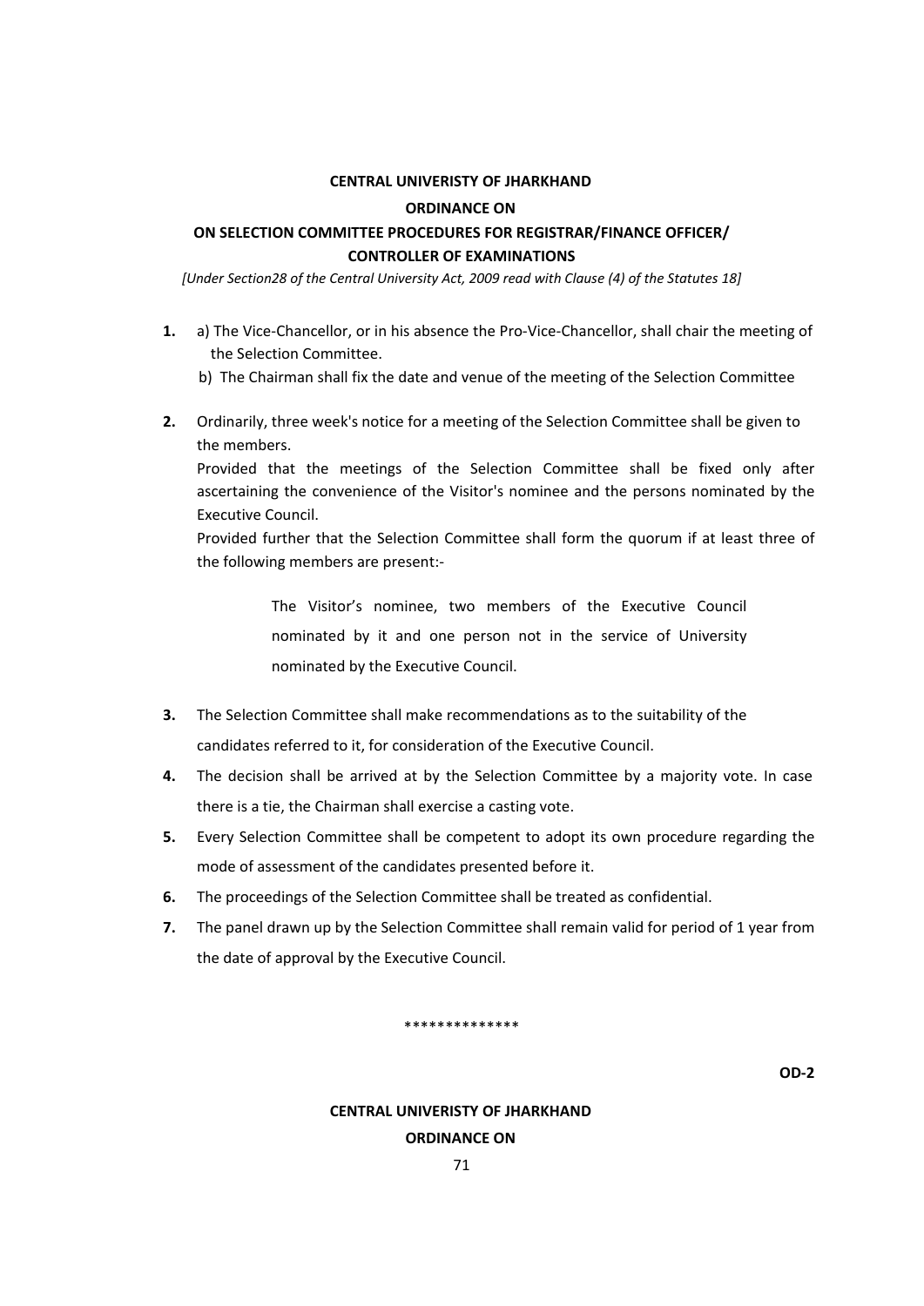**CENTRAL UNIVERISTY OF JHARKHAND**

**ORDINANCE ON**

**ON SELECTION COMMITTEE PROCEDURES FOR REGISTRAR/FINANCE OFFICER/ CONTROLLER OF EXAMINATIONS**

*[Under Section28 of the Central University Act, 2009 read with Clause (4) of the Statutes 18]*

**1.** a) The Vice-Chancellor, or in his absence the Pro-Vice-Chancellor, shall chair the meeting of the Selection Committee.

b) The Chairman shall fix the date and venue of the meeting of the Selection Committee

**2.** Ordinarily, three week's notice for a meeting of the Selection Committee shall be given to the members.

Provided that the meetings of the Selection Committee shall be fixed only after ascertaining the convenience of the Visitor's nominee and the persons nominated by the Executive Council.

Provided further that the Selection Committee shall form the quorum if at least three of the following members are present:-

> The Visitor's nominee, two members of the Executive Council nominated by it and one person not in the service of University nominated by the Executive Council.

**3.** The Selection Committee shall make recommendations as to the suitability of the candidates referred to it, for consideration of the Executive Council.

**4.** The decision shall be arrived at by the Selection Committee by a majority vote. In case there is a tie, the Chairman shall exercise a casting vote.

**5.** Every Selection Committee shall be competent to adopt its own procedure regarding the mode of assessment of the candidates presented before it.

**6.** The proceedings of the Selection Committee shall be treated as confidential.

**7.** The panel drawn up by the Selection Committee shall remain valid for period of 1 year from the date of approval by the Executive Council.

**************

**OD-2**

**CENTRAL UNIVERISTY OF JHARKHAND**

**ORDINANCE ON**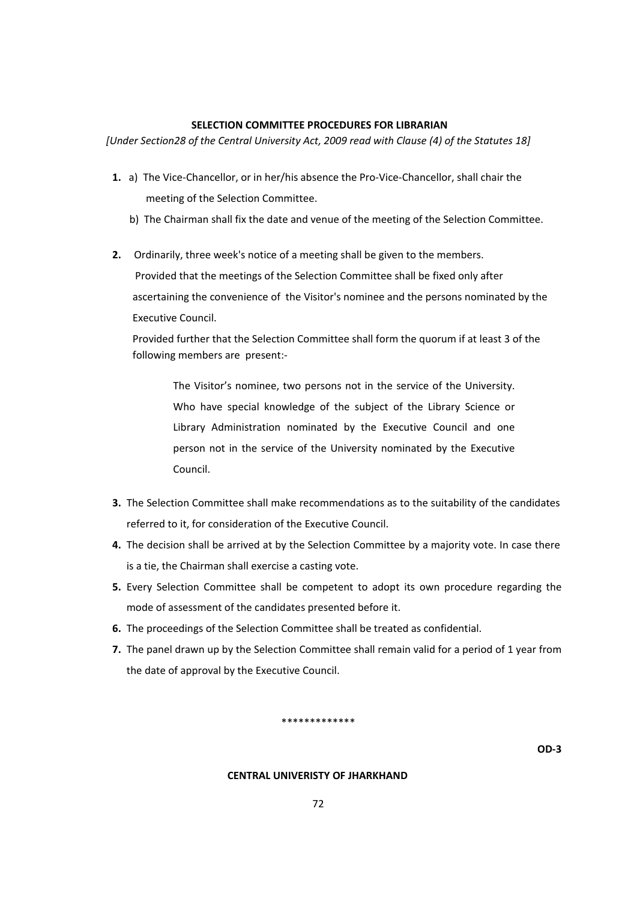**SELECTION COMMITTEE PROCEDURES FOR LIBRARIAN**

*[Under Section28 of the Central University Act, 2009 read with Clause (4) of the Statutes 18]*

1. a) The Vice-Chancellor, or in her/his absence the Pro-Vice-Chancellor, shall chair the meeting of the Selection Committee.

   b) The Chairman shall fix the date and venue of the meeting of the Selection Committee.

2. Ordinarily, three week's notice of a meeting shall be given to the members.

   Provided that the meetings of the Selection Committee shall be fixed only after ascertaining the convenience of the Visitor's nominee and the persons nominated by the Executive Council.

   Provided further that the Selection Committee shall form the quorum if at least 3 of the following members are present:-

   > The Visitor's nominee, two persons not in the service of the University. Who have special knowledge of the subject of the Library Science or Library Administration nominated by the Executive Council and one person not in the service of the University nominated by the Executive Council.

3. The Selection Committee shall make recommendations as to the suitability of the candidates referred to it, for consideration of the Executive Council.
4. The decision shall be arrived at by the Selection Committee by a majority vote. In case there is a tie, the Chairman shall exercise a casting vote.
5. Every Selection Committee shall be competent to adopt its own procedure regarding the mode of assessment of the candidates presented before it.
6. The proceedings of the Selection Committee shall be treated as confidential.
7. The panel drawn up by the Selection Committee shall remain valid for a period of 1 year from the date of approval by the Executive Council.

*************

**OD-3**

**CENTRAL UNIVERISTY OF JHARKHAND**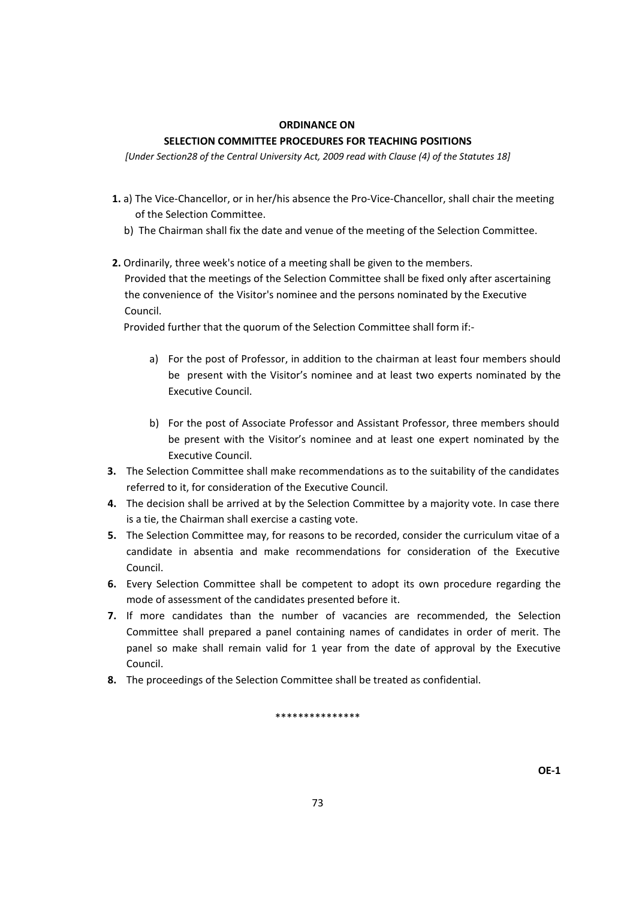**ORDINANCE ON**

**SELECTION COMMITTEE PROCEDURES FOR TEACHING POSITIONS**

*[Under Section28 of the Central University Act, 2009 read with Clause (4) of the Statutes 18]*

**1.** a) The Vice-Chancellor, or in her/his absence the Pro-Vice-Chancellor, shall chair the meeting of the Selection Committee.

b) The Chairman shall fix the date and venue of the meeting of the Selection Committee.

**2.** Ordinarily, three week's notice of a meeting shall be given to the members.

Provided that the meetings of the Selection Committee shall be fixed only after ascertaining the convenience of the Visitor's nominee and the persons nominated by the Executive Council.

Provided further that the quorum of the Selection Committee shall form if:-

a) For the post of Professor, in addition to the chairman at least four members should be present with the Visitor's nominee and at least two experts nominated by the Executive Council.

b) For the post of Associate Professor and Assistant Professor, three members should be present with the Visitor's nominee and at least one expert nominated by the Executive Council.

**3.** The Selection Committee shall make recommendations as to the suitability of the candidates referred to it, for consideration of the Executive Council.

**4.** The decision shall be arrived at by the Selection Committee by a majority vote. In case there is a tie, the Chairman shall exercise a casting vote.

**5.** The Selection Committee may, for reasons to be recorded, consider the curriculum vitae of a candidate in absentia and make recommendations for consideration of the Executive Council.

**6.** Every Selection Committee shall be competent to adopt its own procedure regarding the mode of assessment of the candidates presented before it.

**7.** If more candidates than the number of vacancies are recommended, the Selection Committee shall prepared a panel containing names of candidates in order of merit. The panel so make shall remain valid for 1 year from the date of approval by the Executive Council.

**8.** The proceedings of the Selection Committee shall be treated as confidential.

***************

**OE-1**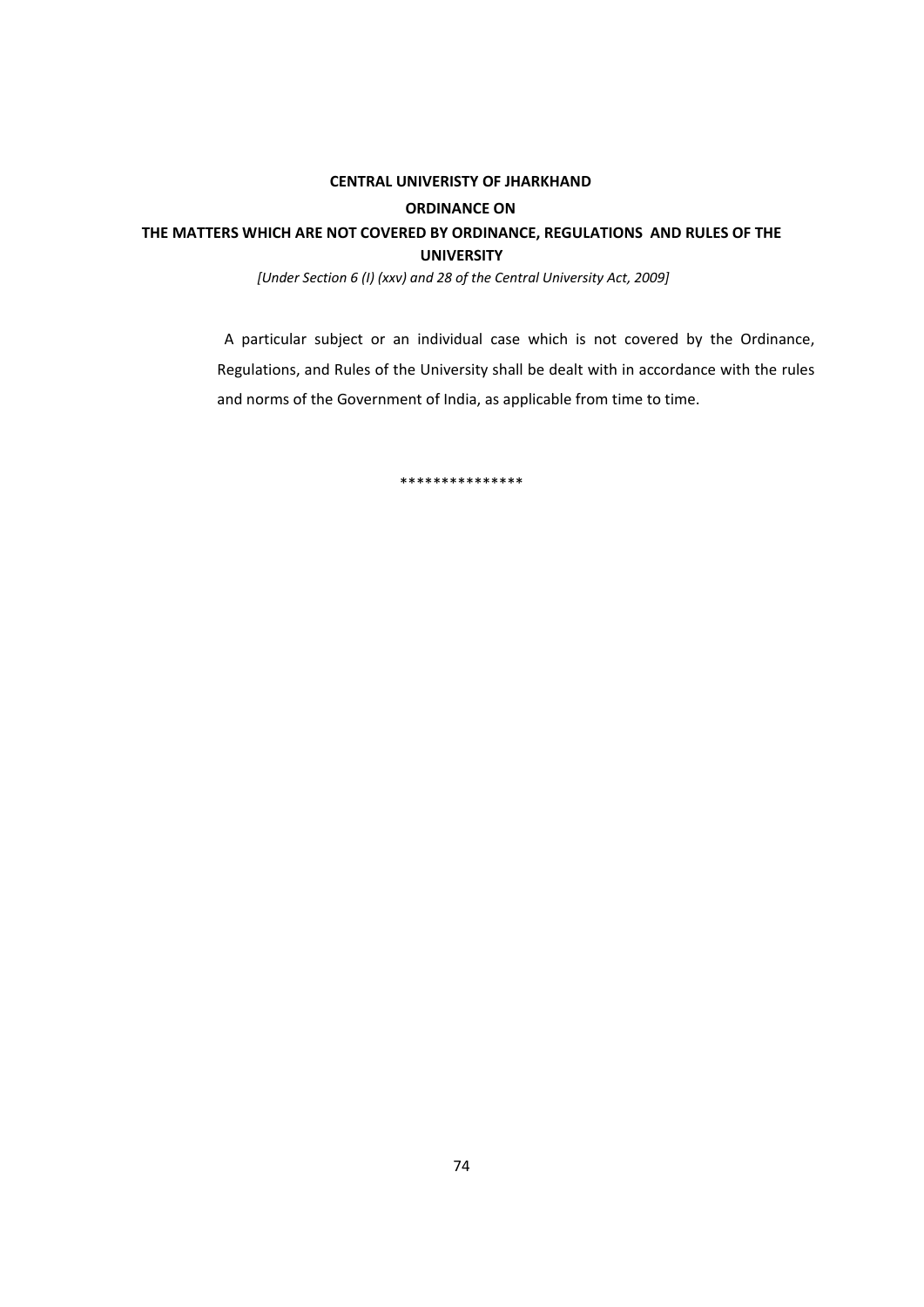**CENTRAL UNIVERISTY OF JHARKHAND**

**ORDINANCE ON**

**THE MATTERS WHICH ARE NOT COVERED BY ORDINANCE, REGULATIONS AND RULES OF THE UNIVERSITY**

*[Under Section 6 (I) (xxv) and 28 of the Central University Act, 2009]*

A particular subject or an individual case which is not covered by the Ordinance, Regulations, and Rules of the University shall be dealt with in accordance with the rules and norms of the Government of India, as applicable from time to time.

***************